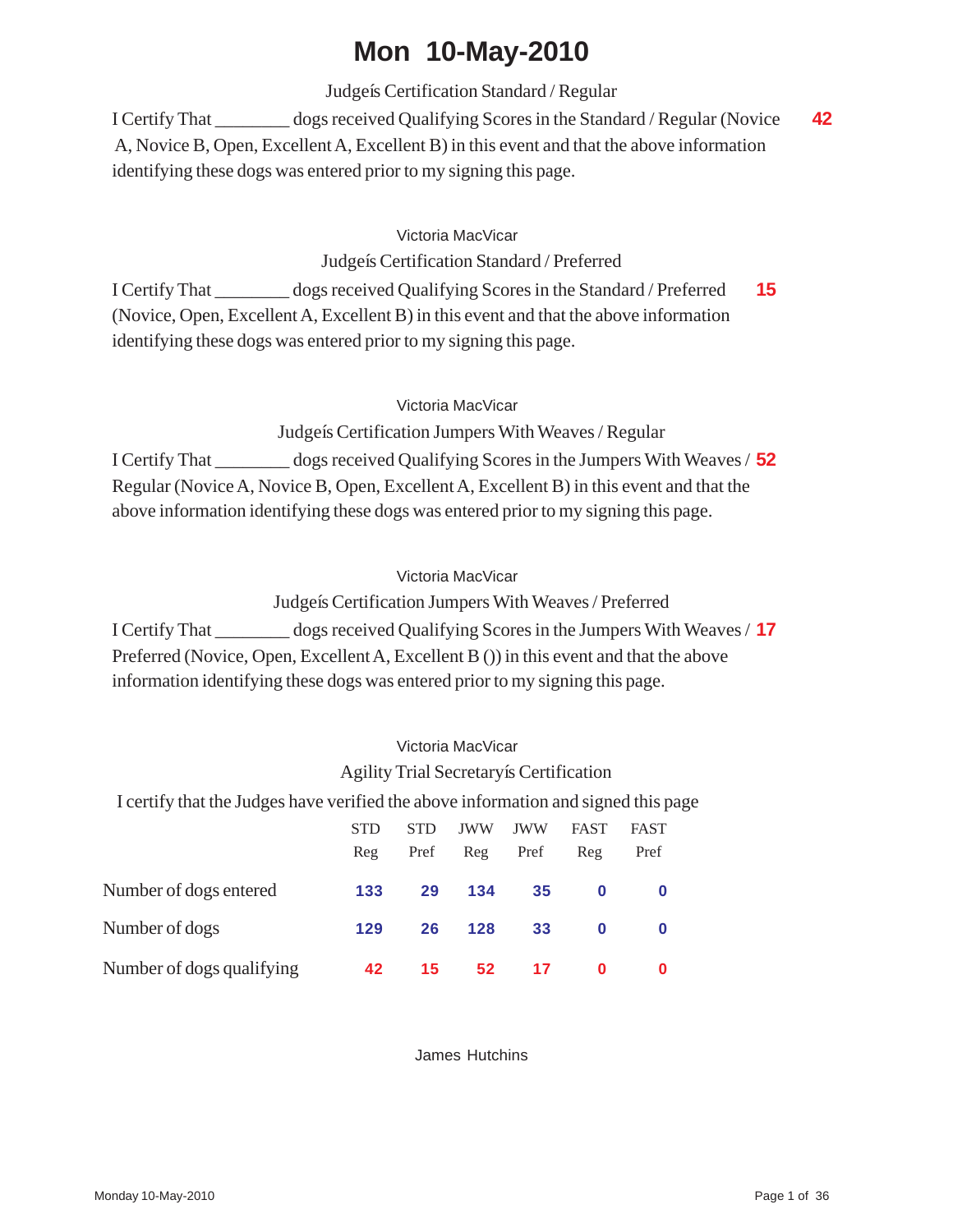# Mon 10-May-2010

Judgeís Certification Standard / Regular

I Certify That ________ dogs received Qualifying Scores in the Standard / Regular (Novice A, Novice B, Open, Excellent A, Excellent B) in this event and that the above information identifying these dogs was entered prior to my signing this page. **42**

Victoria MacVicar

Judgeís Certification Standard / Preferred

I Certify That ________ dogs received Qualifying Scores in the Standard / Preferred (Novice, Open, Excellent A, Excellent B) in this event and that the above information identifying these dogs was entered prior to my signing this page. **15**

Victoria MacVicar

Judgeís Certification Jumpers With Weaves / Regular

I Certify That ________ dogs received Qualifying Scores in the Jumpers With Weaves / Regular (Novice A, Novice B, Open, Excellent A, Excellent B) in this event and that the above information identifying these dogs was entered prior to my signing this page. **52**

Victoria MacVicar

Judgeís Certification Jumpers With Weaves / Preferred

I Certify That ________ dogs received Qualifying Scores in the Jumpers With Weaves / Preferred (Novice, Open, Excellent A, Excellent B ()) in this event and that the above information identifying these dogs was entered prior to my signing this page. **17**

Victoria MacVicar

Agility Trial Secretaryís Certification

I certify that the Judges have verified the above information and signed this page

| | STD Reg | STD Pref | JWW Reg | JWW Pref | FAST Reg | FAST Pref |
|---|---|---|---|---|---|---|
| Number of dogs entered | 133 | 29 | 134 | 35 | 0 | 0 |
| Number of dogs | 129 | 26 | 128 | 33 | 0 | 0 |
| Number of dogs qualifying | 42 | 15 | 52 | 17 | 0 | 0 |

James Hutchins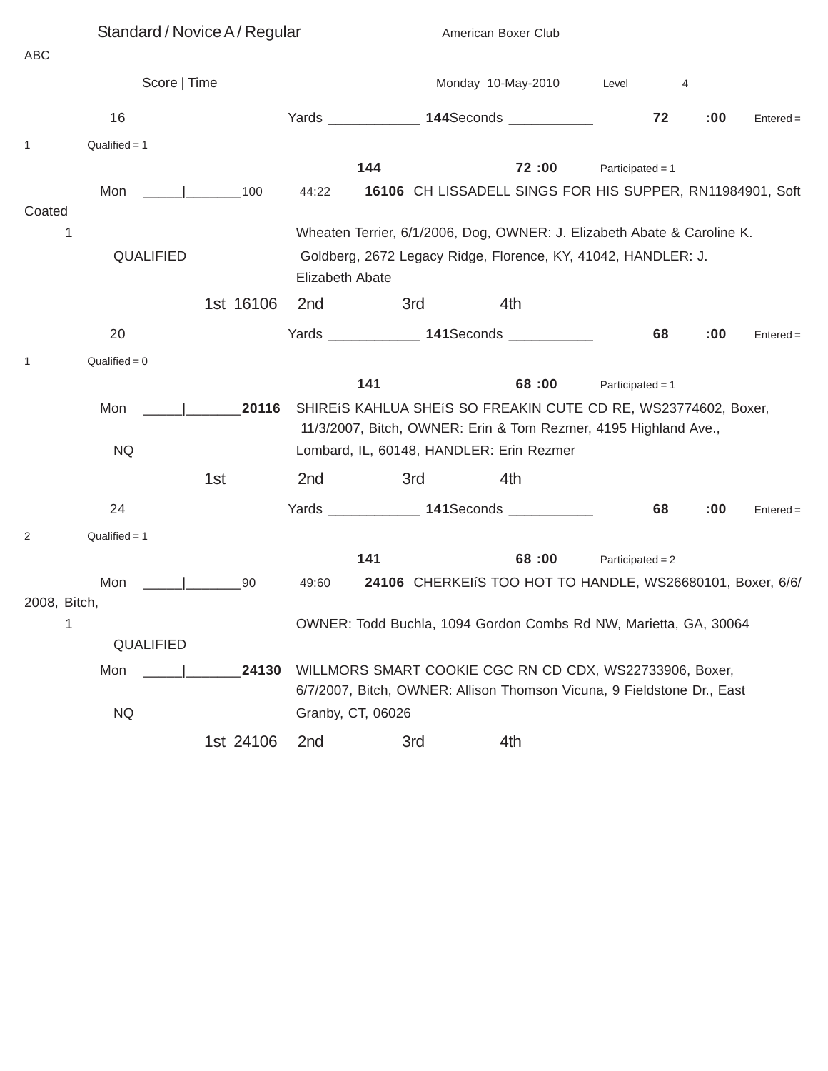Standard / Novice A / Regular        American Boxer Club

ABC

Score | Time        Monday 10-May-2010    Level 4

**16**    Yards ____________ **144** Seconds ___________ **72 :00**    Entered = 1    Qualified = 1

**144**    **72 :00**    Participated = 1

Mon _____|_______100    44:22    **16106** CH LISSADELL SINGS FOR HIS SUPPER, RN11984901, Soft Coated Wheaten Terrier, 6/1/2006, Dog, OWNER: J. Elizabeth Abate & Caroline K. Goldberg, 2672 Legacy Ridge, Florence, KY, 41042, HANDLER: J. Elizabeth Abate

1

QUALIFIED

1st 16106    2nd    3rd    4th

**20**    Yards ____________ **141** Seconds ___________ **68 :00**    Entered = 1    Qualified = 0

**141**    **68 :00**    Participated = 1

Mon _____|_______**20116** SHIREíS KAHLUA SHEíS SO FREAKIN CUTE CD RE, WS23774602, Boxer, 11/3/2007, Bitch, OWNER: Erin & Tom Rezmer, 4195 Highland Ave., Lombard, IL, 60148, HANDLER: Erin Rezmer

NQ

1st    2nd    3rd    4th

**24**    Yards ____________ **141** Seconds ___________ **68 :00**    Entered = 2    Qualified = 1

**141**    **68 :00**    Participated = 2

Mon _____|_______90    49:60    **24106** CHERKEIíS TOO HOT TO HANDLE, WS26680101, Boxer, 6/6/2008, Bitch, OWNER: Todd Buchla, 1094 Gordon Combs Rd NW, Marietta, GA, 30064

1

QUALIFIED

Mon _____|_______**24130** WILLMORS SMART COOKIE CGC RN CD CDX, WS22733906, Boxer, 6/7/2007, Bitch, OWNER: Allison Thomson Vicuna, 9 Fieldstone Dr., East Granby, CT, 06026

NQ

1st 24106    2nd    3rd    4th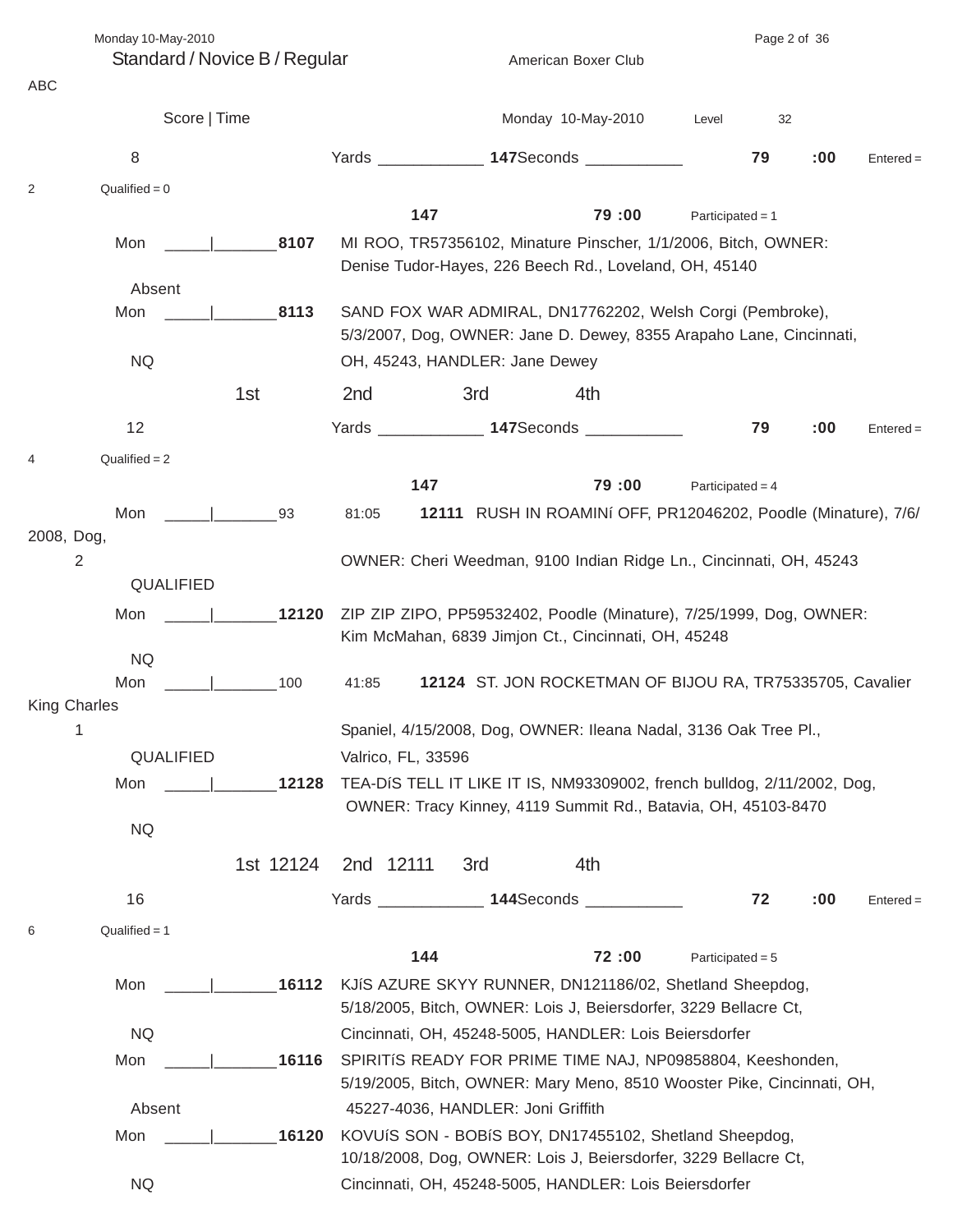Standard / Novice B / Regular — American Boxer Club

ABC

Score | Time — Monday 10-May-2010 — Level 32

## 8

Yards ____________ **147** Seconds ___________ **79 :00** — Entered = 2 — Qualified = 0

**147** — **79 :00** — Participated = 1

Mon _____|_______ **8107** — MI ROO, TR57356102, Minature Pinscher, 1/1/2006, Bitch, OWNER: Denise Tudor-Hayes, 226 Beech Rd., Loveland, OH, 45140
Absent

Mon _____|_______ **8113** — SAND FOX WAR ADMIRAL, DN17762202, Welsh Corgi (Pembroke), 5/3/2007, Dog, OWNER: Jane D. Dewey, 8355 Arapaho Lane, Cincinnati, OH, 45243, HANDLER: Jane Dewey
NQ

1st — 2nd — 3rd — 4th

## 12

Yards ____________ **147** Seconds ___________ **79 :00** — Entered = 4 — Qualified = 2

**147** — **79 :00** — Participated = 4

Mon _____|_______ 93 — 81:05 — **12111** — RUSH IN ROAMINí OFF, PR12046202, Poodle (Minature), 7/6/2008, Dog, OWNER: Cheri Weedman, 9100 Indian Ridge Ln., Cincinnati, OH, 45243
2
QUALIFIED

Mon _____|_______ **12120** — ZIP ZIP ZIPO, PP59532402, Poodle (Minature), 7/25/1999, Dog, OWNER: Kim McMahan, 6839 Jimjon Ct., Cincinnati, OH, 45248
NQ

Mon _____|_______ 100 — 41:85 — **12124** — ST. JON ROCKETMAN OF BIJOU RA, TR75335705, Cavalier King Charles Spaniel, 4/15/2008, Dog, OWNER: Ileana Nadal, 3136 Oak Tree Pl., Valrico, FL, 33596
1
QUALIFIED

Mon _____|_______ **12128** — TEA-DíS TELL IT LIKE IT IS, NM93309002, french bulldog, 2/11/2002, Dog, OWNER: Tracy Kinney, 4119 Summit Rd., Batavia, OH, 45103-8470
NQ

1st 12124 — 2nd 12111 — 3rd — 4th

## 16

Yards ____________ **144** Seconds ___________ **72 :00** — Entered = 6 — Qualified = 1

**144** — **72 :00** — Participated = 5

Mon _____|_______ **16112** — KJíS AZURE SKYY RUNNER, DN121186/02, Shetland Sheepdog, 5/18/2005, Bitch, OWNER: Lois J, Beiersdorfer, 3229 Bellacre Ct, Cincinnati, OH, 45248-5005, HANDLER: Lois Beiersdorfer
NQ

Mon _____|_______ **16116** — SPIRITíS READY FOR PRIME TIME NAJ, NP09858804, Keeshonden, 5/19/2005, Bitch, OWNER: Mary Meno, 8510 Wooster Pike, Cincinnati, OH, 45227-4036, HANDLER: Joni Griffith
Absent

Mon _____|_______ **16120** — KOVUíS SON - BOBíS BOY, DN17455102, Shetland Sheepdog, 10/18/2008, Dog, OWNER: Lois J, Beiersdorfer, 3229 Bellacre Ct, Cincinnati, OH, 45248-5005, HANDLER: Lois Beiersdorfer
NQ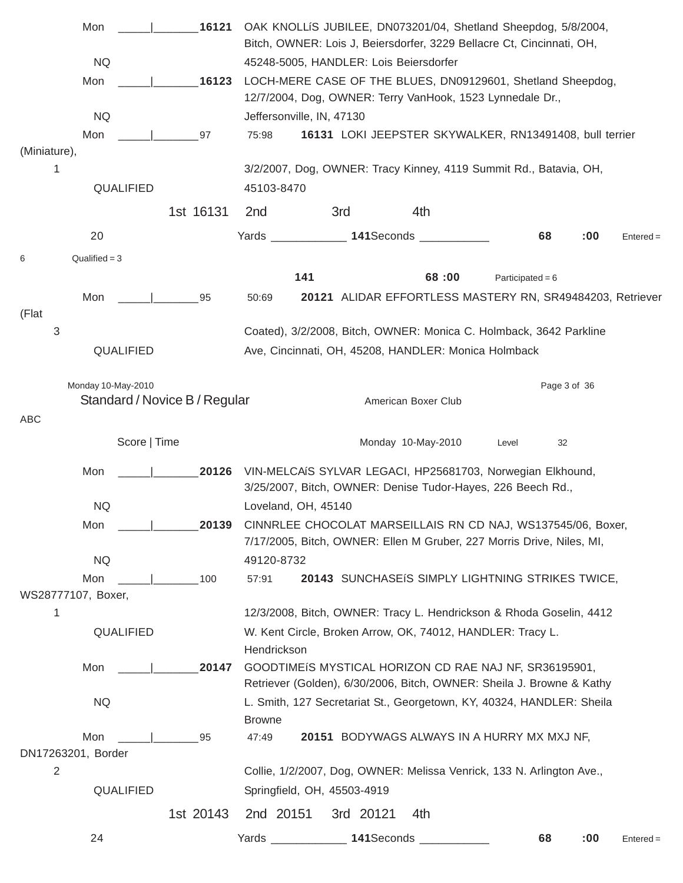Mon _____|_______**16121** OAK KNOLLíS JUBILEE, DN073201/04, Shetland Sheepdog, 5/8/2004, Bitch, OWNER: Lois J, Beiersdorfer, 3229 Bellacre Ct, Cincinnati, OH,

NQ 45248-5005, HANDLER: Lois Beiersdorfer

Mon _____|_______**16123** LOCH-MERE CASE OF THE BLUES, DN09129601, Shetland Sheepdog, 12/7/2004, Dog, OWNER: Terry VanHook, 1523 Lynnedale Dr.,

NQ Jeffersonville, IN, 47130

Mon _____|_______97 75:98 **16131** LOKI JEEPSTER SKYWALKER, RN13491408, bull terrier (Miniature),

1 3/2/2007, Dog, OWNER: Tracy Kinney, 4119 Summit Rd., Batavia, OH,

QUALIFIED 45103-8470

1st 16131 2nd 3rd 4th

20 Yards ____________ **141**Seconds ___________ **68** **:00** Entered = 6 Qualified = 3

**141** **68 :00** Participated = 6

Mon _____|_______95 50:69 **20121** ALIDAR EFFORTLESS MASTERY RN, SR49484203, Retriever (Flat

3 Coated), 3/2/2008, Bitch, OWNER: Monica C. Holmback, 3642 Parkline

QUALIFIED Ave, Cincinnati, OH, 45208, HANDLER: Monica Holmback

Monday 10-May-2010

Standard / Novice B / Regular American Boxer Club

ABC

Score | Time Monday 10-May-2010 Level 32

Mon _____|_______**20126** VIN-MELCAíS SYLVAR LEGACI, HP25681703, Norwegian Elkhound, 3/25/2007, Bitch, OWNER: Denise Tudor-Hayes, 226 Beech Rd.,

NQ Loveland, OH, 45140

Mon _____|_______**20139** CINNRLEE CHOCOLAT MARSEILLAIS RN CD NAJ, WS137545/06, Boxer, 7/17/2005, Bitch, OWNER: Ellen M Gruber, 227 Morris Drive, Niles, MI,

NQ 49120-8732

Mon _____|_______100 57:91 **20143** SUNCHASEíS SIMPLY LIGHTNING STRIKES TWICE, WS28777107, Boxer,

1 12/3/2008, Bitch, OWNER: Tracy L. Hendrickson & Rhoda Goselin, 4412

QUALIFIED W. Kent Circle, Broken Arrow, OK, 74012, HANDLER: Tracy L. Hendrickson

Mon _____|_______**20147** GOODTIMEíS MYSTICAL HORIZON CD RAE NAJ NF, SR36195901, Retriever (Golden), 6/30/2006, Bitch, OWNER: Sheila J. Browne & Kathy

NQ L. Smith, 127 Secretariat St., Georgetown, KY, 40324, HANDLER: Sheila Browne

Mon _____|_______95 47:49 **20151** BODYWAGS ALWAYS IN A HURRY MX MXJ NF, DN17263201, Border

2 Collie, 1/2/2007, Dog, OWNER: Melissa Venrick, 133 N. Arlington Ave.,

QUALIFIED Springfield, OH, 45503-4919

1st 20143 2nd 20151 3rd 20121 4th

24 Yards ____________ **141**Seconds ___________ **68** **:00** Entered =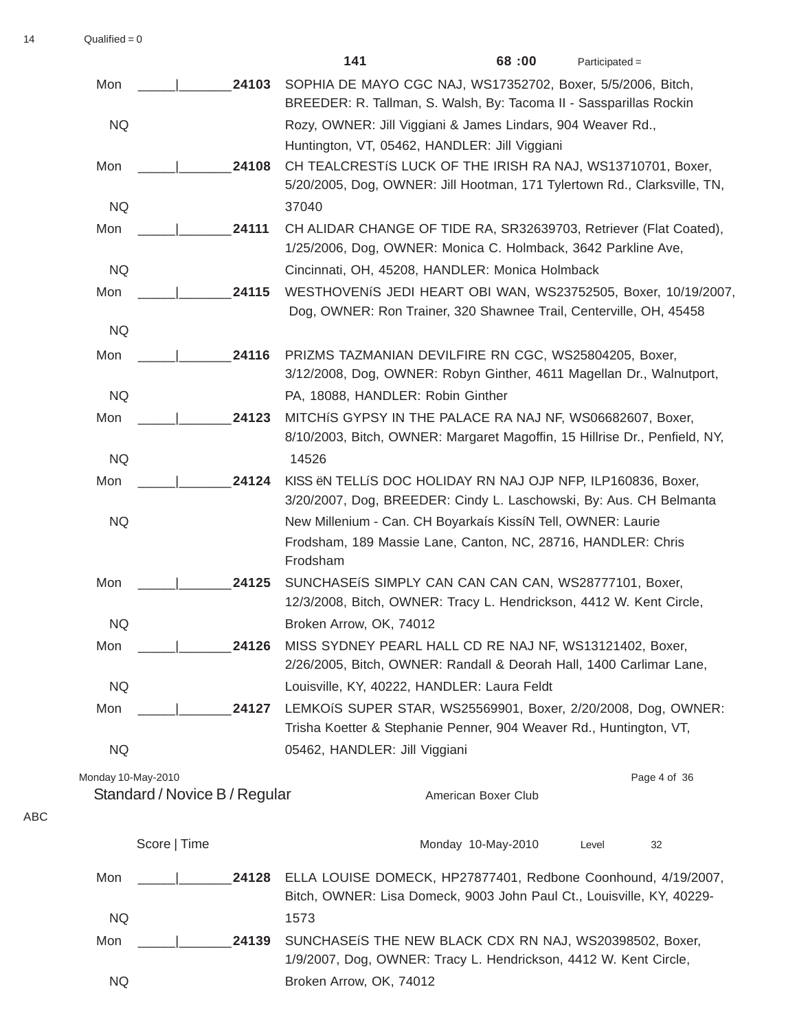14 Qualified = 0

141 68 :00 Participated =

| | | | |
|---|---|---|---|
| Mon | _____\|_______ | **24103** | SOPHIA DE MAYO CGC NAJ, WS17352702, Boxer, 5/5/2006, Bitch, BREEDER: R. Tallman, S. Walsh, By: Tacoma II - Sassparillas Rockin Rozy, OWNER: Jill Viggiani & James Lindars, 904 Weaver Rd., Huntington, VT, 05462, HANDLER: Jill Viggiani |
| NQ | | | |
| Mon | _____\|_______ | **24108** | CH TEALCRESTíS LUCK OF THE IRISH RA NAJ, WS13710701, Boxer, 5/20/2005, Dog, OWNER: Jill Hootman, 171 Tylertown Rd., Clarksville, TN, 37040 |
| NQ | | | |
| Mon | _____\|_______ | **24111** | CH ALIDAR CHANGE OF TIDE RA, SR32639703, Retriever (Flat Coated), 1/25/2006, Dog, OWNER: Monica C. Holmback, 3642 Parkline Ave, Cincinnati, OH, 45208, HANDLER: Monica Holmback |
| NQ | | | |
| Mon | _____\|_______ | **24115** | WESTHOVENíS JEDI HEART OBI WAN, WS23752505, Boxer, 10/19/2007, Dog, OWNER: Ron Trainer, 320 Shawnee Trail, Centerville, OH, 45458 |
| NQ | | | |
| Mon | _____\|_______ | **24116** | PRIZMS TAZMANIAN DEVILFIRE RN CGC, WS25804205, Boxer, 3/12/2008, Dog, OWNER: Robyn Ginther, 4611 Magellan Dr., Walnutport, PA, 18088, HANDLER: Robin Ginther |
| NQ | | | |
| Mon | _____\|_______ | **24123** | MITCHíS GYPSY IN THE PALACE RA NAJ NF, WS06682607, Boxer, 8/10/2003, Bitch, OWNER: Margaret Magoffin, 15 Hillrise Dr., Penfield, NY, 14526 |
| NQ | | | |
| Mon | _____\|_______ | **24124** | KISS ëN TELLíS DOC HOLIDAY RN NAJ OJP NFP, ILP160836, Boxer, 3/20/2007, Dog, BREEDER: Cindy L. Laschowski, By: Aus. CH Belmanta New Millenium - Can. CH Boyarkaís KissíN Tell, OWNER: Laurie Frodsham, 189 Massie Lane, Canton, NC, 28716, HANDLER: Chris Frodsham |
| NQ | | | |
| Mon | _____\|_______ | **24125** | SUNCHASEíS SIMPLY CAN CAN CAN CAN, WS28777101, Boxer, 12/3/2008, Bitch, OWNER: Tracy L. Hendrickson, 4412 W. Kent Circle, Broken Arrow, OK, 74012 |
| NQ | | | |
| Mon | _____\|_______ | **24126** | MISS SYDNEY PEARL HALL CD RE NAJ NF, WS13121402, Boxer, 2/26/2005, Bitch, OWNER: Randall & Deorah Hall, 1400 Carlimar Lane, Louisville, KY, 40222, HANDLER: Laura Feldt |
| NQ | | | |
| Mon | _____\|_______ | **24127** | LEMKOíS SUPER STAR, WS25569901, Boxer, 2/20/2008, Dog, OWNER: Trisha Koetter & Stephanie Penner, 904 Weaver Rd., Huntington, VT, 05462, HANDLER: Jill Viggiani |
| NQ | | | |

Monday 10-May-2010

Standard / Novice B / Regular — American Boxer Club

ABC

Score | Time — Monday 10-May-2010 — Level 32

| | | | |
|---|---|---|---|
| Mon | _____\|_______ | **24128** | ELLA LOUISE DOMECK, HP27877401, Redbone Coonhound, 4/19/2007, Bitch, OWNER: Lisa Domeck, 9003 John Paul Ct., Louisville, KY, 40229-1573 |
| NQ | | | |
| Mon | _____\|_______ | **24139** | SUNCHASEíS THE NEW BLACK CDX RN NAJ, WS20398502, Boxer, 1/9/2007, Dog, OWNER: Tracy L. Hendrickson, 4412 W. Kent Circle, Broken Arrow, OK, 74012 |
| NQ | | | |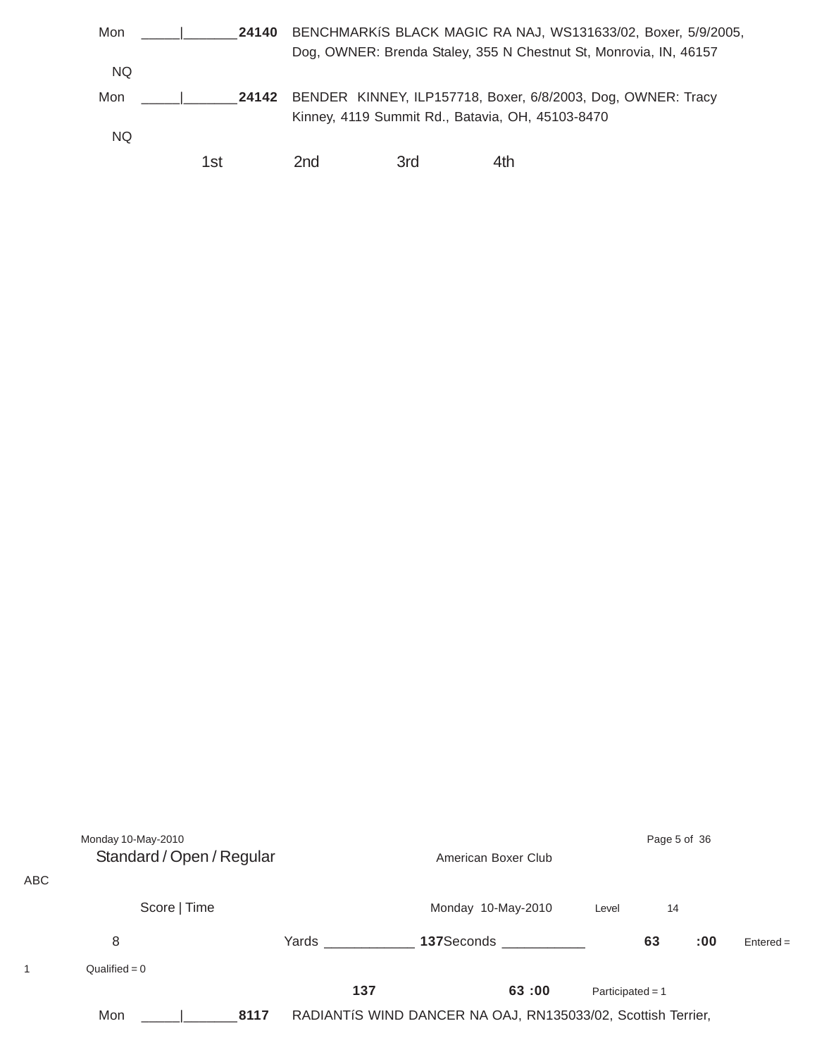Mon _____|_______**24140** BENCHMARKíS BLACK MAGIC RA NAJ, WS131633/02, Boxer, 5/9/2005, Dog, OWNER: Brenda Staley, 355 N Chestnut St, Monrovia, IN, 46157

NQ

Mon _____|_______**24142** BENDER KINNEY, ILP157718, Boxer, 6/8/2003, Dog, OWNER: Tracy Kinney, 4119 Summit Rd., Batavia, OH, 45103-8470

NQ

1st 2nd 3rd 4th

Monday 10-May-2010

Standard / Open / Regular

American Boxer Club

ABC

Score | Time

Monday 10-May-2010 Level 14

8 Yards ____________ **137**Seconds ___________ **63** **:00** Entered = 1 Qualified = 0

**137** **63 :00** Participated = 1

Mon _____|_______**8117** RADIANTíS WIND DANCER NA OAJ, RN135033/02, Scottish Terrier,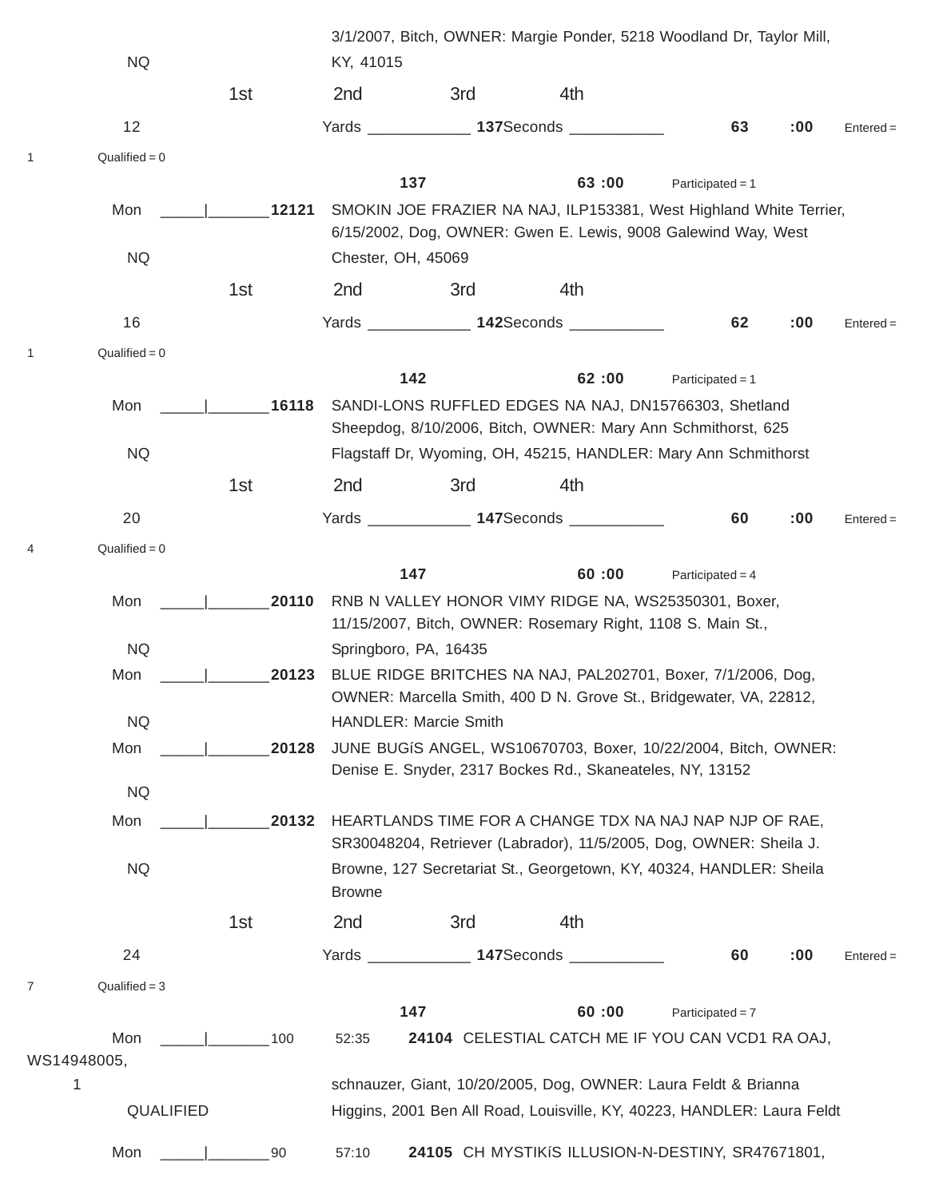3/1/2007, Bitch, OWNER: Margie Ponder, 5218 Woodland Dr, Taylor Mill, KY, 41015

NQ

1st 2nd 3rd 4th

12 Yards ____________ **137** Seconds ___________ **63** **:00** Entered = 1 Qualified = 0

**137** **63 :00** Participated = 1

Mon _____|_______**12121** SMOKIN JOE FRAZIER NA NAJ, ILP153381, West Highland White Terrier, 6/15/2002, Dog, OWNER: Gwen E. Lewis, 9008 Galewind Way, West Chester, OH, 45069

NQ

1st 2nd 3rd 4th

16 Yards ____________ **142** Seconds ___________ **62** **:00** Entered = 1 Qualified = 0

**142** **62 :00** Participated = 1

Mon _____|_______**16118** SANDI-LONS RUFFLED EDGES NA NAJ, DN15766303, Shetland Sheepdog, 8/10/2006, Bitch, OWNER: Mary Ann Schmithorst, 625 Flagstaff Dr, Wyoming, OH, 45215, HANDLER: Mary Ann Schmithorst

NQ

1st 2nd 3rd 4th

20 Yards ____________ **147** Seconds ___________ **60** **:00** Entered = 4 Qualified = 0

**147** **60 :00** Participated = 4

Mon _____|_______**20110** RNB N VALLEY HONOR VIMY RIDGE NA, WS25350301, Boxer, 11/15/2007, Bitch, OWNER: Rosemary Right, 1108 S. Main St., Springboro, PA, 16435

NQ

Mon _____|_______**20123** BLUE RIDGE BRITCHES NA NAJ, PAL202701, Boxer, 7/1/2006, Dog, OWNER: Marcella Smith, 400 D N. Grove St., Bridgewater, VA, 22812, HANDLER: Marcie Smith

NQ

Mon _____|_______**20128** JUNE BUGíS ANGEL, WS10670703, Boxer, 10/22/2004, Bitch, OWNER: Denise E. Snyder, 2317 Bockes Rd., Skaneateles, NY, 13152

NQ

Mon _____|_______**20132** HEARTLANDS TIME FOR A CHANGE TDX NA NAJ NAP NJP OF RAE, SR30048204, Retriever (Labrador), 11/5/2005, Dog, OWNER: Sheila J. Browne, 127 Secretariat St., Georgetown, KY, 40324, HANDLER: Sheila Browne

NQ

1st 2nd 3rd 4th

24 Yards ____________ **147** Seconds ___________ **60** **:00** Entered = 7 Qualified = 3

**147** **60 :00** Participated = 7

Mon _____|_______100 52:35 **24104** CELESTIAL CATCH ME IF YOU CAN VCD1 RA OAJ, WS14948005, schnauzer, Giant, 10/20/2005, Dog, OWNER: Laura Feldt & Brianna Higgins, 2001 Ben All Road, Louisville, KY, 40223, HANDLER: Laura Feldt

1

QUALIFIED

Mon _____|_______90 57:10 **24105** CH MYSTIKíS ILLUSION-N-DESTINY, SR47671801,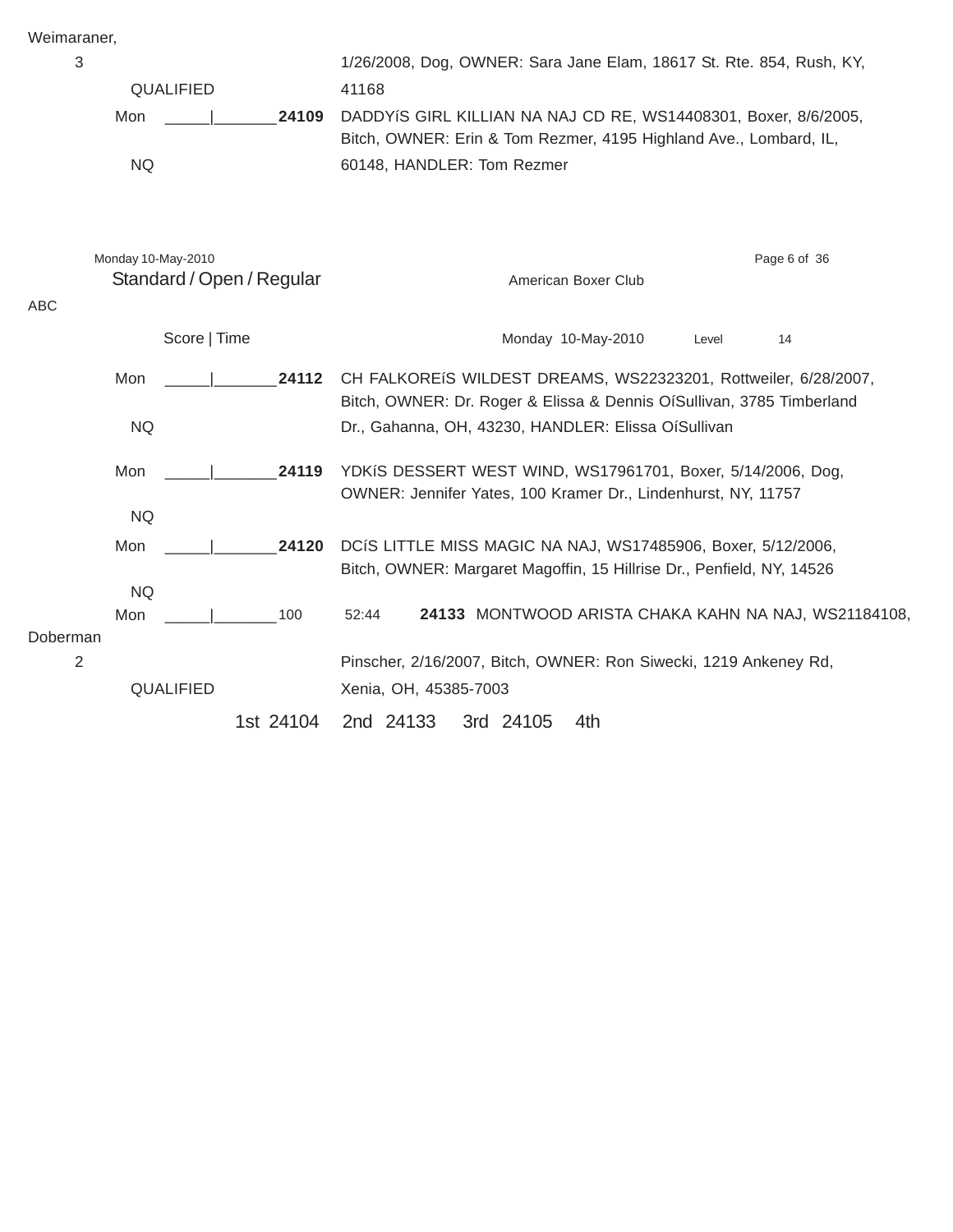Weimaraner,

3 | 1/26/2008, Dog, OWNER: Sara Jane Elam, 18617 St. Rte. 854, Rush, KY, 41168

QUALIFIED

Mon _____|_______**24109** DADDYíS GIRL KILLIAN NA NAJ CD RE, WS14408301, Boxer, 8/6/2005, Bitch, OWNER: Erin & Tom Rezmer, 4195 Highland Ave., Lombard, IL, 60148, HANDLER: Tom Rezmer

NQ

Monday 10-May-2010

Standard / Open / Regular — American Boxer Club

ABC

Score | Time — Monday 10-May-2010 — Level 14

Mon _____|_______**24112** CH FALKOREíS WILDEST DREAMS, WS22323201, Rottweiler, 6/28/2007, Bitch, OWNER: Dr. Roger & Elissa & Dennis OíSullivan, 3785 Timberland Dr., Gahanna, OH, 43230, HANDLER: Elissa OíSullivan

NQ

Mon _____|_______**24119** YDKíS DESSERT WEST WIND, WS17961701, Boxer, 5/14/2006, Dog, OWNER: Jennifer Yates, 100 Kramer Dr., Lindenhurst, NY, 11757

NQ

Mon _____|_______**24120** DCíS LITTLE MISS MAGIC NA NAJ, WS17485906, Boxer, 5/12/2006, Bitch, OWNER: Margaret Magoffin, 15 Hillrise Dr., Penfield, NY, 14526

NQ

Mon _____|_______100 52:44 **24133** MONTWOOD ARISTA CHAKA KAHN NA NAJ, WS21184108, Doberman Pinscher, 2/16/2007, Bitch, OWNER: Ron Siwecki, 1219 Ankeney Rd, Xenia, OH, 45385-7003

2

QUALIFIED

1st 24104 2nd 24133 3rd 24105 4th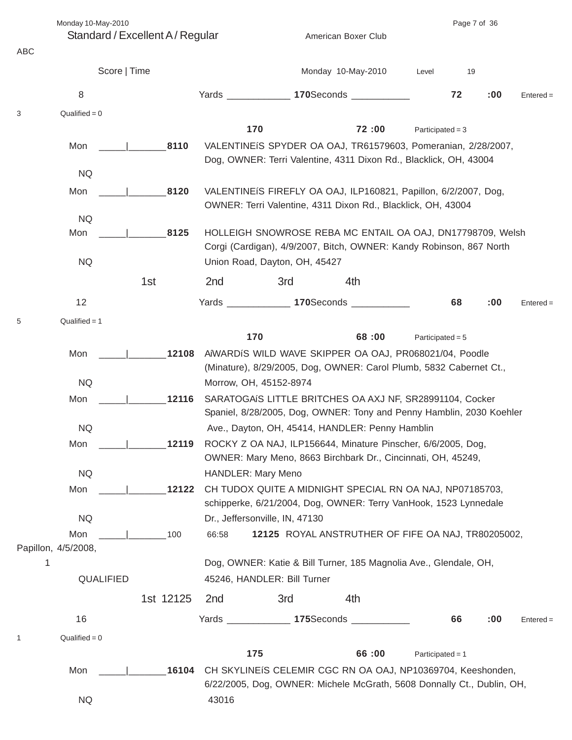## Standard / Excellent A / Regular

American Boxer Club

ABC

Score | Time — Monday 10-May-2010 — Level 19

**8** — Yards ____________ **170** Seconds ___________ **72 :00** — Entered = 3 — Qualified = 0

**170** — **72 :00** — Participated = 3

Mon _____|_______ **8110** VALENTINEíS SPYDER OA OAJ, TR61579603, Pomeranian, 2/28/2007, Dog, OWNER: Terri Valentine, 4311 Dixon Rd., Blacklick, OH, 43004
NQ

Mon _____|_______ **8120** VALENTINEíS FIREFLY OA OAJ, ILP160821, Papillon, 6/2/2007, Dog, OWNER: Terri Valentine, 4311 Dixon Rd., Blacklick, OH, 43004
NQ

Mon _____|_______ **8125** HOLLEIGH SNOWROSE REBA MC ENTAIL OA OAJ, DN17798709, Welsh Corgi (Cardigan), 4/9/2007, Bitch, OWNER: Kandy Robinson, 867 North Union Road, Dayton, OH, 45427
NQ

1st 2nd 3rd 4th

**12** — Yards ____________ **170** Seconds ___________ **68 :00** — Entered = 5 — Qualified = 1

**170** — **68 :00** — Participated = 5

Mon _____|_______ **12108** AíWARDíS WILD WAVE SKIPPER OA OAJ, PR068021/04, Poodle (Minature), 8/29/2005, Dog, OWNER: Carol Plumb, 5832 Cabernet Ct., Morrow, OH, 45152-8974
NQ

Mon _____|_______ **12116** SARATOGAíS LITTLE BRITCHES OA AXJ NF, SR28991104, Cocker Spaniel, 8/28/2005, Dog, OWNER: Tony and Penny Hamblin, 2030 Koehler Ave., Dayton, OH, 45414, HANDLER: Penny Hamblin
NQ

Mon _____|_______ **12119** ROCKY Z OA NAJ, ILP156644, Minature Pinscher, 6/6/2005, Dog, OWNER: Mary Meno, 8663 Birchbark Dr., Cincinnati, OH, 45249, HANDLER: Mary Meno
NQ

Mon _____|_______ **12122** CH TUDOX QUITE A MIDNIGHT SPECIAL RN OA NAJ, NP07185703, schipperke, 6/21/2004, Dog, OWNER: Terry VanHook, 1523 Lynnedale Dr., Jeffersonville, IN, 47130
NQ

Mon _____|_______ 100 66:58 **12125** ROYAL ANSTRUTHER OF FIFE OA NAJ, TR80205002, Papillon, 4/5/2008, Dog, OWNER: Katie & Bill Turner, 185 Magnolia Ave., Glendale, OH, 45246, HANDLER: Bill Turner
1 QUALIFIED

1st 12125 2nd 3rd 4th

**16** — Yards ____________ **175** Seconds ___________ **66 :00** — Entered = 1 — Qualified = 0

**175** — **66 :00** — Participated = 1

Mon _____|_______ **16104** CH SKYLINEíS CELEMIR CGC RN OA OAJ, NP10369704, Keeshonden, 6/22/2005, Dog, OWNER: Michele McGrath, 5608 Donnally Ct., Dublin, OH, 43016
NQ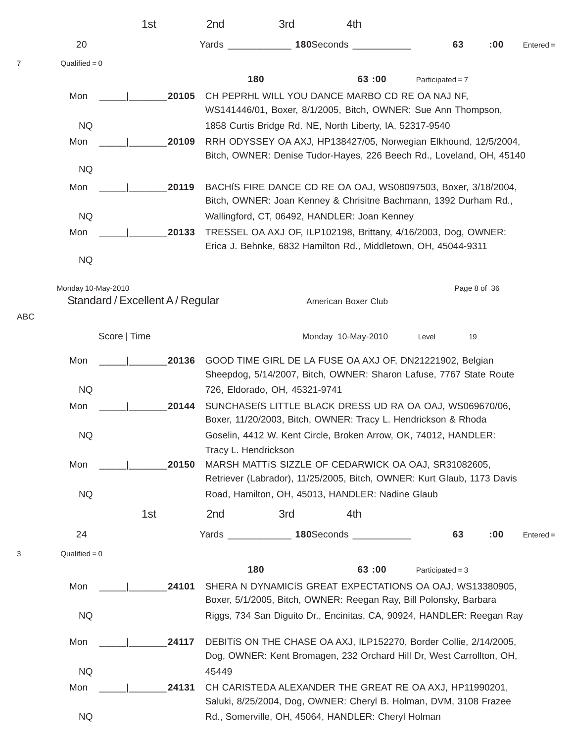1st 2nd 3rd 4th

20 Yards ____________ **180**Seconds ___________ **63** **:00** Entered = 7 Qualified = 0

**180** **63 :00** Participated = 7

Mon _____|_______**20105** CH PEPRHL WILL YOU DANCE MARBO CD RE OA NAJ NF, WS141446/01, Boxer, 8/1/2005, Bitch, OWNER: Sue Ann Thompson, 1858 Curtis Bridge Rd. NE, North Liberty, IA, 52317-9540
NQ

Mon _____|_______**20109** RRH ODYSSEY OA AXJ, HP138427/05, Norwegian Elkhound, 12/5/2004, Bitch, OWNER: Denise Tudor-Hayes, 226 Beech Rd., Loveland, OH, 45140
NQ

Mon _____|_______**20119** BACHíS FIRE DANCE CD RE OA OAJ, WS08097503, Boxer, 3/18/2004, Bitch, OWNER: Joan Kenney & Chrisitne Bachmann, 1392 Durham Rd., Wallingford, CT, 06492, HANDLER: Joan Kenney
NQ

Mon _____|_______**20133** TRESSEL OA AXJ OF, ILP102198, Brittany, 4/16/2003, Dog, OWNER: Erica J. Behnke, 6832 Hamilton Rd., Middletown, OH, 45044-9311
NQ

Standard / Excellent A / Regular American Boxer Club

ABC

Score | Time Monday 10-May-2010 Level 19

Mon _____|_______**20136** GOOD TIME GIRL DE LA FUSE OA AXJ OF, DN21221902, Belgian Sheepdog, 5/14/2007, Bitch, OWNER: Sharon Lafuse, 7767 State Route 726, Eldorado, OH, 45321-9741
NQ

Mon _____|_______**20144** SUNCHASEíS LITTLE BLACK DRESS UD RA OA OAJ, WS069670/06, Boxer, 11/20/2003, Bitch, OWNER: Tracy L. Hendrickson & Rhoda Goselin, 4412 W. Kent Circle, Broken Arrow, OK, 74012, HANDLER: Tracy L. Hendrickson
NQ

Mon _____|_______**20150** MARSH MATTíS SIZZLE OF CEDARWICK OA OAJ, SR31082605, Retriever (Labrador), 11/25/2005, Bitch, OWNER: Kurt Glaub, 1173 Davis Road, Hamilton, OH, 45013, HANDLER: Nadine Glaub
NQ

1st 2nd 3rd 4th

24 Yards ____________ **180**Seconds ___________ **63** **:00** Entered = 3 Qualified = 0

**180** **63 :00** Participated = 3

Mon _____|_______**24101** SHERA N DYNAMICíS GREAT EXPECTATIONS OA OAJ, WS13380905, Boxer, 5/1/2005, Bitch, OWNER: Reegan Ray, Bill Polonsky, Barbara Riggs, 734 San Diguito Dr., Encinitas, CA, 90924, HANDLER: Reegan Ray
NQ

Mon _____|_______**24117** DEBITíS ON THE CHASE OA AXJ, ILP152270, Border Collie, 2/14/2005, Dog, OWNER: Kent Bromagen, 232 Orchard Hill Dr, West Carrollton, OH, 45449
NQ

Mon _____|_______**24131** CH CARISTEDA ALEXANDER THE GREAT RE OA AXJ, HP11990201, Saluki, 8/25/2004, Dog, OWNER: Cheryl B. Holman, DVM, 3108 Frazee Rd., Somerville, OH, 45064, HANDLER: Cheryl Holman
NQ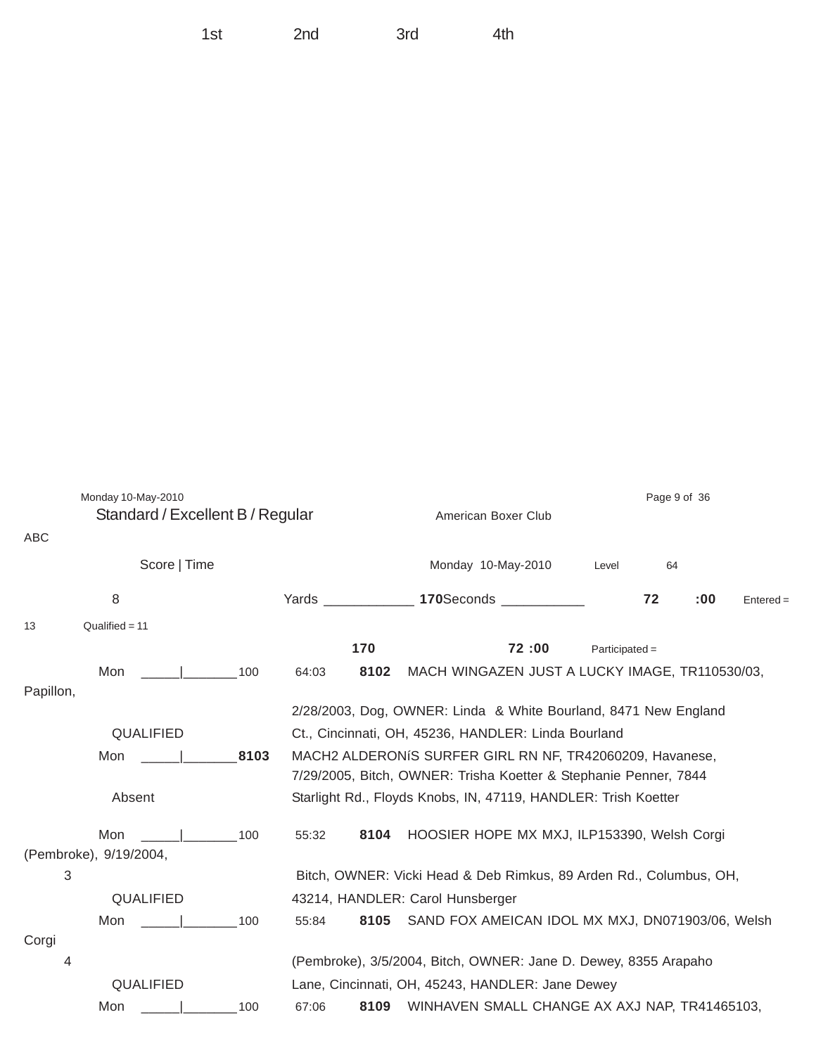1st 2nd 3rd 4th

Monday 10-May-2010

## Standard / Excellent B / Regular

American Boxer Club

ABC

Score | Time

Monday 10-May-2010 Level 64

8 Yards ____________ 170 Seconds ___________ 72 :00 Entered = 13 Qualified = 11

170 72 :00 Participated =

Mon _____|_______100 64:03 **8102** MACH WINGAZEN JUST A LUCKY IMAGE, TR110530/03, Papillon, 2/28/2003, Dog, OWNER: Linda & White Bourland, 8471 New England Ct., Cincinnati, OH, 45236, HANDLER: Linda Bourland

QUALIFIED

Mon _____|_______**8103** MACH2 ALDERONíS SURFER GIRL RN NF, TR42060209, Havanese, 7/29/2005, Bitch, OWNER: Trisha Koetter & Stephanie Penner, 7844 Starlight Rd., Floyds Knobs, IN, 47119, HANDLER: Trish Koetter

Absent

Mon _____|_______100 55:32 **8104** HOOSIER HOPE MX MXJ, ILP153390, Welsh Corgi (Pembroke), 9/19/2004, Bitch, OWNER: Vicki Head & Deb Rimkus, 89 Arden Rd., Columbus, OH, 43214, HANDLER: Carol Hunsberger

3

QUALIFIED

Mon _____|_______100 55:84 **8105** SAND FOX AMEICAN IDOL MX MXJ, DN071903/06, Welsh Corgi (Pembroke), 3/5/2004, Bitch, OWNER: Jane D. Dewey, 8355 Arapaho Lane, Cincinnati, OH, 45243, HANDLER: Jane Dewey

4

QUALIFIED

Mon _____|_______100 67:06 **8109** WINHAVEN SMALL CHANGE AX AXJ NAP, TR41465103,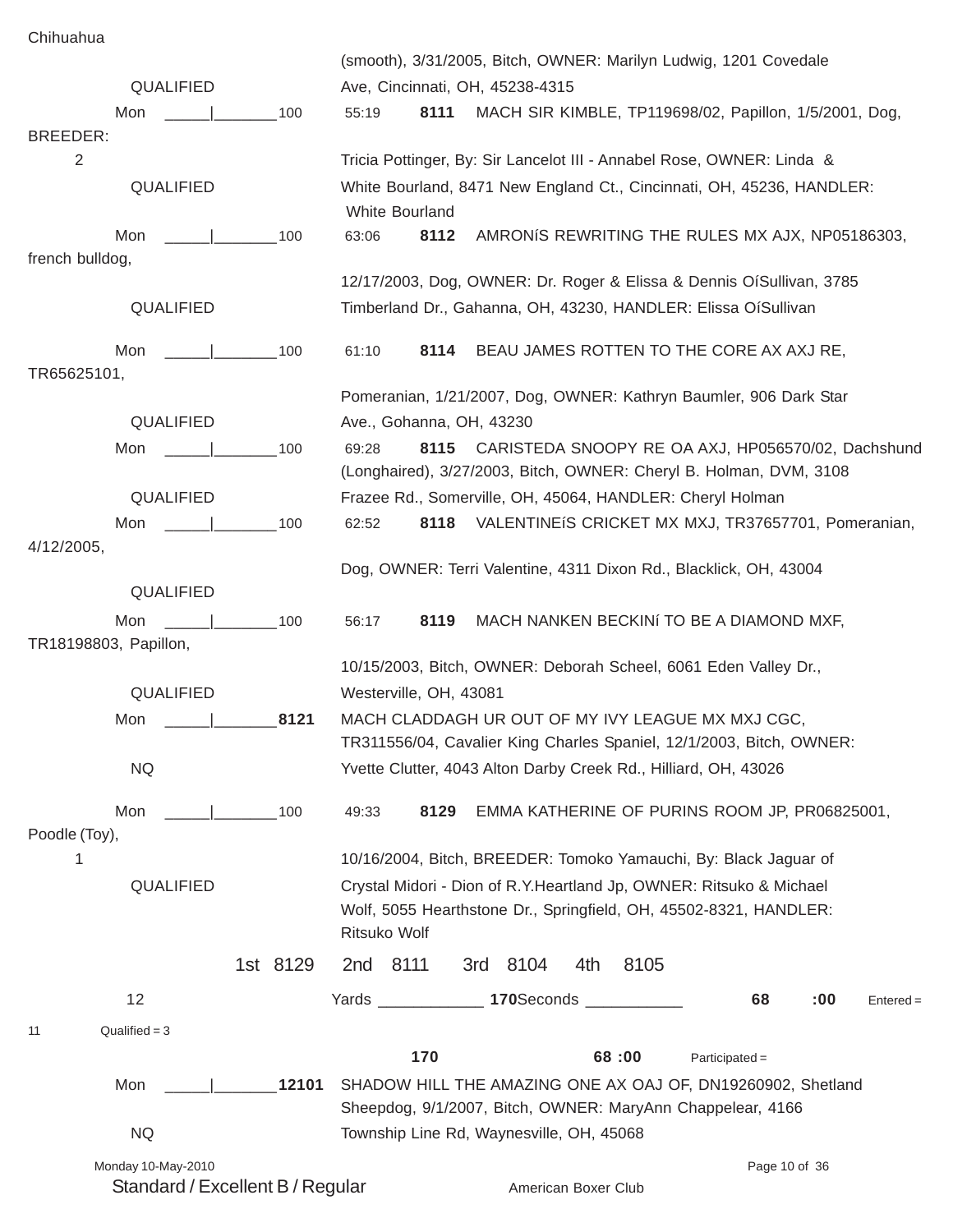Chihuahua (smooth), 3/31/2005, Bitch, OWNER: Marilyn Ludwig, 1201 Covedale Ave, Cincinnati, OH, 45238-4315

QUALIFIED

Mon _____|_______100 55:19 **8111** MACH SIR KIMBLE, TP119698/02, Papillon, 1/5/2001, Dog, BREEDER: Tricia Pottinger, By: Sir Lancelot III - Annabel Rose, OWNER: Linda & White Bourland, 8471 New England Ct., Cincinnati, OH, 45236, HANDLER: White Bourland

2

QUALIFIED

Mon _____|_______100 63:06 **8112** AMRONíS REWRITING THE RULES MX AJX, NP05186303, french bulldog, 12/17/2003, Dog, OWNER: Dr. Roger & Elissa & Dennis OíSullivan, 3785 Timberland Dr., Gahanna, OH, 43230, HANDLER: Elissa OíSullivan

QUALIFIED

Mon _____|_______100 61:10 **8114** BEAU JAMES ROTTEN TO THE CORE AX AXJ RE, TR65625101, Pomeranian, 1/21/2007, Dog, OWNER: Kathryn Baumler, 906 Dark Star Ave., Gohanna, OH, 43230

QUALIFIED

Mon _____|_______100 69:28 **8115** CARISTEDA SNOOPY RE OA AXJ, HP056570/02, Dachshund (Longhaired), 3/27/2003, Bitch, OWNER: Cheryl B. Holman, DVM, 3108 Frazee Rd., Somerville, OH, 45064, HANDLER: Cheryl Holman

QUALIFIED

Mon _____|_______100 62:52 **8118** VALENTINEíS CRICKET MX MXJ, TR37657701, Pomeranian, 4/12/2005, Dog, OWNER: Terri Valentine, 4311 Dixon Rd., Blacklick, OH, 43004

QUALIFIED

Mon _____|_______100 56:17 **8119** MACH NANKEN BECKINí TO BE A DIAMOND MXF, TR18198803, Papillon, 10/15/2003, Bitch, OWNER: Deborah Scheel, 6061 Eden Valley Dr., Westerville, OH, 43081

QUALIFIED

Mon _____|_______**8121** MACH CLADDAGH UR OUT OF MY IVY LEAGUE MX MXJ CGC, TR311556/04, Cavalier King Charles Spaniel, 12/1/2003, Bitch, OWNER: Yvette Clutter, 4043 Alton Darby Creek Rd., Hilliard, OH, 43026

NQ

Mon _____|_______100 49:33 **8129** EMMA KATHERINE OF PURINS ROOM JP, PR06825001, Poodle (Toy), 10/16/2004, Bitch, BREEDER: Tomoko Yamauchi, By: Black Jaguar of Crystal Midori - Dion of R.Y.Heartland Jp, OWNER: Ritsuko & Michael Wolf, 5055 Hearthstone Dr., Springfield, OH, 45502-8321, HANDLER: Ritsuko Wolf

1

QUALIFIED

1st 8129 2nd 8111 3rd 8104 4th 8105

12 Yards ____________ **170** Seconds ___________ **68 :00** Entered = 11 Qualified = 3

**170** **68 :00** Participated =

Mon _____|_______**12101** SHADOW HILL THE AMAZING ONE AX OAJ OF, DN19260902, Shetland Sheepdog, 9/1/2007, Bitch, OWNER: MaryAnn Chappelear, 4166 Township Line Rd, Waynesville, OH, 45068

NQ

Standard / Excellent B / Regular American Boxer Club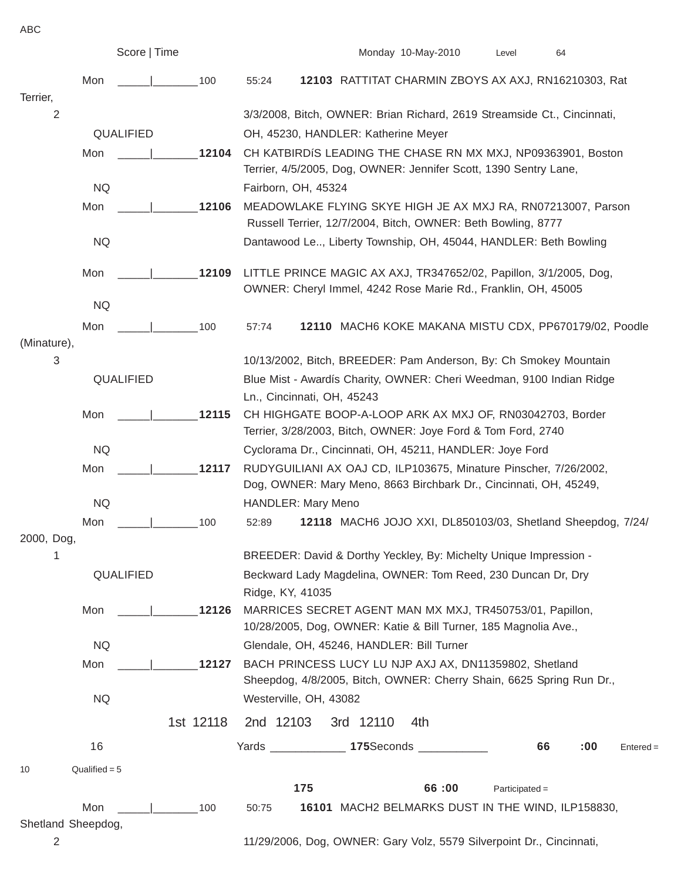ABC

Score | Time Monday 10-May-2010 Level 64

Mon _____|_______100 55:24 **12103** RATTITAT CHARMIN ZBOYS AX AXJ, RN16210303, Rat Terrier,
2 3/3/2008, Bitch, OWNER: Brian Richard, 2619 Streamside Ct., Cincinnati,
QUALIFIED OH, 45230, HANDLER: Katherine Meyer

Mon _____|_______**12104** CH KATBIRDíS LEADING THE CHASE RN MX MXJ, NP09363901, Boston Terrier, 4/5/2005, Dog, OWNER: Jennifer Scott, 1390 Sentry Lane,
NQ Fairborn, OH, 45324

Mon _____|_______**12106** MEADOWLAKE FLYING SKYE HIGH JE AX MXJ RA, RN07213007, Parson Russell Terrier, 12/7/2004, Bitch, OWNER: Beth Bowling, 8777
NQ Dantawood Le.., Liberty Township, OH, 45044, HANDLER: Beth Bowling

Mon _____|_______**12109** LITTLE PRINCE MAGIC AX AXJ, TR347652/02, Papillon, 3/1/2005, Dog, OWNER: Cheryl Immel, 4242 Rose Marie Rd., Franklin, OH, 45005
NQ

Mon _____|_______100 57:74 **12110** MACH6 KOKE MAKANA MISTU CDX, PP670179/02, Poodle (Minature),
3 10/13/2002, Bitch, BREEDER: Pam Anderson, By: Ch Smokey Mountain
QUALIFIED Blue Mist - Awardís Charity, OWNER: Cheri Weedman, 9100 Indian Ridge Ln., Cincinnati, OH, 45243

Mon _____|_______**12115** CH HIGHGATE BOOP-A-LOOP ARK AX MXJ OF, RN03042703, Border Terrier, 3/28/2003, Bitch, OWNER: Joye Ford & Tom Ford, 2740
NQ Cyclorama Dr., Cincinnati, OH, 45211, HANDLER: Joye Ford

Mon _____|_______**12117** RUDYGUILIANI AX OAJ CD, ILP103675, Minature Pinscher, 7/26/2002, Dog, OWNER: Mary Meno, 8663 Birchbark Dr., Cincinnati, OH, 45249,
NQ HANDLER: Mary Meno

Mon _____|_______100 52:89 **12118** MACH6 JOJO XXI, DL850103/03, Shetland Sheepdog, 7/24/2000, Dog,
1 BREEDER: David & Dorthy Yeckley, By: Michelty Unique Impression -
QUALIFIED Beckward Lady Magdelina, OWNER: Tom Reed, 230 Duncan Dr, Dry Ridge, KY, 41035

Mon _____|_______**12126** MARRICES SECRET AGENT MAN MX MXJ, TR450753/01, Papillon, 10/28/2005, Dog, OWNER: Katie & Bill Turner, 185 Magnolia Ave.,
NQ Glendale, OH, 45246, HANDLER: Bill Turner

Mon _____|_______**12127** BACH PRINCESS LUCY LU NJP AXJ AX, DN11359802, Shetland Sheepdog, 4/8/2005, Bitch, OWNER: Cherry Shain, 6625 Spring Run Dr.,
NQ Westerville, OH, 43082

1st 12118 2nd 12103 3rd 12110 4th

16 Yards ____________ **175**Seconds ___________ **66** **:00** Entered = 10 Qualified = 5

**175** **66 :00** Participated =

Mon _____|_______100 50:75 **16101** MACH2 BELMARKS DUST IN THE WIND, ILP158830, Shetland Sheepdog,
2 11/29/2006, Dog, OWNER: Gary Volz, 5579 Silverpoint Dr., Cincinnati,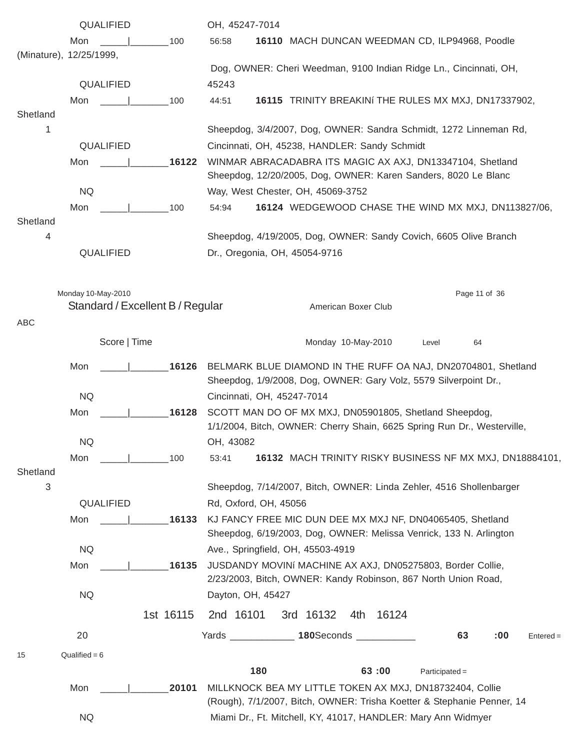QUALIFIED OH, 45247-7014

Mon _____|_______100 56:58 **16110** MACH DUNCAN WEEDMAN CD, ILP94968, Poodle (Minature), 12/25/1999, Dog, OWNER: Cheri Weedman, 9100 Indian Ridge Ln., Cincinnati, OH, 45243

QUALIFIED

Mon _____|_______100 44:51 **16115** TRINITY BREAKINí THE RULES MX MXJ, DN17337902, Shetland Sheepdog, 3/4/2007, Dog, OWNER: Sandra Schmidt, 1272 Linneman Rd, Cincinnati, OH, 45238, HANDLER: Sandy Schmidt

1

QUALIFIED

Mon _____|_______**16122** WINMAR ABRACADABRA ITS MAGIC AX AXJ, DN13347104, Shetland Sheepdog, 12/20/2005, Dog, OWNER: Karen Sanders, 8020 Le Blanc Way, West Chester, OH, 45069-3752

NQ

Mon _____|_______100 54:94 **16124** WEDGEWOOD CHASE THE WIND MX MXJ, DN113827/06, Shetland Sheepdog, 4/19/2005, Dog, OWNER: Sandy Covich, 6605 Olive Branch Dr., Oregonia, OH, 45054-9716

4

QUALIFIED

Monday 10-May-2010

Standard / Excellent B / Regular American Boxer Club

ABC

Score | Time Monday 10-May-2010 Level 64

Mon _____|_______**16126** BELMARK BLUE DIAMOND IN THE RUFF OA NAJ, DN20704801, Shetland Sheepdog, 1/9/2008, Dog, OWNER: Gary Volz, 5579 Silverpoint Dr., Cincinnati, OH, 45247-7014

NQ

Mon _____|_______**16128** SCOTT MAN DO OF MX MXJ, DN05901805, Shetland Sheepdog, 1/1/2004, Bitch, OWNER: Cherry Shain, 6625 Spring Run Dr., Westerville, OH, 43082

NQ

Mon _____|_______100 53:41 **16132** MACH TRINITY RISKY BUSINESS NF MX MXJ, DN18884101, Shetland Sheepdog, 7/14/2007, Bitch, OWNER: Linda Zehler, 4516 Shollenbarger Rd, Oxford, OH, 45056

3

QUALIFIED

Mon _____|_______**16133** KJ FANCY FREE MIC DUN DEE MX MXJ NF, DN04065405, Shetland Sheepdog, 6/19/2003, Dog, OWNER: Melissa Venrick, 133 N. Arlington Ave., Springfield, OH, 45503-4919

NQ

Mon _____|_______**16135** JUSDANDY MOVINí MACHINE AX AXJ, DN05275803, Border Collie, 2/23/2003, Bitch, OWNER: Kandy Robinson, 867 North Union Road, Dayton, OH, 45427

NQ

1st 16115 2nd 16101 3rd 16132 4th 16124

20 Yards ____________ **180**Seconds ___________ **63** **:00** Entered = 15 Qualified = 6

**180** **63 :00** Participated =

Mon _____|_______**20101** MILLKNOCK BEA MY LITTLE TOKEN AX MXJ, DN18732404, Collie (Rough), 7/1/2007, Bitch, OWNER: Trisha Koetter & Stephanie Penner, 14 Miami Dr., Ft. Mitchell, KY, 41017, HANDLER: Mary Ann Widmyer

NQ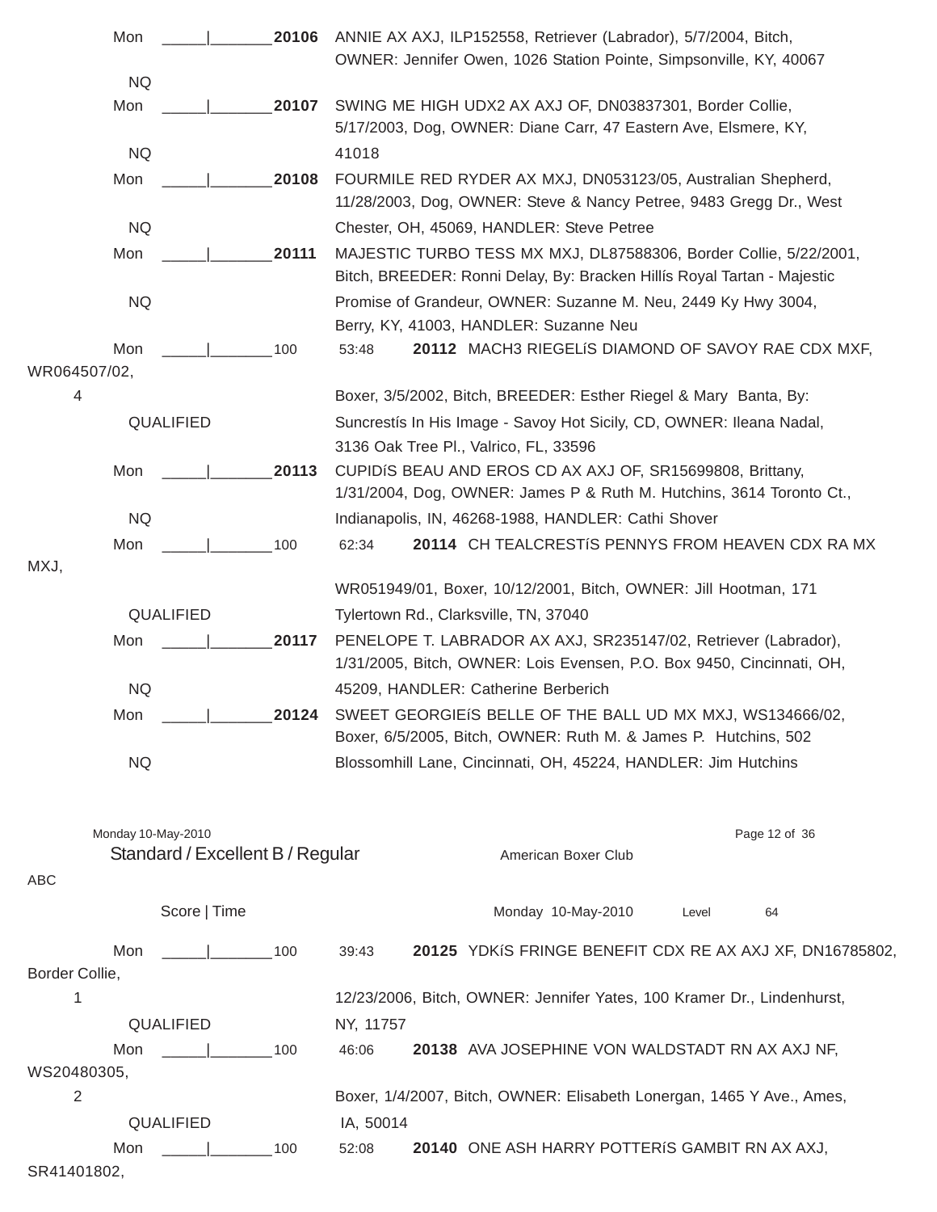Mon _____|_______**20106** ANNIE AX AXJ, ILP152558, Retriever (Labrador), 5/7/2004, Bitch, OWNER: Jennifer Owen, 1026 Station Pointe, Simpsonville, KY, 40067

NQ

Mon _____|_______**20107** SWING ME HIGH UDX2 AX AXJ OF, DN03837301, Border Collie, 5/17/2003, Dog, OWNER: Diane Carr, 47 Eastern Ave, Elsmere, KY, 41018

NQ

Mon _____|_______**20108** FOURMILE RED RYDER AX MXJ, DN053123/05, Australian Shepherd, 11/28/2003, Dog, OWNER: Steve & Nancy Petree, 9483 Gregg Dr., West Chester, OH, 45069, HANDLER: Steve Petree

NQ

Mon _____|_______**20111** MAJESTIC TURBO TESS MX MXJ, DL87588306, Border Collie, 5/22/2001, Bitch, BREEDER: Ronni Delay, By: Bracken Hillís Royal Tartan - Majestic Promise of Grandeur, OWNER: Suzanne M. Neu, 2449 Ky Hwy 3004, Berry, KY, 41003, HANDLER: Suzanne Neu

NQ

Mon _____|_______100 53:48 **20112** MACH3 RIEGELíS DIAMOND OF SAVOY RAE CDX MXF, WR064507/02, Boxer, 3/5/2002, Bitch, BREEDER: Esther Riegel & Mary Banta, By: Suncrestís In His Image - Savoy Hot Sicily, CD, OWNER: Ileana Nadal, 3136 Oak Tree Pl., Valrico, FL, 33596

4

QUALIFIED

Mon _____|_______**20113** CUPIDíS BEAU AND EROS CD AX AXJ OF, SR15699808, Brittany, 1/31/2004, Dog, OWNER: James P & Ruth M. Hutchins, 3614 Toronto Ct., Indianapolis, IN, 46268-1988, HANDLER: Cathi Shover

NQ

Mon _____|_______100 62:34 **20114** CH TEALCRESTíS PENNYS FROM HEAVEN CDX RA MX MXJ, WR051949/01, Boxer, 10/12/2001, Bitch, OWNER: Jill Hootman, 171 Tylertown Rd., Clarksville, TN, 37040

QUALIFIED

Mon _____|_______**20117** PENELOPE T. LABRADOR AX AXJ, SR235147/02, Retriever (Labrador), 1/31/2005, Bitch, OWNER: Lois Evensen, P.O. Box 9450, Cincinnati, OH, 45209, HANDLER: Catherine Berberich

NQ

Mon _____|_______**20124** SWEET GEORGIEíS BELLE OF THE BALL UD MX MXJ, WS134666/02, Boxer, 6/5/2005, Bitch, OWNER: Ruth M. & James P. Hutchins, 502 Blossomhill Lane, Cincinnati, OH, 45224, HANDLER: Jim Hutchins

NQ

Monday 10-May-2010

## Standard / Excellent B / Regular

American Boxer Club

ABC

Score | Time — Monday 10-May-2010 — Level 64

Mon _____|_______100 39:43 **20125** YDKíS FRINGE BENEFIT CDX RE AX AXJ XF, DN16785802, Border Collie, 12/23/2006, Bitch, OWNER: Jennifer Yates, 100 Kramer Dr., Lindenhurst, NY, 11757

1

QUALIFIED

Mon _____|_______100 46:06 **20138** AVA JOSEPHINE VON WALDSTADT RN AX AXJ NF, WS20480305, Boxer, 1/4/2007, Bitch, OWNER: Elisabeth Lonergan, 1465 Y Ave., Ames, IA, 50014

2

QUALIFIED

Mon _____|_______100 52:08 **20140** ONE ASH HARRY POTTERíS GAMBIT RN AX AXJ, SR41401802,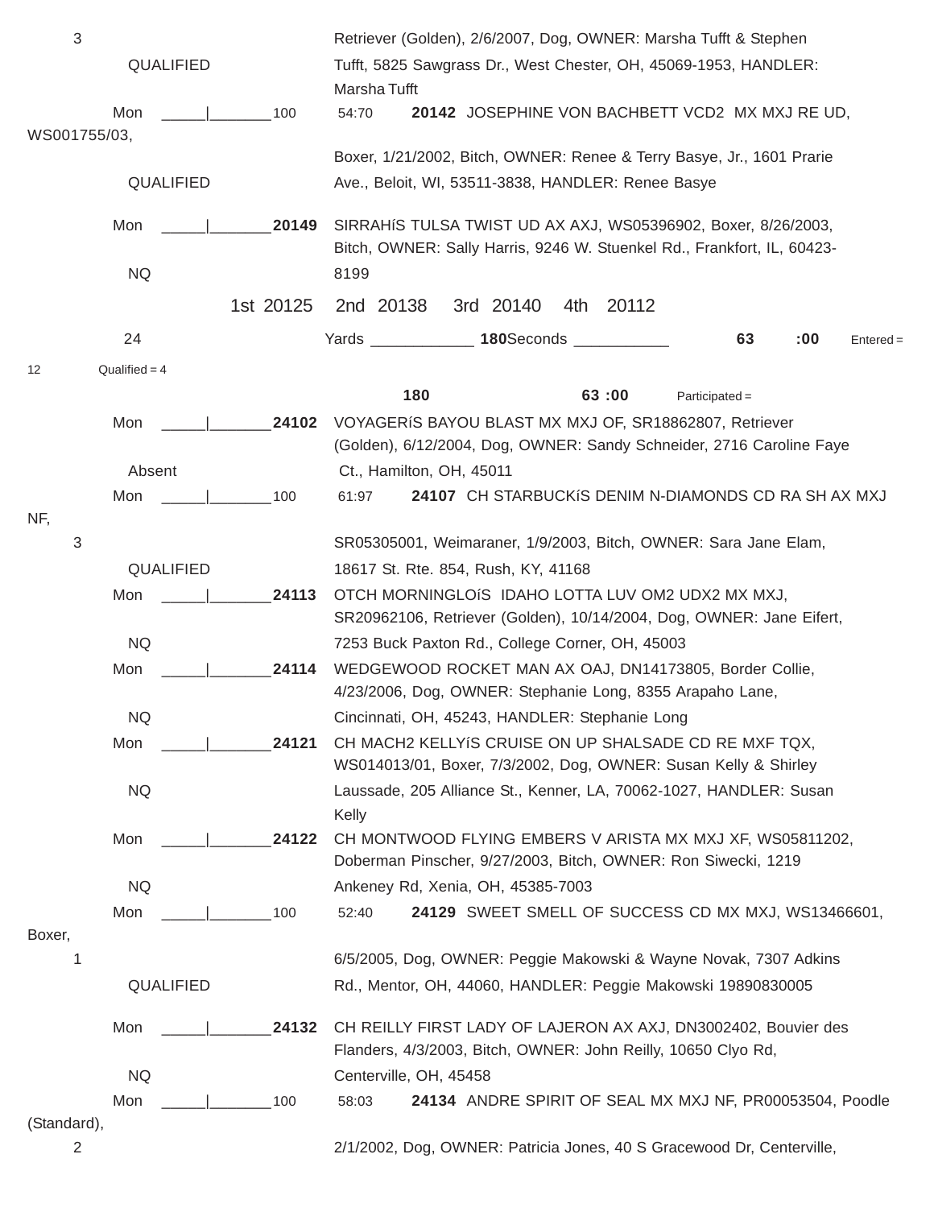3 Retriever (Golden), 2/6/2007, Dog, OWNER: Marsha Tufft & Stephen
QUALIFIED Tufft, 5825 Sawgrass Dr., West Chester, OH, 45069-1953, HANDLER: Marsha Tufft

Mon _____|_______100 54:70 **20142** JOSEPHINE VON BACHBETT VCD2 MX MXJ RE UD, WS001755/03,
Boxer, 1/21/2002, Bitch, OWNER: Renee & Terry Basye, Jr., 1601 Prarie
QUALIFIED Ave., Beloit, WI, 53511-3838, HANDLER: Renee Basye

Mon _____|_______**20149** SIRRAHíS TULSA TWIST UD AX AXJ, WS05396902, Boxer, 8/26/2003, Bitch, OWNER: Sally Harris, 9246 W. Stuenkel Rd., Frankfort, IL, 60423-
NQ 8199

1st 20125 2nd 20138 3rd 20140 4th 20112

24 Yards ____________ **180**Seconds ___________ **63** **:00** Entered = 12 Qualified = 4

**180** **63 :00** Participated =

Mon _____|_______**24102** VOYAGERíS BAYOU BLAST MX MXJ OF, SR18862807, Retriever (Golden), 6/12/2004, Dog, OWNER: Sandy Schneider, 2716 Caroline Faye
Absent Ct., Hamilton, OH, 45011

Mon _____|_______100 61:97 **24107** CH STARBUCKíS DENIM N-DIAMONDS CD RA SH AX MXJ NF,
3 SR05305001, Weimaraner, 1/9/2003, Bitch, OWNER: Sara Jane Elam,
QUALIFIED 18617 St. Rte. 854, Rush, KY, 41168

Mon _____|_______**24113** OTCH MORNINGLOíS IDAHO LOTTA LUV OM2 UDX2 MX MXJ, SR20962106, Retriever (Golden), 10/14/2004, Dog, OWNER: Jane Eifert,
NQ 7253 Buck Paxton Rd., College Corner, OH, 45003

Mon _____|_______**24114** WEDGEWOOD ROCKET MAN AX OAJ, DN14173805, Border Collie, 4/23/2006, Dog, OWNER: Stephanie Long, 8355 Arapaho Lane,
NQ Cincinnati, OH, 45243, HANDLER: Stephanie Long

Mon _____|_______**24121** CH MACH2 KELLYíS CRUISE ON UP SHALSADE CD RE MXF TQX, WS014013/01, Boxer, 7/3/2002, Dog, OWNER: Susan Kelly & Shirley
NQ Laussade, 205 Alliance St., Kenner, LA, 70062-1027, HANDLER: Susan Kelly

Mon _____|_______**24122** CH MONTWOOD FLYING EMBERS V ARISTA MX MXJ XF, WS05811202, Doberman Pinscher, 9/27/2003, Bitch, OWNER: Ron Siwecki, 1219
NQ Ankeney Rd, Xenia, OH, 45385-7003

Mon _____|_______100 52:40 **24129** SWEET SMELL OF SUCCESS CD MX MXJ, WS13466601, Boxer,
1 6/5/2005, Dog, OWNER: Peggie Makowski & Wayne Novak, 7307 Adkins
QUALIFIED Rd., Mentor, OH, 44060, HANDLER: Peggie Makowski 19890830005

Mon _____|_______**24132** CH REILLY FIRST LADY OF LAJERON AX AXJ, DN3002402, Bouvier des Flanders, 4/3/2003, Bitch, OWNER: John Reilly, 10650 Clyo Rd,
NQ Centerville, OH, 45458

Mon _____|_______100 58:03 **24134** ANDRE SPIRIT OF SEAL MX MXJ NF, PR00053504, Poodle (Standard),
2 2/1/2002, Dog, OWNER: Patricia Jones, 40 S Gracewood Dr, Centerville,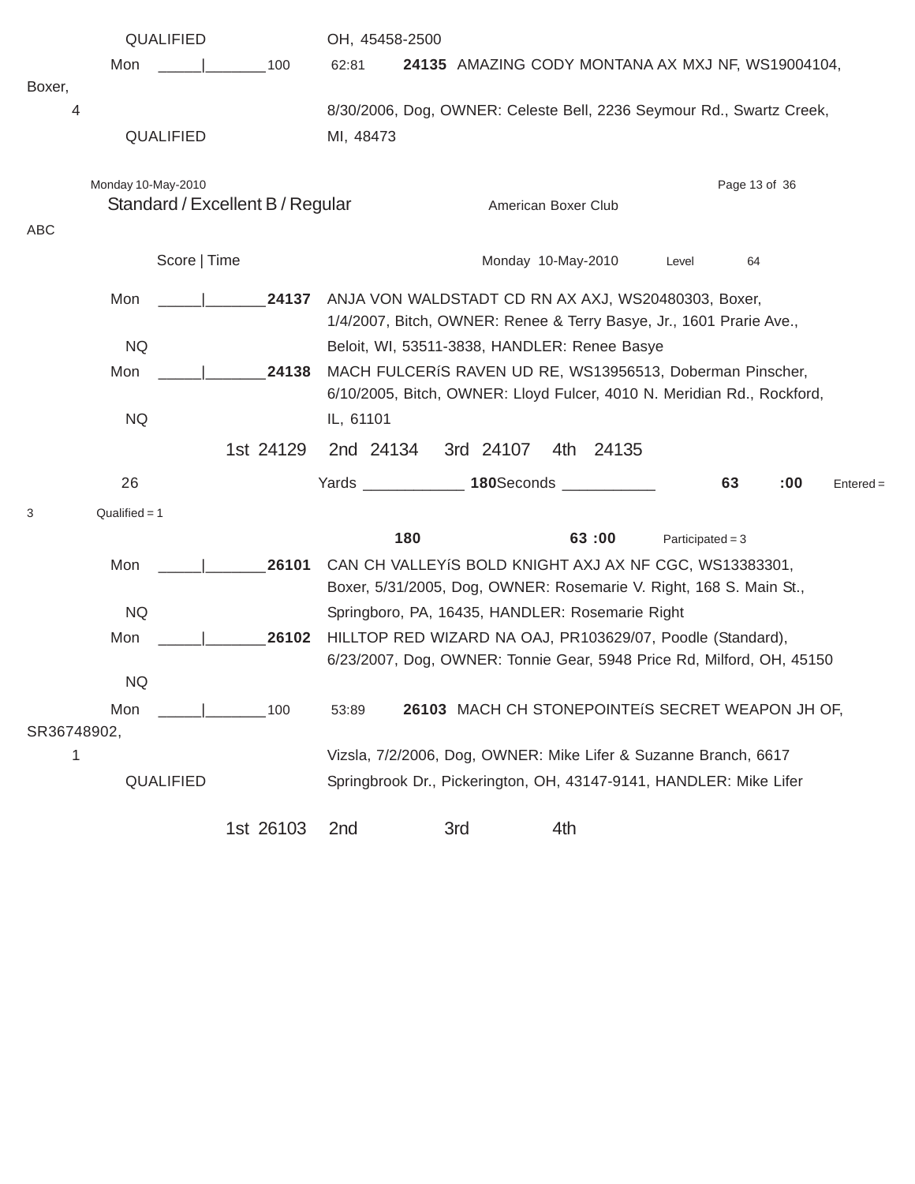QUALIFIED OH, 45458-2500

Mon _____|_______100 62:81 **24135** AMAZING CODY MONTANA AX MXJ NF, WS19004104, Boxer,
4 8/30/2006, Dog, OWNER: Celeste Bell, 2236 Seymour Rd., Swartz Creek,
QUALIFIED MI, 48473

Monday 10-May-2010

## Standard / Excellent B / Regular

American Boxer Club

ABC

Score | Time Monday 10-May-2010 Level 64

Mon _____|_______**24137** ANJA VON WALDSTADT CD RN AX AXJ, WS20480303, Boxer, 1/4/2007, Bitch, OWNER: Renee & Terry Basye, Jr., 1601 Prarie Ave.,
NQ Beloit, WI, 53511-3838, HANDLER: Renee Basye

Mon _____|_______**24138** MACH FULCERíS RAVEN UD RE, WS13956513, Doberman Pinscher, 6/10/2005, Bitch, OWNER: Lloyd Fulcer, 4010 N. Meridian Rd., Rockford,
NQ IL, 61101

1st 24129 2nd 24134 3rd 24107 4th 24135

26 Yards ____________ **180**Seconds ___________ **63** **:00** Entered = 3 Qualified = 1

**180** **63 :00** Participated = 3

Mon _____|_______**26101** CAN CH VALLEYíS BOLD KNIGHT AXJ AX NF CGC, WS13383301, Boxer, 5/31/2005, Dog, OWNER: Rosemarie V. Right, 168 S. Main St.,
NQ Springboro, PA, 16435, HANDLER: Rosemarie Right

Mon _____|_______**26102** HILLTOP RED WIZARD NA OAJ, PR103629/07, Poodle (Standard), 6/23/2007, Dog, OWNER: Tonnie Gear, 5948 Price Rd, Milford, OH, 45150
NQ

Mon _____|_______100 53:89 **26103** MACH CH STONEPOINTEíS SECRET WEAPON JH OF, SR36748902,
1 Vizsla, 7/2/2006, Dog, OWNER: Mike Lifer & Suzanne Branch, 6617
QUALIFIED Springbrook Dr., Pickerington, OH, 43147-9141, HANDLER: Mike Lifer

1st 26103 2nd 3rd 4th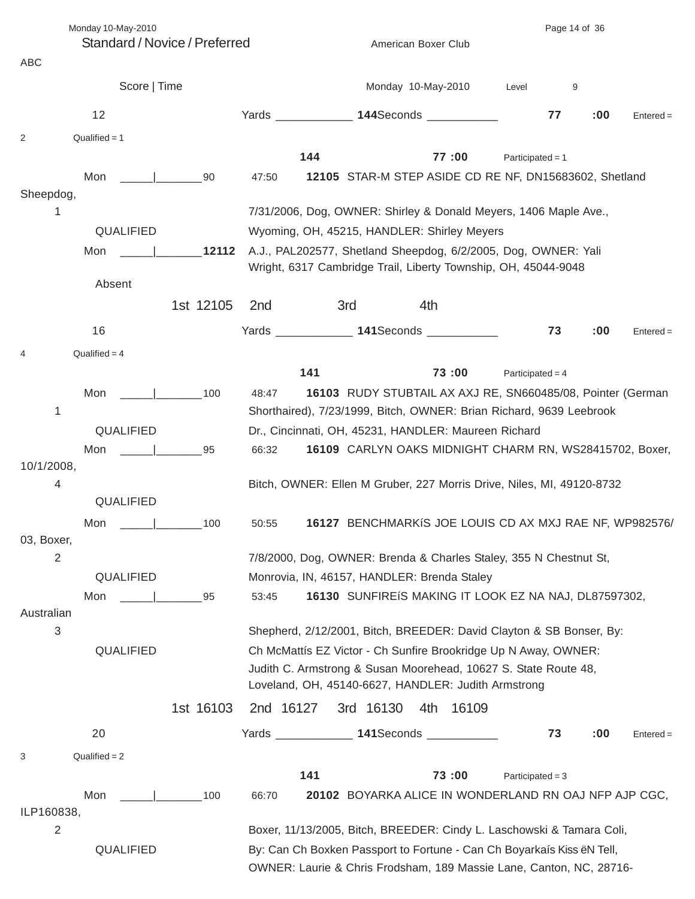Standard / Novice / Preferred

ABC

Score | Time — Monday 10-May-2010 — Level 9

**12** — Yards ____________ **144** Seconds ___________ **77 :00** — Entered = 2 — Qualified = 1

**144** — **77 :00** — Participated = 1

Mon _____|_______90 — 47:50 — **12105** STAR-M STEP ASIDE CD RE NF, DN15683602, Shetland Sheepdog, 7/31/2006, Dog, OWNER: Shirley & Donald Meyers, 1406 Maple Ave., Wyoming, OH, 45215, HANDLER: Shirley Meyers
1
QUALIFIED

Mon _____|_______**12112** A.J., PAL202577, Shetland Sheepdog, 6/2/2005, Dog, OWNER: Yali Wright, 6317 Cambridge Trail, Liberty Township, OH, 45044-9048
Absent

1st 12105 2nd 3rd 4th

**16** — Yards ____________ **141** Seconds ___________ **73 :00** — Entered = 4 — Qualified = 4

**141** — **73 :00** — Participated = 4

Mon _____|_______100 — 48:47 — **16103** RUDY STUBTAIL AX AXJ RE, SN660485/08, Pointer (German Shorthaired), 7/23/1999, Bitch, OWNER: Brian Richard, 9639 Leebrook Dr., Cincinnati, OH, 45231, HANDLER: Maureen Richard
1
QUALIFIED

Mon _____|_______95 — 66:32 — **16109** CARLYN OAKS MIDNIGHT CHARM RN, WS28415702, Boxer, 10/1/2008, Bitch, OWNER: Ellen M Gruber, 227 Morris Drive, Niles, MI, 49120-8732
4
QUALIFIED

Mon _____|_______100 — 50:55 — **16127** BENCHMARKíS JOE LOUIS CD AX MXJ RAE NF, WP982576/03, Boxer, 7/8/2000, Dog, OWNER: Brenda & Charles Staley, 355 N Chestnut St, Monrovia, IN, 46157, HANDLER: Brenda Staley
2
QUALIFIED

Mon _____|_______95 — 53:45 — **16130** SUNFIREíS MAKING IT LOOK EZ NA NAJ, DL87597302, Australian Shepherd, 2/12/2001, Bitch, BREEDER: David Clayton & SB Bonser, By: Ch McMattís EZ Victor - Ch Sunfire Brookridge Up N Away, OWNER: Judith C. Armstrong & Susan Moorehead, 10627 S. State Route 48, Loveland, OH, 45140-6627, HANDLER: Judith Armstrong
3
QUALIFIED

1st 16103 2nd 16127 3rd 16130 4th 16109

**20** — Yards ____________ **141** Seconds ___________ **73 :00** — Entered = 3 — Qualified = 2

**141** — **73 :00** — Participated = 3

Mon _____|_______100 — 66:70 — **20102** BOYARKA ALICE IN WONDERLAND RN OAJ NFP AJP CGC, ILP160838, Boxer, 11/13/2005, Bitch, BREEDER: Cindy L. Laschowski & Tamara Coli, By: Can Ch Boxken Passport to Fortune - Can Ch Boyarkaís Kiss ëN Tell, OWNER: Laurie & Chris Frodsham, 189 Massie Lane, Canton, NC, 28716-
2
QUALIFIED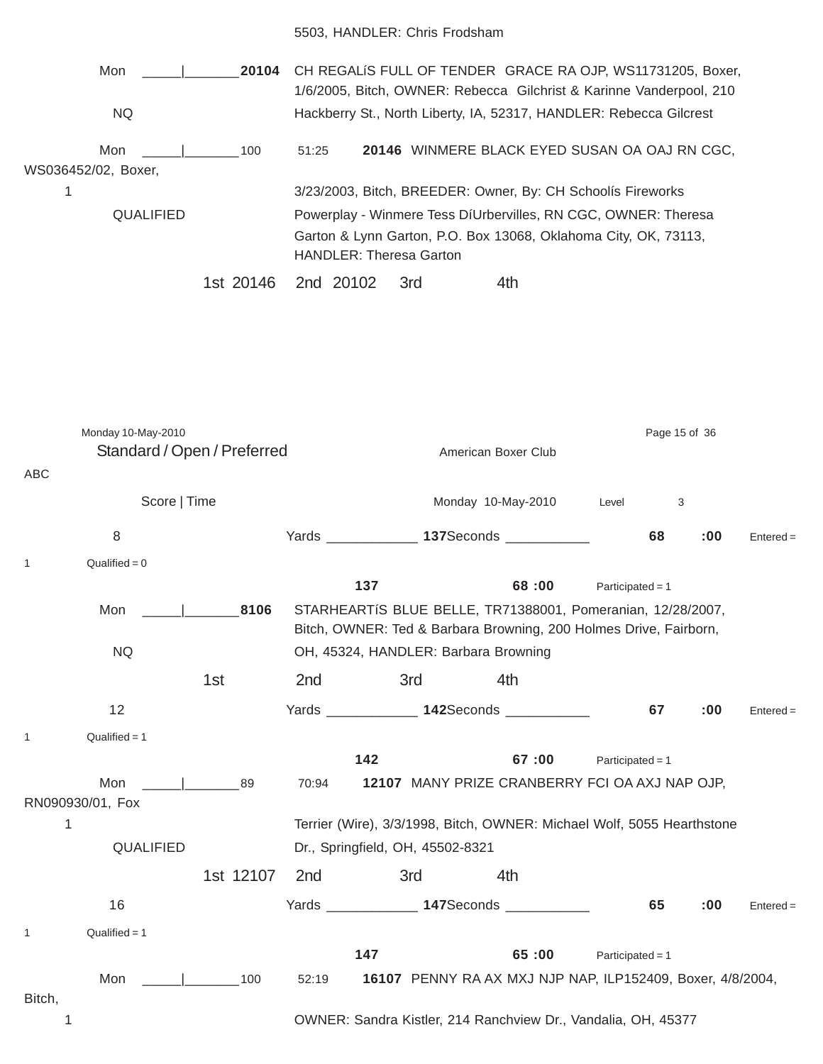5503, HANDLER: Chris Frodsham

Mon _____|_______**20104** CH REGALíS FULL OF TENDER GRACE RA OJP, WS11731205, Boxer, 1/6/2005, Bitch, OWNER: Rebecca Gilchrist & Karinne Vanderpool, 210

NQ Hackberry St., North Liberty, IA, 52317, HANDLER: Rebecca Gilcrest

Mon _____|_______100 51:25 **20146** WINMERE BLACK EYED SUSAN OA OAJ RN CGC, WS036452/02, Boxer,

1 3/23/2003, Bitch, BREEDER: Owner, By: CH Schoolís Fireworks

QUALIFIED Powerplay - Winmere Tess DíUrbervilles, RN CGC, OWNER: Theresa Garton & Lynn Garton, P.O. Box 13068, Oklahoma City, OK, 73113, HANDLER: Theresa Garton

1st 20146 2nd 20102 3rd 4th

Monday 10-May-2010

## Standard / Open / Preferred

American Boxer Club

ABC

Score | Time Monday 10-May-2010 Level 3

8 Yards ____________ **137**Seconds ___________ **68** **:00** Entered = 1 Qualified = 0

**137** **68 :00** Participated = 1

Mon _____|_______**8106** STARHEARTíS BLUE BELLE, TR71388001, Pomeranian, 12/28/2007, Bitch, OWNER: Ted & Barbara Browning, 200 Holmes Drive, Fairborn,

NQ OH, 45324, HANDLER: Barbara Browning

1st 2nd 3rd 4th

12 Yards ____________ **142**Seconds ___________ **67** **:00** Entered = 1 Qualified = 1

**142** **67 :00** Participated = 1

Mon _____|_______89 70:94 **12107** MANY PRIZE CRANBERRY FCI OA AXJ NAP OJP, RN090930/01, Fox

1 Terrier (Wire), 3/3/1998, Bitch, OWNER: Michael Wolf, 5055 Hearthstone

QUALIFIED Dr., Springfield, OH, 45502-8321

1st 12107 2nd 3rd 4th

16 Yards ____________ **147**Seconds ___________ **65** **:00** Entered = 1 Qualified = 1

**147** **65 :00** Participated = 1

Mon _____|_______100 52:19 **16107** PENNY RA AX MXJ NJP NAP, ILP152409, Boxer, 4/8/2004, Bitch,

1 OWNER: Sandra Kistler, 214 Ranchview Dr., Vandalia, OH, 45377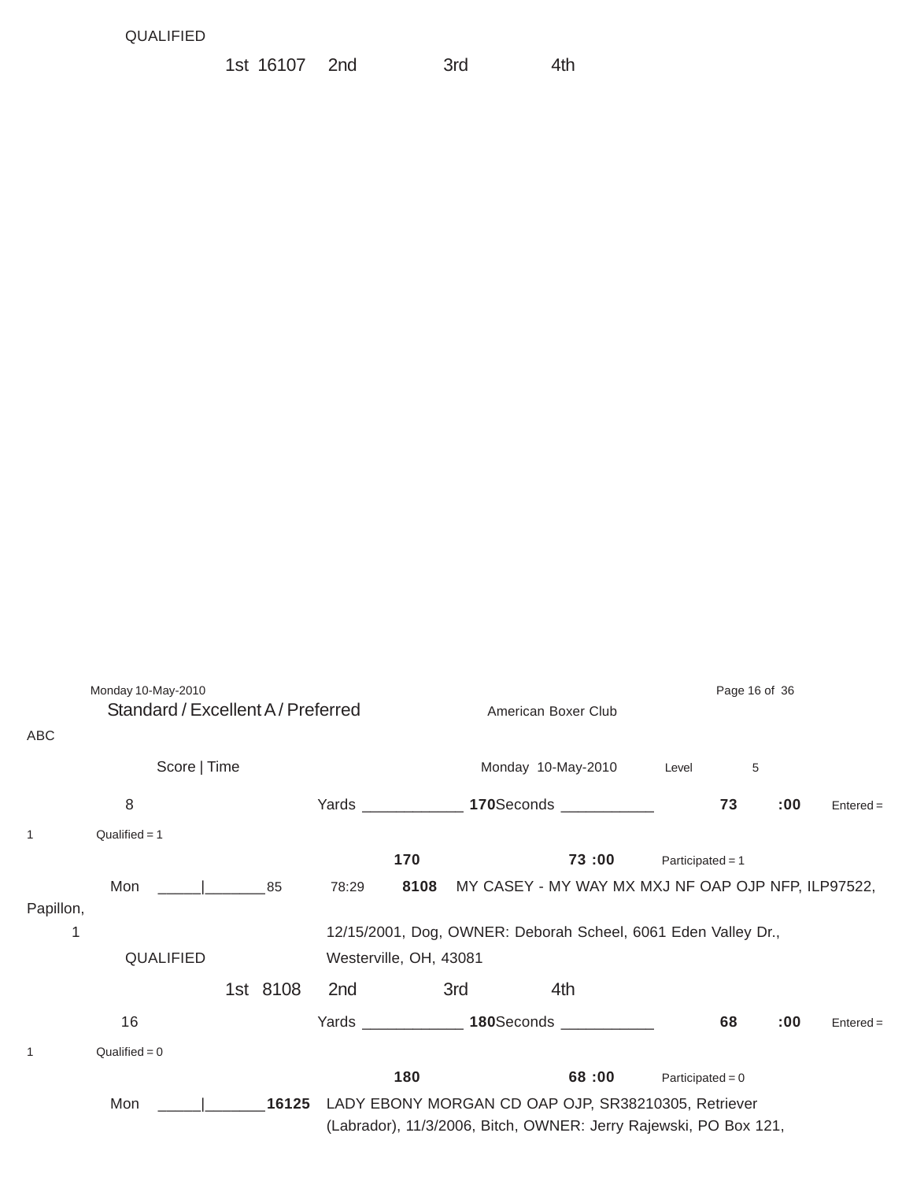QUALIFIED

1st 16107 2nd 3rd 4th

Standard / Excellent A / Preferred

American Boxer Club

ABC

Score | Time

Monday 10-May-2010 Level 5

8 Yards ____________ 170 Seconds ___________ 73 :00 Entered = 1 Qualified = 1

170 73 :00 Participated = 1

Mon _____|_______ 85 78:29 **8108** MY CASEY - MY WAY MX MXJ NF OAP OJP NFP, ILP97522, Papillon, 12/15/2001, Dog, OWNER: Deborah Scheel, 6061 Eden Valley Dr., Westerville, OH, 43081

1

QUALIFIED

1st 8108 2nd 3rd 4th

16 Yards ____________ 180 Seconds ___________ 68 :00 Entered = 1 Qualified = 0

180 68 :00 Participated = 0

Mon _____|_______ **16125** LADY EBONY MORGAN CD OAP OJP, SR38210305, Retriever (Labrador), 11/3/2006, Bitch, OWNER: Jerry Rajewski, PO Box 121,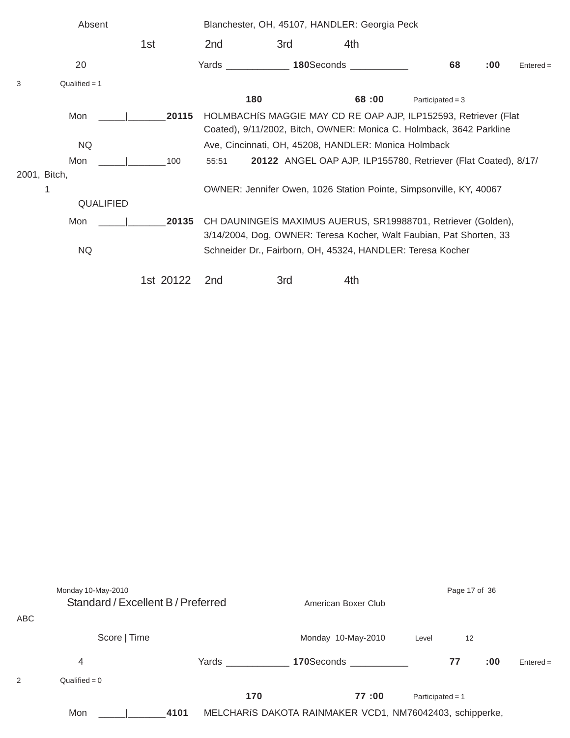Absent Blanchester, OH, 45107, HANDLER: Georgia Peck

1st 2nd 3rd 4th

20 Yards ____________ **180**Seconds ___________ **68** **:00** Entered = 3 Qualified = 1

**180** **68 :00** Participated = 3

Mon _____|_______**20115** HOLMBACHíS MAGGIE MAY CD RE OAP AJP, ILP152593, Retriever (Flat Coated), 9/11/2002, Bitch, OWNER: Monica C. Holmback, 3642 Parkline Ave, Cincinnati, OH, 45208, HANDLER: Monica Holmback

NQ

Mon _____|_______100 55:51 **20122** ANGEL OAP AJP, ILP155780, Retriever (Flat Coated), 8/17/2001, Bitch, OWNER: Jennifer Owen, 1026 Station Pointe, Simpsonville, KY, 40067

1

QUALIFIED

Mon _____|_______**20135** CH DAUNINGEíS MAXIMUS AUERUS, SR19988701, Retriever (Golden), 3/14/2004, Dog, OWNER: Teresa Kocher, Walt Faubian, Pat Shorten, 33 Schneider Dr., Fairborn, OH, 45324, HANDLER: Teresa Kocher

NQ

1st 20122 2nd 3rd 4th

Monday 10-May-2010

Standard / Excellent B / Preferred American Boxer Club ABC

Score | Time Monday 10-May-2010 Level 12

4 Yards ____________ **170**Seconds ___________ **77** **:00** Entered = 2 Qualified = 0

**170** **77 :00** Participated = 1

Mon _____|_______**4101** MELCHARíS DAKOTA RAINMAKER VCD1, NM76042403, schipperke,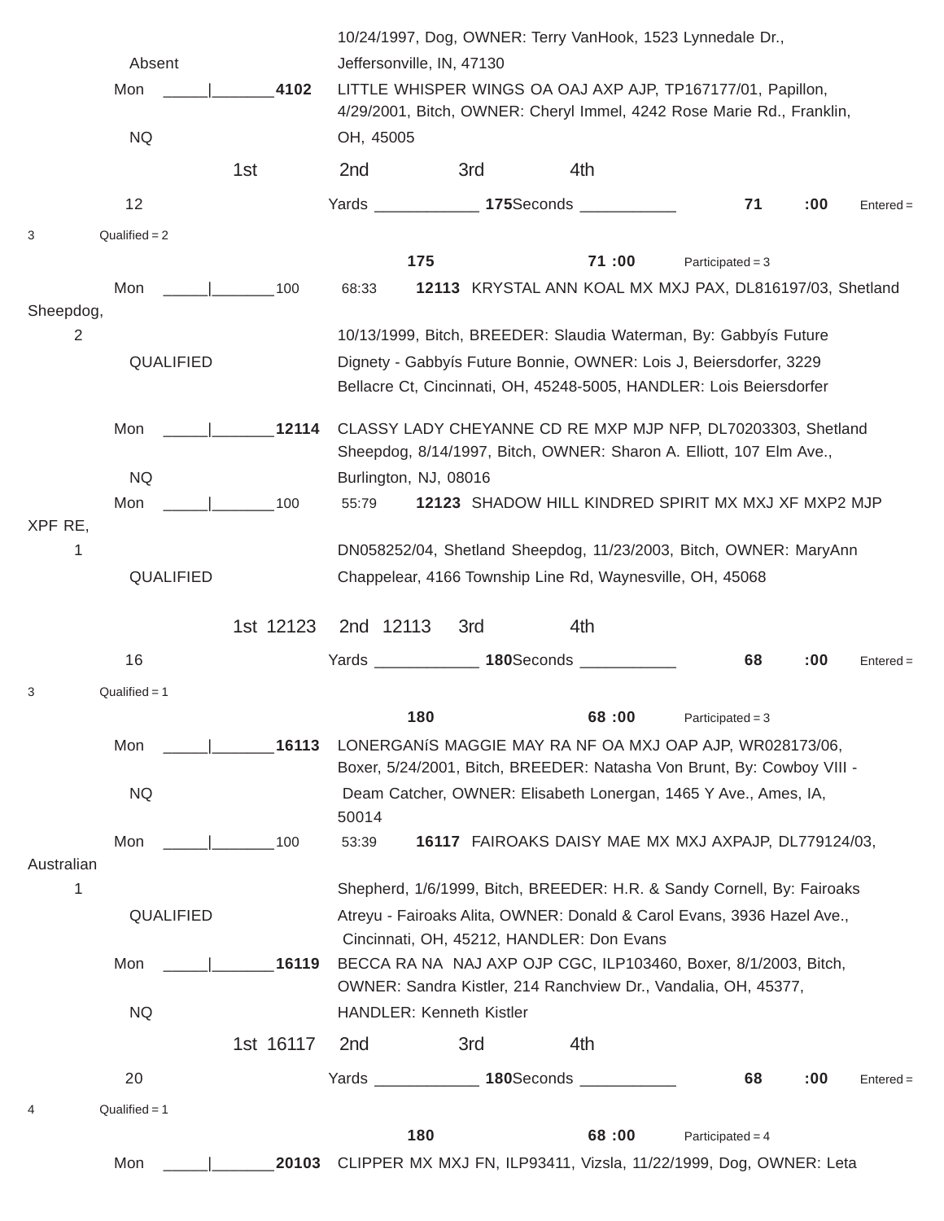10/24/1997, Dog, OWNER: Terry VanHook, 1523 Lynnedale Dr., Jeffersonville, IN, 47130

Absent

Mon _____|_______**4102** LITTLE WHISPER WINGS OA OAJ AXP AJP, TP167177/01, Papillon, 4/29/2001, Bitch, OWNER: Cheryl Immel, 4242 Rose Marie Rd., Franklin, OH, 45005

NQ

1st 2nd 3rd 4th

12 Yards ____________ **175**Seconds ___________ **71** **:00** Entered = 3 Qualified = 2

**175** **71 :00** Participated = 3

Mon _____|_______100 68:33 **12113** KRYSTAL ANN KOAL MX MXJ PAX, DL816197/03, Shetland Sheepdog, 10/13/1999, Bitch, BREEDER: Slaudia Waterman, By: Gabbyís Future Dignety - Gabbyís Future Bonnie, OWNER: Lois J, Beiersdorfer, 3229 Bellacre Ct, Cincinnati, OH, 45248-5005, HANDLER: Lois Beiersdorfer

2

QUALIFIED

Mon _____|_______**12114** CLASSY LADY CHEYANNE CD RE MXP MJP NFP, DL70203303, Shetland Sheepdog, 8/14/1997, Bitch, OWNER: Sharon A. Elliott, 107 Elm Ave., Burlington, NJ, 08016

NQ

Mon _____|_______100 55:79 **12123** SHADOW HILL KINDRED SPIRIT MX MXJ XF MXP2 MJP XPF RE, DN058252/04, Shetland Sheepdog, 11/23/2003, Bitch, OWNER: MaryAnn Chappelear, 4166 Township Line Rd, Waynesville, OH, 45068

1

QUALIFIED

1st 12123 2nd 12113 3rd 4th

16 Yards ____________ **180**Seconds ___________ **68** **:00** Entered = 3 Qualified = 1

**180** **68 :00** Participated = 3

Mon _____|_______**16113** LONERGANíS MAGGIE MAY RA NF OA MXJ OAP AJP, WR028173/06, Boxer, 5/24/2001, Bitch, BREEDER: Natasha Von Brunt, By: Cowboy VIII - Deam Catcher, OWNER: Elisabeth Lonergan, 1465 Y Ave., Ames, IA, 50014

NQ

Mon _____|_______100 53:39 **16117** FAIROAKS DAISY MAE MX MXJ AXPAJP, DL779124/03, Australian Shepherd, 1/6/1999, Bitch, BREEDER: H.R. & Sandy Cornell, By: Fairoaks Atreyu - Fairoaks Alita, OWNER: Donald & Carol Evans, 3936 Hazel Ave., Cincinnati, OH, 45212, HANDLER: Don Evans

1

QUALIFIED

Mon _____|_______**16119** BECCA RA NA NAJ AXP OJP CGC, ILP103460, Boxer, 8/1/2003, Bitch, OWNER: Sandra Kistler, 214 Ranchview Dr., Vandalia, OH, 45377, HANDLER: Kenneth Kistler

NQ

1st 16117 2nd 3rd 4th

20 Yards ____________ **180**Seconds ___________ **68** **:00** Entered = 4 Qualified = 1

**180** **68 :00** Participated = 4

Mon _____|_______**20103** CLIPPER MX MXJ FN, ILP93411, Vizsla, 11/22/1999, Dog, OWNER: Leta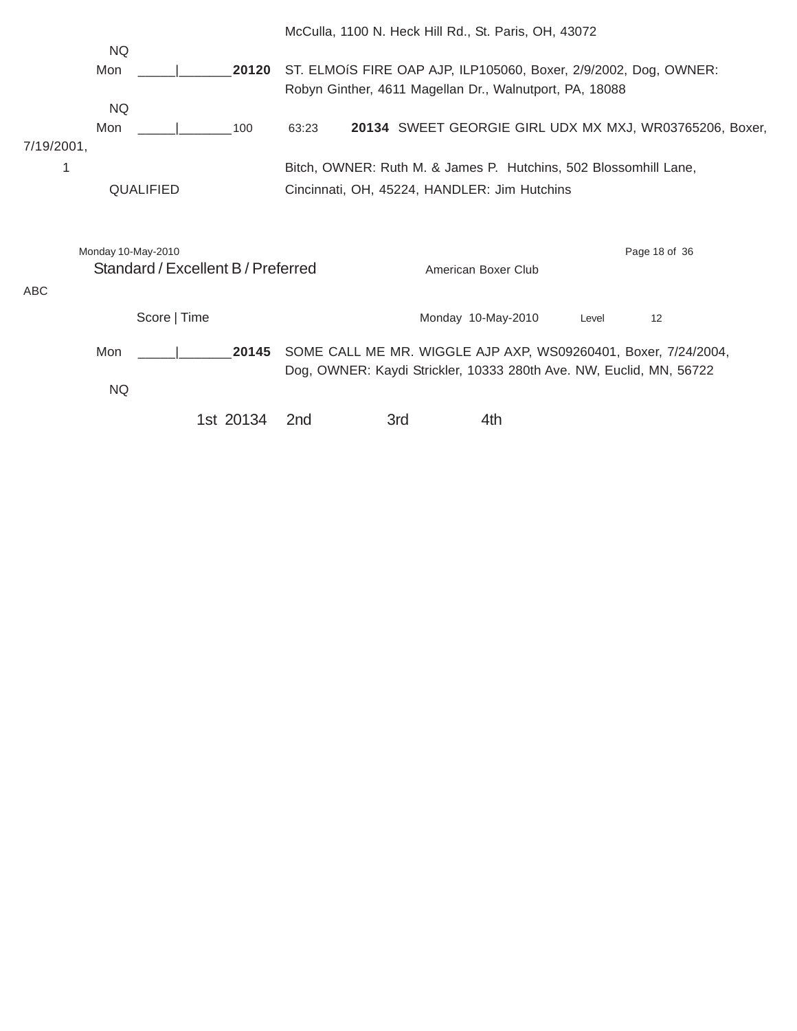McCulla, 1100 N. Heck Hill Rd., St. Paris, OH, 43072

NQ

Mon _____|_______**20120** ST. ELMOíS FIRE OAP AJP, ILP105060, Boxer, 2/9/2002, Dog, OWNER: Robyn Ginther, 4611 Magellan Dr., Walnutport, PA, 18088

NQ

Mon _____|_______100 63:23 **20134** SWEET GEORGIE GIRL UDX MX MXJ, WR03765206, Boxer, 7/19/2001, Bitch, OWNER: Ruth M. & James P. Hutchins, 502 Blossomhill Lane, Cincinnati, OH, 45224, HANDLER: Jim Hutchins

1

QUALIFIED

## Standard / Excellent B / Preferred

American Boxer Club

ABC

Score | Time — Monday 10-May-2010 — Level 12

Mon _____|_______**20145** SOME CALL ME MR. WIGGLE AJP AXP, WS09260401, Boxer, 7/24/2004, Dog, OWNER: Kaydi Strickler, 10333 280th Ave. NW, Euclid, MN, 56722

NQ

1st 20134 2nd 3rd 4th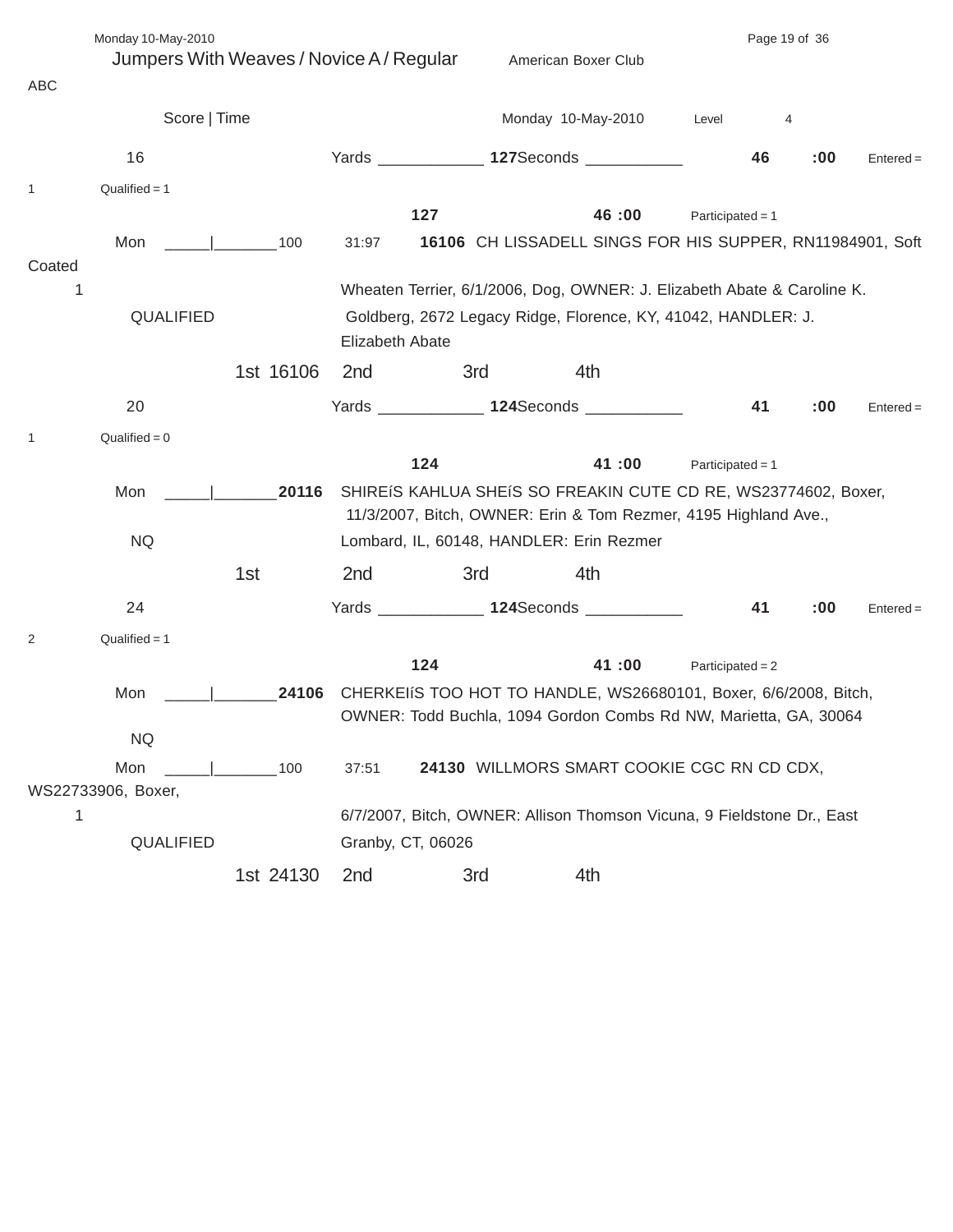Jumpers With Weaves / Novice A / Regular    American Boxer Club

ABC

Score | Time    Monday 10-May-2010    Level 4

16    Yards ____________ **127** Seconds ___________ **46** **:00** Entered = 1    Qualified = 1

**127**    **46 :00**    Participated = 1

Mon _____|_______100    31:97    **16106** CH LISSADELL SINGS FOR HIS SUPPER, RN11984901, Soft Coated Wheaten Terrier, 6/1/2006, Dog, OWNER: J. Elizabeth Abate & Caroline K. Goldberg, 2672 Legacy Ridge, Florence, KY, 41042, HANDLER: J. Elizabeth Abate

1

QUALIFIED

1st 16106    2nd    3rd    4th

20    Yards ____________ **124** Seconds ___________ **41** **:00** Entered = 1    Qualified = 0

**124**    **41 :00**    Participated = 1

Mon _____|_______**20116**    SHIREíS KAHLUA SHEíS SO FREAKIN CUTE CD RE, WS23774602, Boxer, 11/3/2007, Bitch, OWNER: Erin & Tom Rezmer, 4195 Highland Ave., Lombard, IL, 60148, HANDLER: Erin Rezmer

NQ

1st    2nd    3rd    4th

24    Yards ____________ **124** Seconds ___________ **41** **:00** Entered = 2    Qualified = 1

**124**    **41 :00**    Participated = 2

Mon _____|_______**24106**    CHERKEIíS TOO HOT TO HANDLE, WS26680101, Boxer, 6/6/2008, Bitch, OWNER: Todd Buchla, 1094 Gordon Combs Rd NW, Marietta, GA, 30064

NQ

Mon _____|_______100    37:51    **24130** WILLMORS SMART COOKIE CGC RN CD CDX, WS22733906, Boxer, 6/7/2007, Bitch, OWNER: Allison Thomson Vicuna, 9 Fieldstone Dr., East Granby, CT, 06026

1

QUALIFIED

1st 24130    2nd    3rd    4th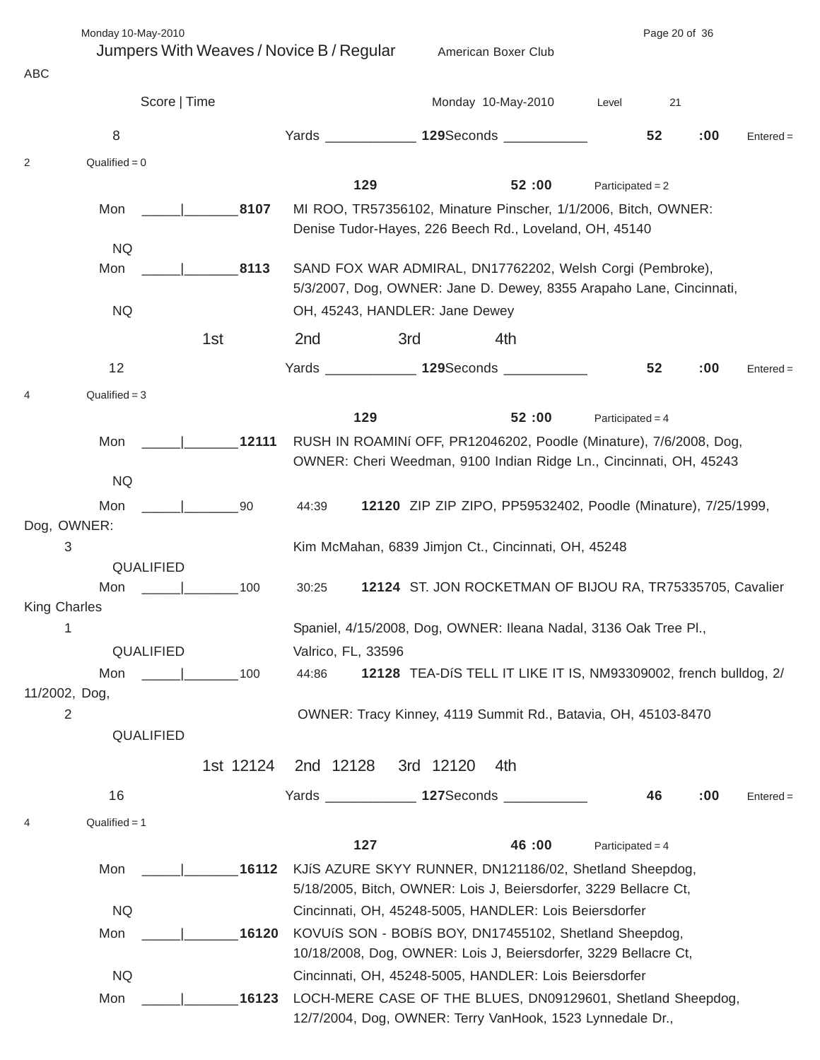## Jumpers With Weaves / Novice B / Regular

American Boxer Club

ABC

Score | Time

Monday 10-May-2010 Level 21

**8** Yards ____________ **129** Seconds ___________ **52 :00** Entered = 2 Qualified = 0

**129** **52 :00** Participated = 2

Mon _____|_______ **8107** MI ROO, TR57356102, Minature Pinscher, 1/1/2006, Bitch, OWNER: Denise Tudor-Hayes, 226 Beech Rd., Loveland, OH, 45140
NQ

Mon _____|_______ **8113** SAND FOX WAR ADMIRAL, DN17762202, Welsh Corgi (Pembroke), 5/3/2007, Dog, OWNER: Jane D. Dewey, 8355 Arapaho Lane, Cincinnati, OH, 45243, HANDLER: Jane Dewey
NQ

1st 2nd 3rd 4th

**12** Yards ____________ **129** Seconds ___________ **52 :00** Entered = 4 Qualified = 3

**129** **52 :00** Participated = 4

Mon _____|_______ **12111** RUSH IN ROAMINí OFF, PR12046202, Poodle (Minature), 7/6/2008, Dog, OWNER: Cheri Weedman, 9100 Indian Ridge Ln., Cincinnati, OH, 45243
NQ

Mon _____|_______ 90 44:39 **12120** ZIP ZIP ZIPO, PP59532402, Poodle (Minature), 7/25/1999, Dog, OWNER: Kim McMahan, 6839 Jimjon Ct., Cincinnati, OH, 45248
3
QUALIFIED

Mon _____|_______ 100 30:25 **12124** ST. JON ROCKETMAN OF BIJOU RA, TR75335705, Cavalier King Charles Spaniel, 4/15/2008, Dog, OWNER: Ileana Nadal, 3136 Oak Tree Pl., Valrico, FL, 33596
1
QUALIFIED

Mon _____|_______ 100 44:86 **12128** TEA-DíS TELL IT LIKE IT IS, NM93309002, french bulldog, 2/11/2002, Dog, OWNER: Tracy Kinney, 4119 Summit Rd., Batavia, OH, 45103-8470
2
QUALIFIED

1st 12124 2nd 12128 3rd 12120 4th

**16** Yards ____________ **127** Seconds ___________ **46 :00** Entered = 4 Qualified = 1

**127** **46 :00** Participated = 4

Mon _____|_______ **16112** KJíS AZURE SKYY RUNNER, DN121186/02, Shetland Sheepdog, 5/18/2005, Bitch, OWNER: Lois J, Beiersdorfer, 3229 Bellacre Ct, Cincinnati, OH, 45248-5005, HANDLER: Lois Beiersdorfer
NQ

Mon _____|_______ **16120** KOVUíS SON - BOBíS BOY, DN17455102, Shetland Sheepdog, 10/18/2008, Dog, OWNER: Lois J, Beiersdorfer, 3229 Bellacre Ct, Cincinnati, OH, 45248-5005, HANDLER: Lois Beiersdorfer
NQ

Mon _____|_______ **16123** LOCH-MERE CASE OF THE BLUES, DN09129601, Shetland Sheepdog, 12/7/2004, Dog, OWNER: Terry VanHook, 1523 Lynnedale Dr.,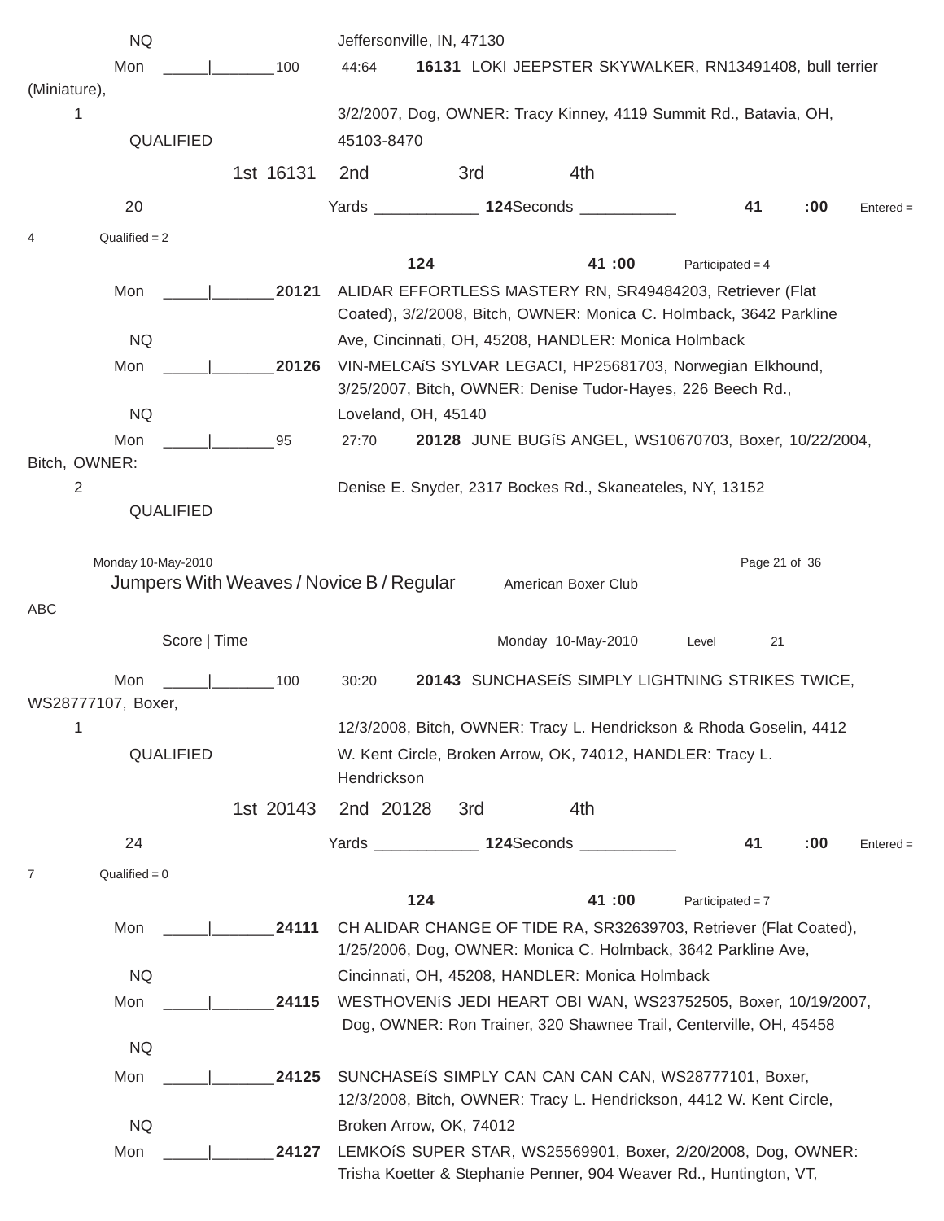NQ Jeffersonville, IN, 47130

Mon _____|_______100 44:64 **16131** LOKI JEEPSTER SKYWALKER, RN13491408, bull terrier (Miniature),

1 3/2/2007, Dog, OWNER: Tracy Kinney, 4119 Summit Rd., Batavia, OH,

QUALIFIED 45103-8470

1st 16131 2nd 3rd 4th

20 Yards ____________ **124**Seconds ___________ **41** **:00** Entered = 4 Qualified = 2

**124** **41 :00** Participated = 4

Mon _____|_______**20121** ALIDAR EFFORTLESS MASTERY RN, SR49484203, Retriever (Flat Coated), 3/2/2008, Bitch, OWNER: Monica C. Holmback, 3642 Parkline

NQ Ave, Cincinnati, OH, 45208, HANDLER: Monica Holmback

Mon _____|_______**20126** VIN-MELCAíS SYLVAR LEGACI, HP25681703, Norwegian Elkhound, 3/25/2007, Bitch, OWNER: Denise Tudor-Hayes, 226 Beech Rd.,

NQ Loveland, OH, 45140

Mon _____|_______95 27:70 **20128** JUNE BUGíS ANGEL, WS10670703, Boxer, 10/22/2004, Bitch, OWNER:

2 Denise E. Snyder, 2317 Bockes Rd., Skaneateles, NY, 13152

QUALIFIED

Monday 10-May-2010

## Jumpers With Weaves / Novice B / Regular

American Boxer Club

ABC

Score | Time Monday 10-May-2010 Level 21

Mon _____|_______100 30:20 **20143** SUNCHASEíS SIMPLY LIGHTNING STRIKES TWICE, WS28777107, Boxer,

1 12/3/2008, Bitch, OWNER: Tracy L. Hendrickson & Rhoda Goselin, 4412

QUALIFIED W. Kent Circle, Broken Arrow, OK, 74012, HANDLER: Tracy L. Hendrickson

1st 20143 2nd 20128 3rd 4th

24 Yards ____________ **124**Seconds ___________ **41** **:00** Entered = 7 Qualified = 0

**124** **41 :00** Participated = 7

Mon _____|_______**24111** CH ALIDAR CHANGE OF TIDE RA, SR32639703, Retriever (Flat Coated), 1/25/2006, Dog, OWNER: Monica C. Holmback, 3642 Parkline Ave,

NQ Cincinnati, OH, 45208, HANDLER: Monica Holmback

Mon _____|_______**24115** WESTHOVENíS JEDI HEART OBI WAN, WS23752505, Boxer, 10/19/2007, Dog, OWNER: Ron Trainer, 320 Shawnee Trail, Centerville, OH, 45458

NQ

Mon _____|_______**24125** SUNCHASEíS SIMPLY CAN CAN CAN CAN, WS28777101, Boxer, 12/3/2008, Bitch, OWNER: Tracy L. Hendrickson, 4412 W. Kent Circle,

NQ Broken Arrow, OK, 74012

Mon _____|_______**24127** LEMKOíS SUPER STAR, WS25569901, Boxer, 2/20/2008, Dog, OWNER: Trisha Koetter & Stephanie Penner, 904 Weaver Rd., Huntington, VT,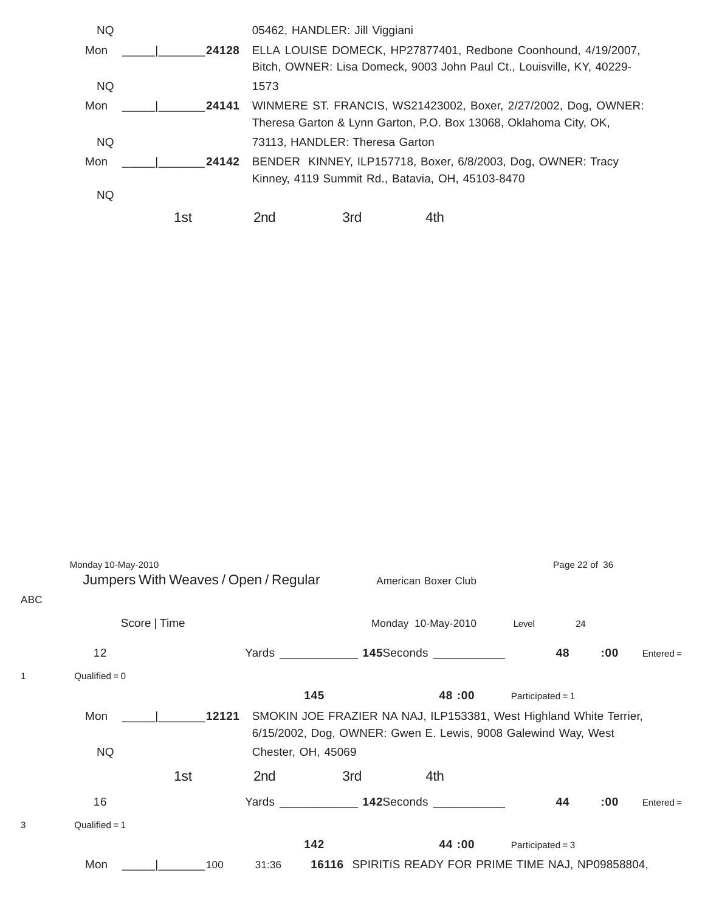NQ 05462, HANDLER: Jill Viggiani

Mon _____|_______**24128** ELLA LOUISE DOMECK, HP27877401, Redbone Coonhound, 4/19/2007, Bitch, OWNER: Lisa Domeck, 9003 John Paul Ct., Louisville, KY, 40229-

NQ 1573

Mon _____|_______**24141** WINMERE ST. FRANCIS, WS21423002, Boxer, 2/27/2002, Dog, OWNER: Theresa Garton & Lynn Garton, P.O. Box 13068, Oklahoma City, OK,

NQ 73113, HANDLER: Theresa Garton

Mon _____|_______**24142** BENDER KINNEY, ILP157718, Boxer, 6/8/2003, Dog, OWNER: Tracy Kinney, 4119 Summit Rd., Batavia, OH, 45103-8470

NQ

1st 2nd 3rd 4th

Monday 10-May-2010

## Jumpers With Weaves / Open / Regular

American Boxer Club

ABC

Score | Time Monday 10-May-2010 Level 24

12 Yards ____________ **145**Seconds ___________ **48** **:00** Entered = 1 Qualified = 0

**145** **48 :00** Participated = 1

Mon _____|_______**12121** SMOKIN JOE FRAZIER NA NAJ, ILP153381, West Highland White Terrier, 6/15/2002, Dog, OWNER: Gwen E. Lewis, 9008 Galewind Way, West

NQ Chester, OH, 45069

1st 2nd 3rd 4th

16 Yards ____________ **142**Seconds ___________ **44** **:00** Entered = 3 Qualified = 1

**142** **44 :00** Participated = 3

Mon _____|_______100 31:36 **16116** SPIRITíS READY FOR PRIME TIME NAJ, NP09858804,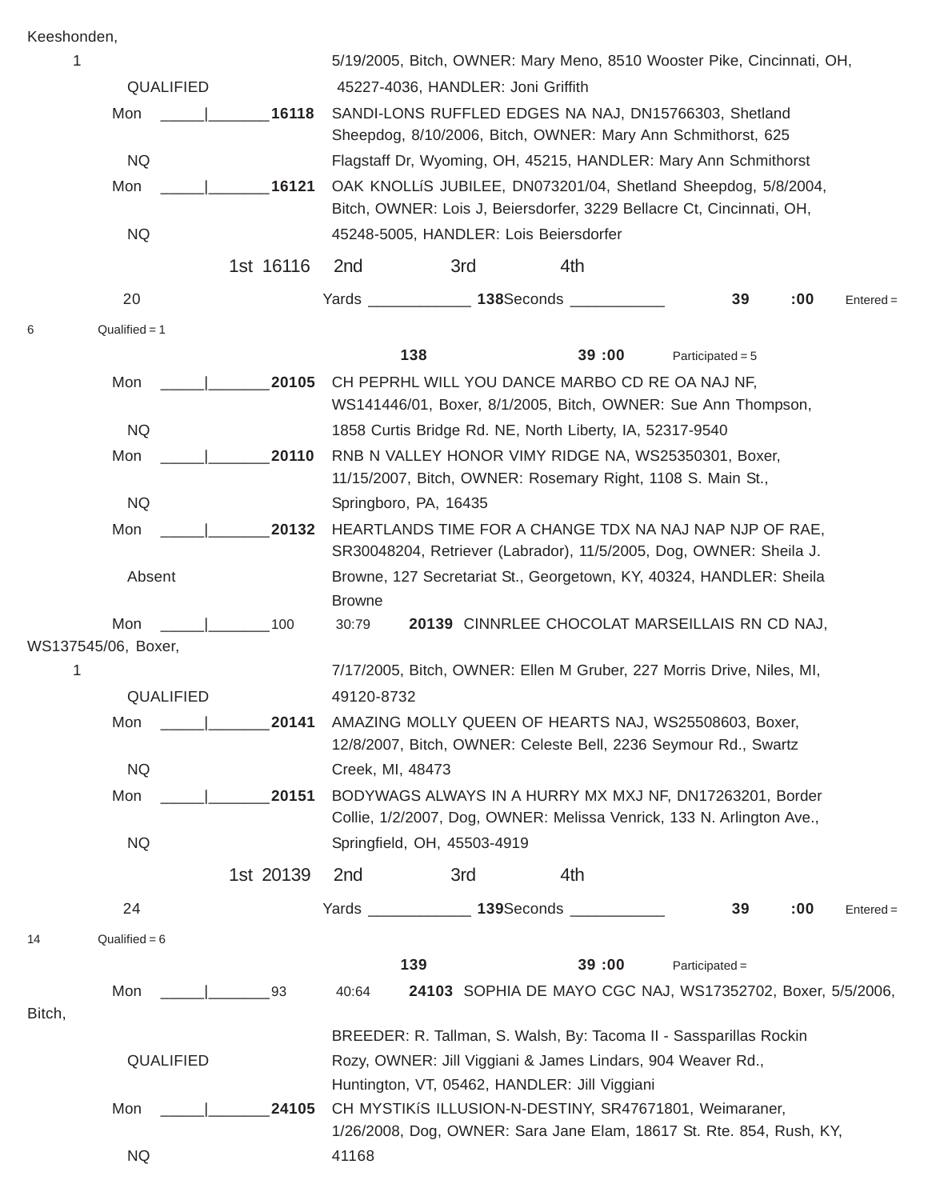Keeshonden,

1 — 5/19/2005, Bitch, OWNER: Mary Meno, 8510 Wooster Pike, Cincinnati, OH,

QUALIFIED — 45227-4036, HANDLER: Joni Griffith

Mon _____|_______**16118** SANDI-LONS RUFFLED EDGES NA NAJ, DN15766303, Shetland Sheepdog, 8/10/2006, Bitch, OWNER: Mary Ann Schmithorst, 625

NQ — Flagstaff Dr, Wyoming, OH, 45215, HANDLER: Mary Ann Schmithorst

Mon _____|_______**16121** OAK KNOLLíS JUBILEE, DN073201/04, Shetland Sheepdog, 5/8/2004, Bitch, OWNER: Lois J, Beiersdorfer, 3229 Bellacre Ct, Cincinnati, OH,

NQ — 45248-5005, HANDLER: Lois Beiersdorfer

1st 16116 2nd 3rd 4th

20 Yards ____________ **138**Seconds ___________ **39** **:00** Entered = 6 Qualified = 1

**138** **39 :00** Participated = 5

Mon _____|_______**20105** CH PEPRHL WILL YOU DANCE MARBO CD RE OA NAJ NF, WS141446/01, Boxer, 8/1/2005, Bitch, OWNER: Sue Ann Thompson,

NQ — 1858 Curtis Bridge Rd. NE, North Liberty, IA, 52317-9540

Mon _____|_______**20110** RNB N VALLEY HONOR VIMY RIDGE NA, WS25350301, Boxer, 11/15/2007, Bitch, OWNER: Rosemary Right, 1108 S. Main St.,

NQ — Springboro, PA, 16435

Mon _____|_______**20132** HEARTLANDS TIME FOR A CHANGE TDX NA NAJ NAP NJP OF RAE, SR30048204, Retriever (Labrador), 11/5/2005, Dog, OWNER: Sheila J.

Absent — Browne, 127 Secretariat St., Georgetown, KY, 40324, HANDLER: Sheila Browne

Mon _____|_______100 30:79 **20139** CINNRLEE CHOCOLAT MARSEILLAIS RN CD NAJ, WS137545/06, Boxer,

1 — 7/17/2005, Bitch, OWNER: Ellen M Gruber, 227 Morris Drive, Niles, MI,

QUALIFIED — 49120-8732

Mon _____|_______**20141** AMAZING MOLLY QUEEN OF HEARTS NAJ, WS25508603, Boxer, 12/8/2007, Bitch, OWNER: Celeste Bell, 2236 Seymour Rd., Swartz

NQ — Creek, MI, 48473

Mon _____|_______**20151** BODYWAGS ALWAYS IN A HURRY MX MXJ NF, DN17263201, Border Collie, 1/2/2007, Dog, OWNER: Melissa Venrick, 133 N. Arlington Ave.,

NQ — Springfield, OH, 45503-4919

1st 20139 2nd 3rd 4th

24 Yards ____________ **139**Seconds ___________ **39** **:00** Entered = 14 Qualified = 6

**139** **39 :00** Participated =

Mon _____|_______93 40:64 **24103** SOPHIA DE MAYO CGC NAJ, WS17352702, Boxer, 5/5/2006, Bitch,

BREEDER: R. Tallman, S. Walsh, By: Tacoma II - Sassparillas Rockin

QUALIFIED — Rozy, OWNER: Jill Viggiani & James Lindars, 904 Weaver Rd., Huntington, VT, 05462, HANDLER: Jill Viggiani

Mon _____|_______**24105** CH MYSTIKíS ILLUSION-N-DESTINY, SR47671801, Weimaraner, 1/26/2008, Dog, OWNER: Sara Jane Elam, 18617 St. Rte. 854, Rush, KY,

NQ — 41168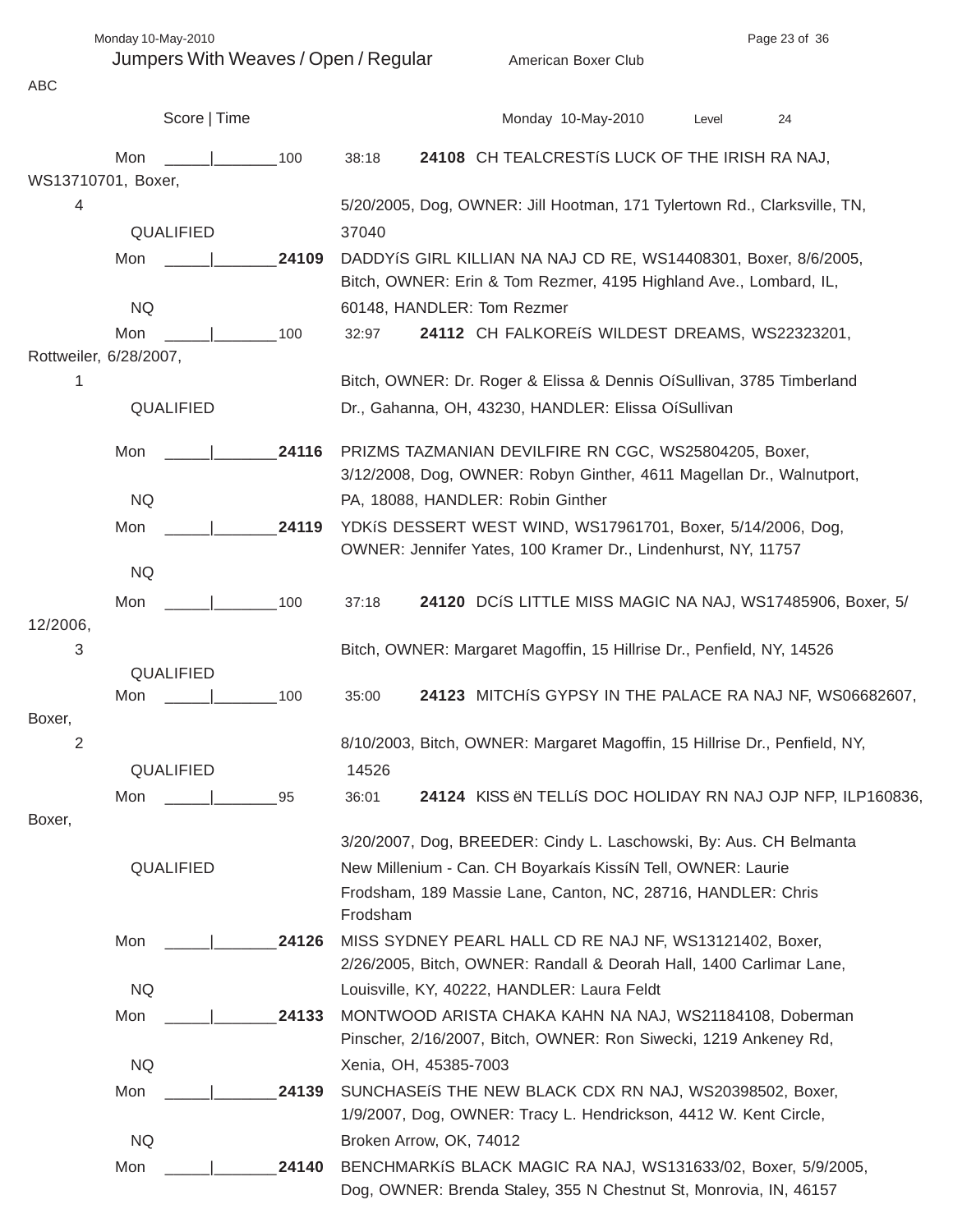## Jumpers With Weaves / Open / Regular

American Boxer Club

ABC

Score | Time — Monday 10-May-2010 — Level 24

| Day | Score \| Time | Armband | Entry | Result |
|---|---|---|---|---|
| Mon | _____\|_______ 100 38:18 | 24108 | CH TEALCRESTíS LUCK OF THE IRISH RA NAJ, WS13710701, Boxer, 5/20/2005, Dog, OWNER: Jill Hootman, 171 Tylertown Rd., Clarksville, TN, 37040 | 4 QUALIFIED |
| Mon | _____\|_______ | 24109 | DADDYíS GIRL KILLIAN NA NAJ CD RE, WS14408301, Boxer, 8/6/2005, Bitch, OWNER: Erin & Tom Rezmer, 4195 Highland Ave., Lombard, IL, 60148, HANDLER: Tom Rezmer | NQ |
| Mon | _____\|_______ 100 32:97 | 24112 | CH FALKOREíS WILDEST DREAMS, WS22323201, Rottweiler, 6/28/2007, Bitch, OWNER: Dr. Roger & Elissa & Dennis OíSullivan, 3785 Timberland Dr., Gahanna, OH, 43230, HANDLER: Elissa OíSullivan | 1 QUALIFIED |
| Mon | _____\|_______ | 24116 | PRIZMS TAZMANIAN DEVILFIRE RN CGC, WS25804205, Boxer, 3/12/2008, Dog, OWNER: Robyn Ginther, 4611 Magellan Dr., Walnutport, PA, 18088, HANDLER: Robin Ginther | NQ |
| Mon | _____\|_______ | 24119 | YDKíS DESSERT WEST WIND, WS17961701, Boxer, 5/14/2006, Dog, OWNER: Jennifer Yates, 100 Kramer Dr., Lindenhurst, NY, 11757 | NQ |
| Mon | _____\|_______ 100 37:18 | 24120 | DCíS LITTLE MISS MAGIC NA NAJ, WS17485906, Boxer, 5/12/2006, Bitch, OWNER: Margaret Magoffin, 15 Hillrise Dr., Penfield, NY, 14526 | 3 QUALIFIED |
| Mon | _____\|_______ 100 35:00 | 24123 | MITCHíS GYPSY IN THE PALACE RA NAJ NF, WS06682607, Boxer, 8/10/2003, Bitch, OWNER: Margaret Magoffin, 15 Hillrise Dr., Penfield, NY, 14526 | 2 QUALIFIED |
| Mon | _____\|_______ 95 36:01 | 24124 | KISS ëN TELLíS DOC HOLIDAY RN NAJ OJP NFP, ILP160836, Boxer, 3/20/2007, Dog, BREEDER: Cindy L. Laschowski, By: Aus. CH Belmanta New Millenium - Can. CH Boyarkaís KissíN Tell, OWNER: Laurie Frodsham, 189 Massie Lane, Canton, NC, 28716, HANDLER: Chris Frodsham | QUALIFIED |
| Mon | _____\|_______ | 24126 | MISS SYDNEY PEARL HALL CD RE NAJ NF, WS13121402, Boxer, 2/26/2005, Bitch, OWNER: Randall & Deorah Hall, 1400 Carlimar Lane, Louisville, KY, 40222, HANDLER: Laura Feldt | NQ |
| Mon | _____\|_______ | 24133 | MONTWOOD ARISTA CHAKA KAHN NA NAJ, WS21184108, Doberman Pinscher, 2/16/2007, Bitch, OWNER: Ron Siwecki, 1219 Ankeney Rd, Xenia, OH, 45385-7003 | NQ |
| Mon | _____\|_______ | 24139 | SUNCHASEíS THE NEW BLACK CDX RN NAJ, WS20398502, Boxer, 1/9/2007, Dog, OWNER: Tracy L. Hendrickson, 4412 W. Kent Circle, Broken Arrow, OK, 74012 | NQ |
| Mon | _____\|_______ | 24140 | BENCHMARKíS BLACK MAGIC RA NAJ, WS131633/02, Boxer, 5/9/2005, Dog, OWNER: Brenda Staley, 355 N Chestnut St, Monrovia, IN, 46157 | |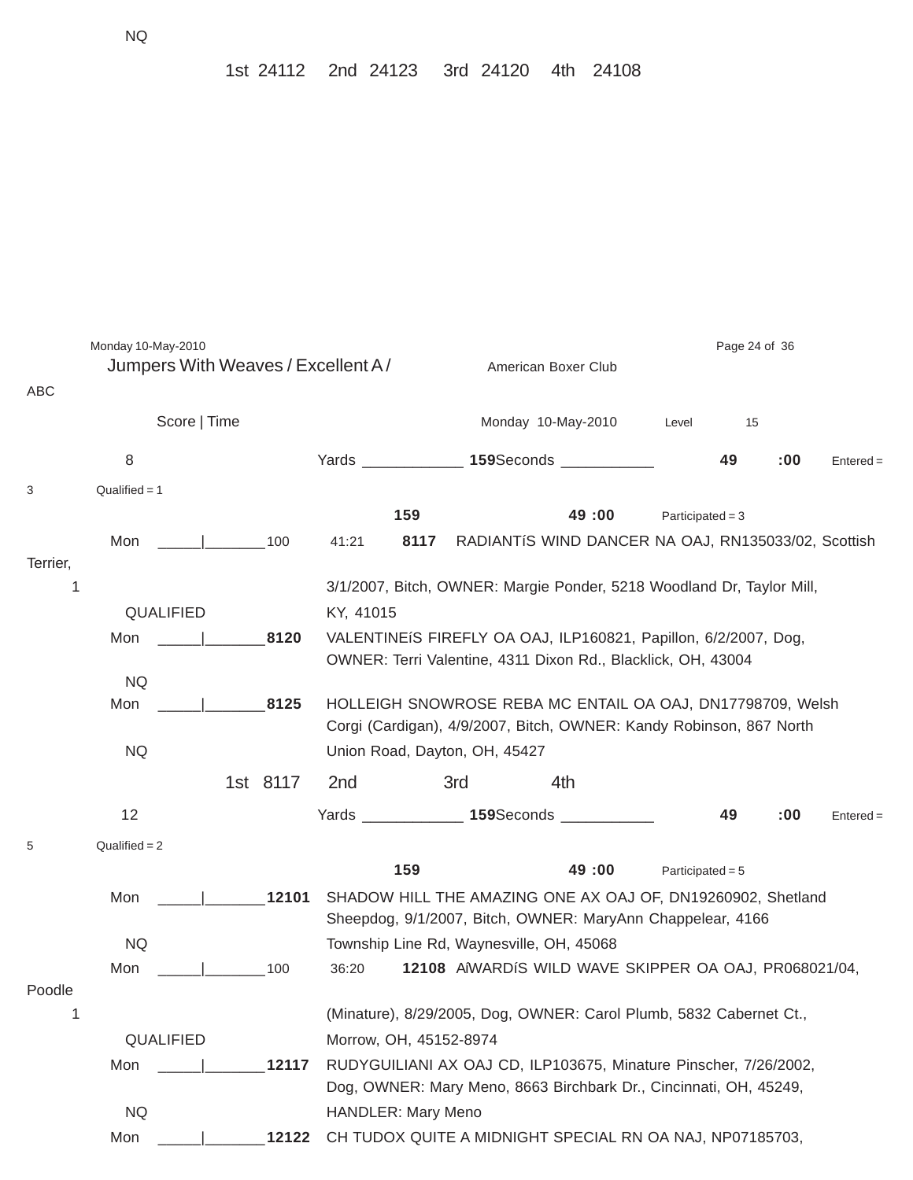NQ

1st 24112 2nd 24123 3rd 24120 4th 24108

Monday 10-May-2010

## Jumpers With Weaves / Excellent A / ABC

American Boxer Club

Score | Time

Monday 10-May-2010 Level 15

**8** Yards ____________ **159** Seconds ___________ **49 :00** Entered = 3 Qualified = 1

**159** **49 :00** Participated = 3

Mon _____|_______100 41:21 **8117** RADIANTíS WIND DANCER NA OAJ, RN135033/02, Scottish Terrier, 3/1/2007, Bitch, OWNER: Margie Ponder, 5218 Woodland Dr, Taylor Mill, KY, 41015

1

QUALIFIED

Mon _____|_______**8120** VALENTINEíS FIREFLY OA OAJ, ILP160821, Papillon, 6/2/2007, Dog, OWNER: Terri Valentine, 4311 Dixon Rd., Blacklick, OH, 43004

NQ

Mon _____|_______**8125** HOLLEIGH SNOWROSE REBA MC ENTAIL OA OAJ, DN17798709, Welsh Corgi (Cardigan), 4/9/2007, Bitch, OWNER: Kandy Robinson, 867 North Union Road, Dayton, OH, 45427

NQ

1st 8117 2nd 3rd 4th

**12** Yards ____________ **159** Seconds ___________ **49 :00** Entered = 5 Qualified = 2

**159** **49 :00** Participated = 5

Mon _____|_______**12101** SHADOW HILL THE AMAZING ONE AX OAJ OF, DN19260902, Shetland Sheepdog, 9/1/2007, Bitch, OWNER: MaryAnn Chappelear, 4166 Township Line Rd, Waynesville, OH, 45068

NQ

Mon _____|_______100 36:20 **12108** AíWARDíS WILD WAVE SKIPPER OA OAJ, PR068021/04, Poodle (Minature), 8/29/2005, Dog, OWNER: Carol Plumb, 5832 Cabernet Ct., Morrow, OH, 45152-8974

1

QUALIFIED

Mon _____|_______**12117** RUDYGUILIANI AX OAJ CD, ILP103675, Minature Pinscher, 7/26/2002, Dog, OWNER: Mary Meno, 8663 Birchbark Dr., Cincinnati, OH, 45249, HANDLER: Mary Meno

NQ

Mon _____|_______**12122** CH TUDOX QUITE A MIDNIGHT SPECIAL RN OA NAJ, NP07185703,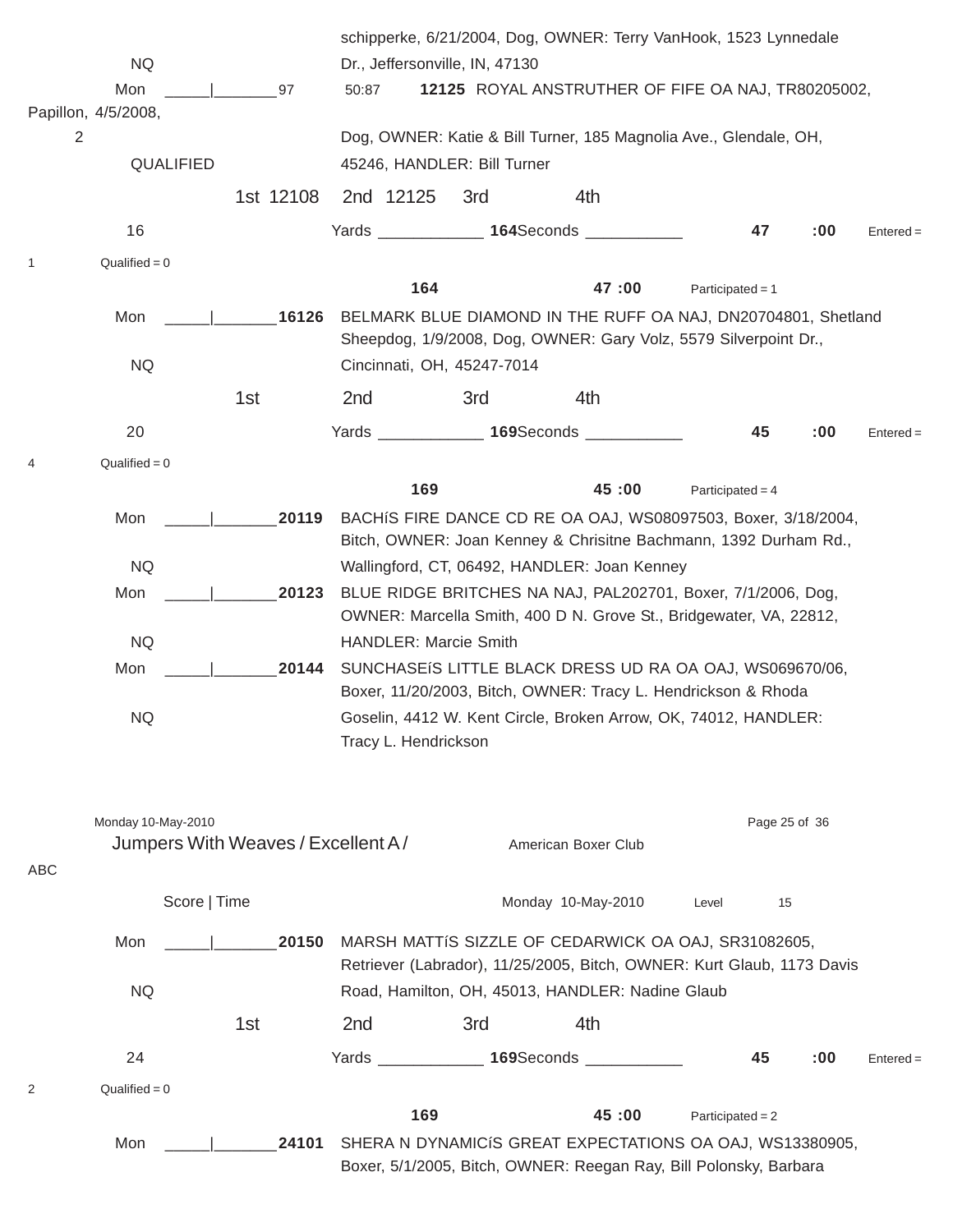schipperke, 6/21/2004, Dog, OWNER: Terry VanHook, 1523 Lynnedale Dr., Jeffersonville, IN, 47130

NQ

Mon _____|_______97 50:87 **12125** ROYAL ANSTRUTHER OF FIFE OA NAJ, TR80205002, Papillon, 4/5/2008, Dog, OWNER: Katie & Bill Turner, 185 Magnolia Ave., Glendale, OH, 45246, HANDLER: Bill Turner

2

QUALIFIED

1st 12108 2nd 12125 3rd 4th

16 Yards ____________ **164**Seconds ___________ **47 :00** Entered = 1 Qualified = 0

**164** **47 :00** Participated = 1

Mon _____|_______**16126** BELMARK BLUE DIAMOND IN THE RUFF OA NAJ, DN20704801, Shetland Sheepdog, 1/9/2008, Dog, OWNER: Gary Volz, 5579 Silverpoint Dr., Cincinnati, OH, 45247-7014

NQ

1st 2nd 3rd 4th

20 Yards ____________ **169**Seconds ___________ **45 :00** Entered = 4 Qualified = 0

**169** **45 :00** Participated = 4

Mon _____|_______**20119** BACHíS FIRE DANCE CD RE OA OAJ, WS08097503, Boxer, 3/18/2004, Bitch, OWNER: Joan Kenney & Chrisitne Bachmann, 1392 Durham Rd., Wallingford, CT, 06492, HANDLER: Joan Kenney

NQ

Mon _____|_______**20123** BLUE RIDGE BRITCHES NA NAJ, PAL202701, Boxer, 7/1/2006, Dog, OWNER: Marcella Smith, 400 D N. Grove St., Bridgewater, VA, 22812, HANDLER: Marcie Smith

NQ

Mon _____|_______**20144** SUNCHASEíS LITTLE BLACK DRESS UD RA OA OAJ, WS069670/06, Boxer, 11/20/2003, Bitch, OWNER: Tracy L. Hendrickson & Rhoda Goselin, 4412 W. Kent Circle, Broken Arrow, OK, 74012, HANDLER: Tracy L. Hendrickson

NQ

Jumpers With Weaves / Excellent A / ABC — American Boxer Club

Score | Time — Monday 10-May-2010 — Level 15

Mon _____|_______**20150** MARSH MATTíS SIZZLE OF CEDARWICK OA OAJ, SR31082605, Retriever (Labrador), 11/25/2005, Bitch, OWNER: Kurt Glaub, 1173 Davis Road, Hamilton, OH, 45013, HANDLER: Nadine Glaub

NQ

1st 2nd 3rd 4th

24 Yards ____________ **169**Seconds ___________ **45 :00** Entered = 2 Qualified = 0

**169** **45 :00** Participated = 2

Mon _____|_______**24101** SHERA N DYNAMICíS GREAT EXPECTATIONS OA OAJ, WS13380905, Boxer, 5/1/2005, Bitch, OWNER: Reegan Ray, Bill Polonsky, Barbara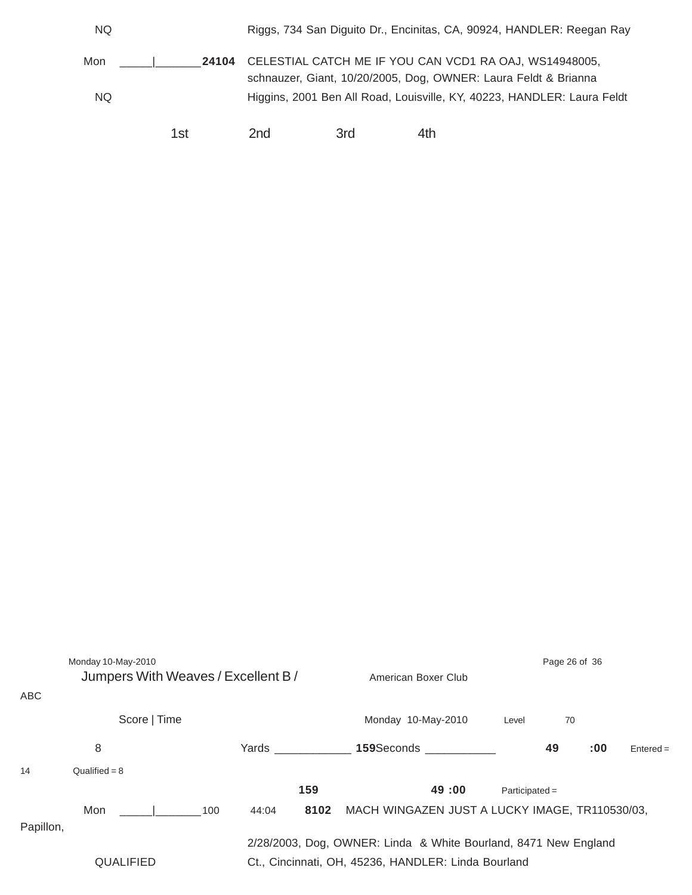NQ Riggs, 734 San Diguito Dr., Encinitas, CA, 90924, HANDLER: Reegan Ray

Mon _____|_______**24104** CELESTIAL CATCH ME IF YOU CAN VCD1 RA OAJ, WS14948005, schnauzer, Giant, 10/20/2005, Dog, OWNER: Laura Feldt & Brianna

NQ Higgins, 2001 Ben All Road, Louisville, KY, 40223, HANDLER: Laura Feldt

1st 2nd 3rd 4th

Monday 10-May-2010

Jumpers With Weaves / Excellent B / ABC

American Boxer Club

Score | Time

Monday 10-May-2010 Level 70

8 Yards ____________ **159** Seconds ___________ **49 :00** Entered = 14 Qualified = 8

**159** **49 :00** Participated =

Mon _____|_______100 44:04 **8102** MACH WINGAZEN JUST A LUCKY IMAGE, TR110530/03, Papillon, 2/28/2003, Dog, OWNER: Linda & White Bourland, 8471 New England

QUALIFIED Ct., Cincinnati, OH, 45236, HANDLER: Linda Bourland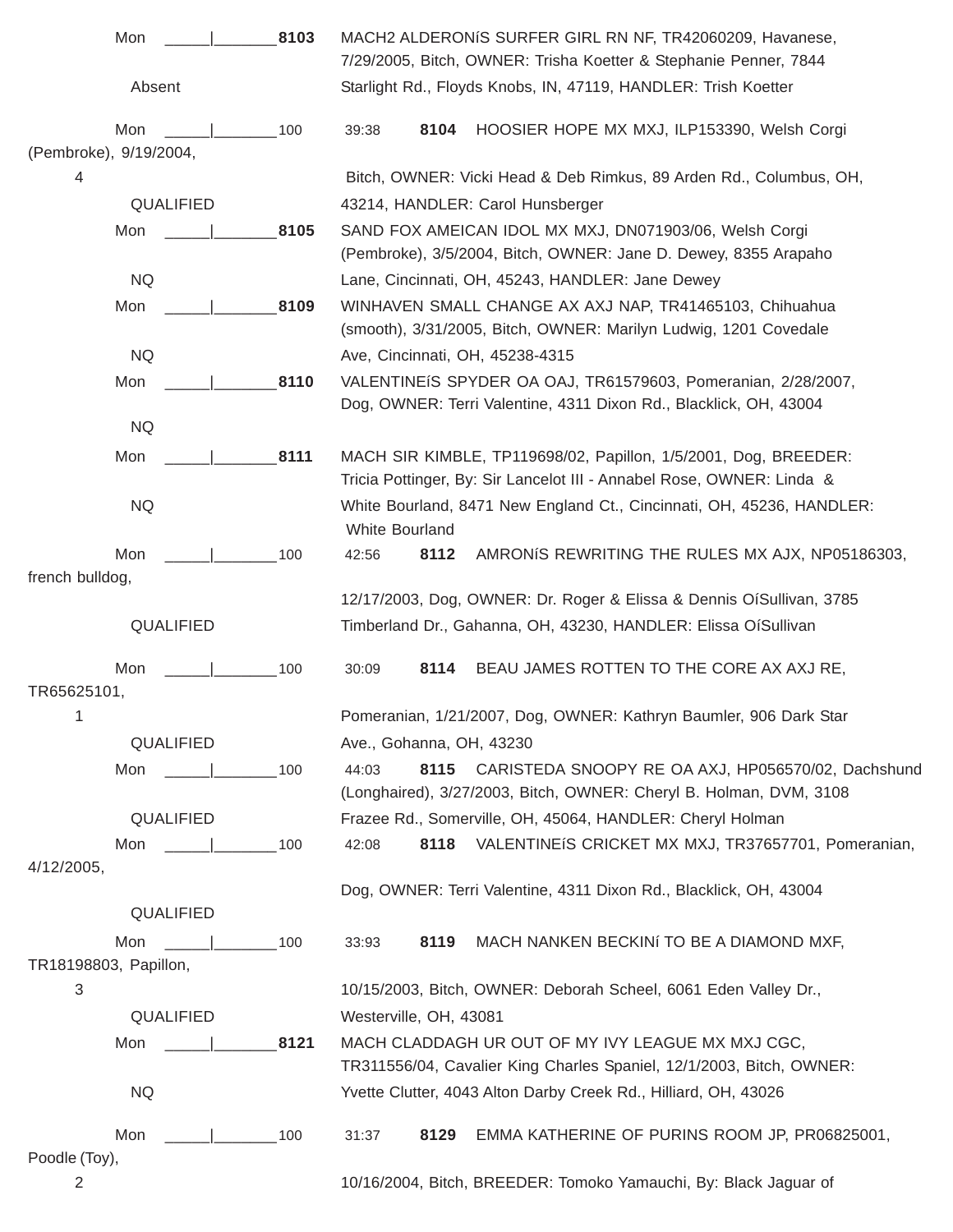Mon _____|_______**8103** MACH2 ALDERONíS SURFER GIRL RN NF, TR42060209, Havanese, 7/29/2005, Bitch, OWNER: Trisha Koetter & Stephanie Penner, 7844

Absent Starlight Rd., Floyds Knobs, IN, 47119, HANDLER: Trish Koetter

Mon _____|_______100 39:38 **8104** HOOSIER HOPE MX MXJ, ILP153390, Welsh Corgi (Pembroke), 9/19/2004,

4 Bitch, OWNER: Vicki Head & Deb Rimkus, 89 Arden Rd., Columbus, OH,

QUALIFIED 43214, HANDLER: Carol Hunsberger

Mon _____|_______**8105** SAND FOX AMEICAN IDOL MX MXJ, DN071903/06, Welsh Corgi (Pembroke), 3/5/2004, Bitch, OWNER: Jane D. Dewey, 8355 Arapaho

NQ Lane, Cincinnati, OH, 45243, HANDLER: Jane Dewey

Mon _____|_______**8109** WINHAVEN SMALL CHANGE AX AXJ NAP, TR41465103, Chihuahua (smooth), 3/31/2005, Bitch, OWNER: Marilyn Ludwig, 1201 Covedale

NQ Ave, Cincinnati, OH, 45238-4315

Mon _____|_______**8110** VALENTINEíS SPYDER OA OAJ, TR61579603, Pomeranian, 2/28/2007, Dog, OWNER: Terri Valentine, 4311 Dixon Rd., Blacklick, OH, 43004

NQ

Mon _____|_______**8111** MACH SIR KIMBLE, TP119698/02, Papillon, 1/5/2001, Dog, BREEDER: Tricia Pottinger, By: Sir Lancelot III - Annabel Rose, OWNER: Linda &

NQ White Bourland, 8471 New England Ct., Cincinnati, OH, 45236, HANDLER: White Bourland

Mon _____|_______100 42:56 **8112** AMRONíS REWRITING THE RULES MX AJX, NP05186303, french bulldog,

12/17/2003, Dog, OWNER: Dr. Roger & Elissa & Dennis OíSullivan, 3785

QUALIFIED Timberland Dr., Gahanna, OH, 43230, HANDLER: Elissa OíSullivan

Mon _____|_______100 30:09 **8114** BEAU JAMES ROTTEN TO THE CORE AX AXJ RE, TR65625101,

1 Pomeranian, 1/21/2007, Dog, OWNER: Kathryn Baumler, 906 Dark Star

QUALIFIED Ave., Gohanna, OH, 43230

Mon _____|_______100 44:03 **8115** CARISTEDA SNOOPY RE OA AXJ, HP056570/02, Dachshund (Longhaired), 3/27/2003, Bitch, OWNER: Cheryl B. Holman, DVM, 3108

QUALIFIED Frazee Rd., Somerville, OH, 45064, HANDLER: Cheryl Holman

Mon _____|_______100 42:08 **8118** VALENTINEíS CRICKET MX MXJ, TR37657701, Pomeranian, 4/12/2005,

Dog, OWNER: Terri Valentine, 4311 Dixon Rd., Blacklick, OH, 43004

QUALIFIED

Mon _____|_______100 33:93 **8119** MACH NANKEN BECKINí TO BE A DIAMOND MXF, TR18198803, Papillon,

3 10/15/2003, Bitch, OWNER: Deborah Scheel, 6061 Eden Valley Dr.,

QUALIFIED Westerville, OH, 43081

Mon _____|_______**8121** MACH CLADDAGH UR OUT OF MY IVY LEAGUE MX MXJ CGC, TR311556/04, Cavalier King Charles Spaniel, 12/1/2003, Bitch, OWNER:

NQ Yvette Clutter, 4043 Alton Darby Creek Rd., Hilliard, OH, 43026

Mon _____|_______100 31:37 **8129** EMMA KATHERINE OF PURINS ROOM JP, PR06825001, Poodle (Toy),

2 10/16/2004, Bitch, BREEDER: Tomoko Yamauchi, By: Black Jaguar of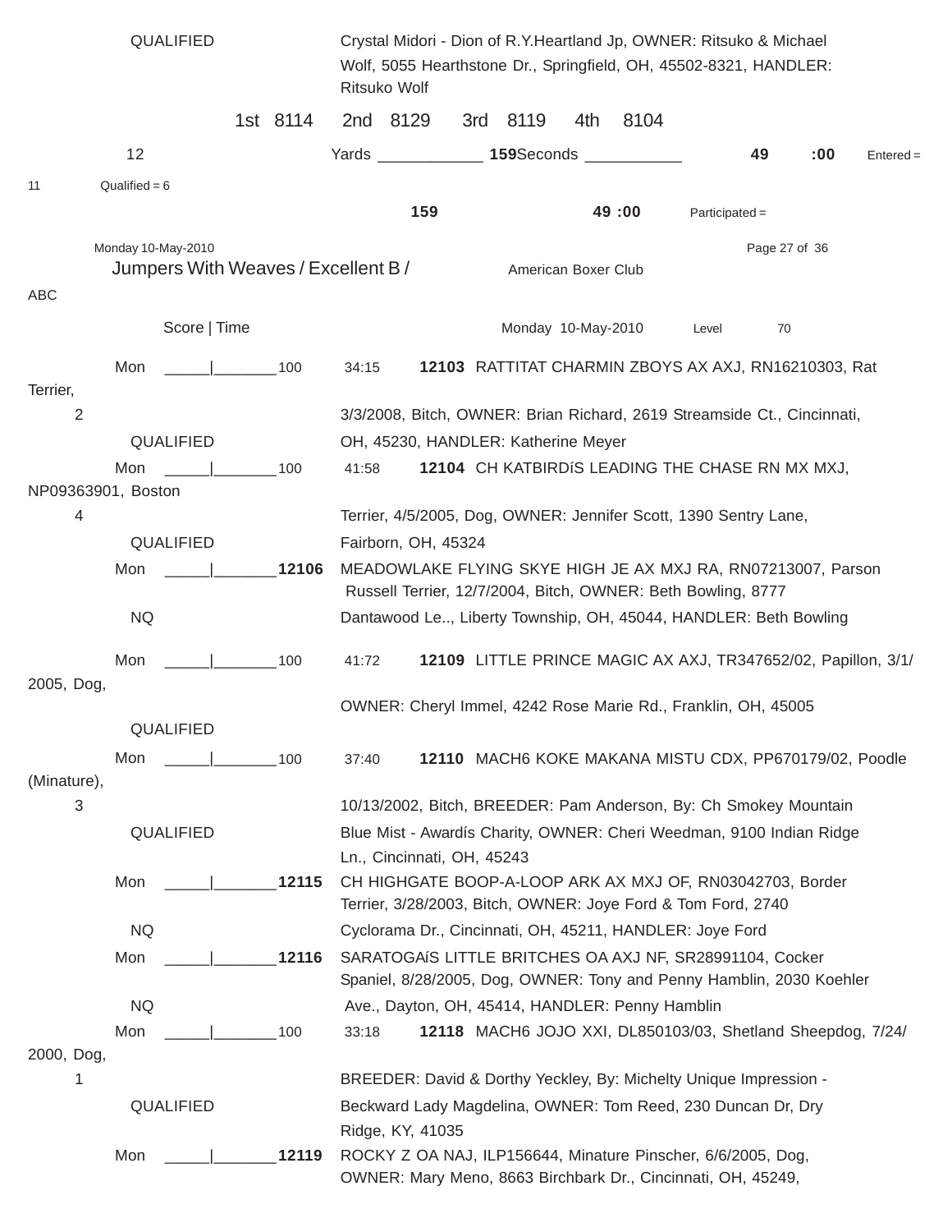QUALIFIED — Crystal Midori - Dion of R.Y.Heartland Jp, OWNER: Ritsuko & Michael Wolf, 5055 Hearthstone Dr., Springfield, OH, 45502-8321, HANDLER: Ritsuko Wolf

1st 8114   2nd 8129   3rd 8119   4th 8104

12   Yards ____________ **159** Seconds ___________   **49**   **:00**   Entered = 11   Qualified = 6

**159**   **49 :00**   Participated =

Monday 10-May-2010

## Jumpers With Weaves / Excellent B / ABC

American Boxer Club

Score | Time   Monday 10-May-2010   Level 70

Mon _____|_______100   34:15   **12103** RATTITAT CHARMIN ZBOYS AX AXJ, RN16210303, Rat Terrier,
2   3/3/2008, Bitch, OWNER: Brian Richard, 2619 Streamside Ct., Cincinnati,
QUALIFIED   OH, 45230, HANDLER: Katherine Meyer

Mon _____|_______100   41:58   **12104** CH KATBIRDíS LEADING THE CHASE RN MX MXJ, NP09363901, Boston
4   Terrier, 4/5/2005, Dog, OWNER: Jennifer Scott, 1390 Sentry Lane,
QUALIFIED   Fairborn, OH, 45324

Mon _____|_______**12106** MEADOWLAKE FLYING SKYE HIGH JE AX MXJ RA, RN07213007, Parson Russell Terrier, 12/7/2004, Bitch, OWNER: Beth Bowling, 8777
NQ   Dantawood Le.., Liberty Township, OH, 45044, HANDLER: Beth Bowling

Mon _____|_______100   41:72   **12109** LITTLE PRINCE MAGIC AX AXJ, TR347652/02, Papillon, 3/1/2005, Dog,
OWNER: Cheryl Immel, 4242 Rose Marie Rd., Franklin, OH, 45005
QUALIFIED

Mon _____|_______100   37:40   **12110** MACH6 KOKE MAKANA MISTU CDX, PP670179/02, Poodle (Minature),
3   10/13/2002, Bitch, BREEDER: Pam Anderson, By: Ch Smokey Mountain
QUALIFIED   Blue Mist - Awardís Charity, OWNER: Cheri Weedman, 9100 Indian Ridge Ln., Cincinnati, OH, 45243

Mon _____|_______**12115** CH HIGHGATE BOOP-A-LOOP ARK AX MXJ OF, RN03042703, Border Terrier, 3/28/2003, Bitch, OWNER: Joye Ford & Tom Ford, 2740
NQ   Cyclorama Dr., Cincinnati, OH, 45211, HANDLER: Joye Ford

Mon _____|_______**12116** SARATOGAíS LITTLE BRITCHES OA AXJ NF, SR28991104, Cocker Spaniel, 8/28/2005, Dog, OWNER: Tony and Penny Hamblin, 2030 Koehler
NQ   Ave., Dayton, OH, 45414, HANDLER: Penny Hamblin

Mon _____|_______100   33:18   **12118** MACH6 JOJO XXI, DL850103/03, Shetland Sheepdog, 7/24/2000, Dog,
1   BREEDER: David & Dorthy Yeckley, By: Michelty Unique Impression -
QUALIFIED   Beckward Lady Magdelina, OWNER: Tom Reed, 230 Duncan Dr, Dry Ridge, KY, 41035

Mon _____|_______**12119** ROCKY Z OA NAJ, ILP156644, Minature Pinscher, 6/6/2005, Dog, OWNER: Mary Meno, 8663 Birchbark Dr., Cincinnati, OH, 45249,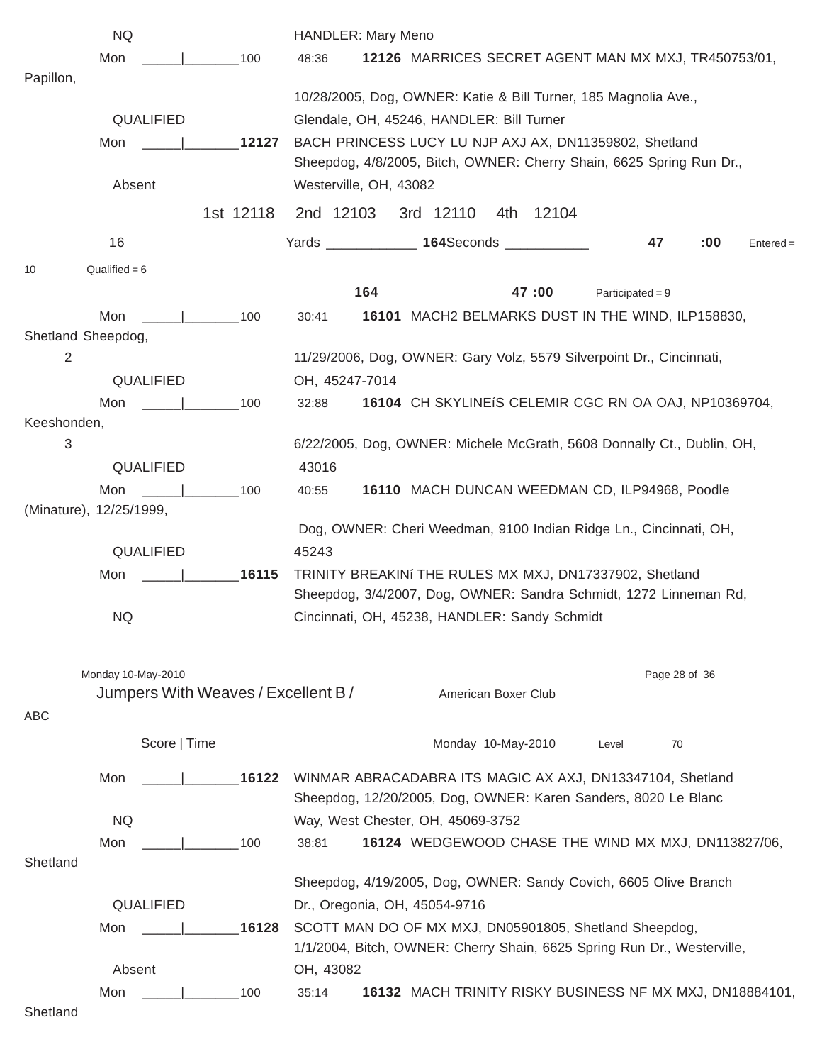NQ HANDLER: Mary Meno

Mon _____|_______100 48:36 **12126** MARRICES SECRET AGENT MAN MX MXJ, TR450753/01, Papillon, 10/28/2005, Dog, OWNER: Katie & Bill Turner, 185 Magnolia Ave., Glendale, OH, 45246, HANDLER: Bill Turner

QUALIFIED

Mon _____|_______**12127** BACH PRINCESS LUCY LU NJP AXJ AX, DN11359802, Shetland Sheepdog, 4/8/2005, Bitch, OWNER: Cherry Shain, 6625 Spring Run Dr., Westerville, OH, 43082

Absent

1st 12118 2nd 12103 3rd 12110 4th 12104

16 Yards ____________ **164** Seconds ___________ **47 :00** Entered = 10 Qualified = 6

**164** **47 :00** Participated = 9

Mon _____|_______100 30:41 **16101** MACH2 BELMARKS DUST IN THE WIND, ILP158830, Shetland Sheepdog, 11/29/2006, Dog, OWNER: Gary Volz, 5579 Silverpoint Dr., Cincinnati, OH, 45247-7014

2

QUALIFIED

Mon _____|_______100 32:88 **16104** CH SKYLINEíS CELEMIR CGC RN OA OAJ, NP10369704, Keeshonden, 6/22/2005, Dog, OWNER: Michele McGrath, 5608 Donnally Ct., Dublin, OH, 43016

3

QUALIFIED

Mon _____|_______100 40:55 **16110** MACH DUNCAN WEEDMAN CD, ILP94968, Poodle (Minature), 12/25/1999, Dog, OWNER: Cheri Weedman, 9100 Indian Ridge Ln., Cincinnati, OH, 45243

QUALIFIED

Mon _____|_______**16115** TRINITY BREAKINí THE RULES MX MXJ, DN17337902, Shetland Sheepdog, 3/4/2007, Dog, OWNER: Sandra Schmidt, 1272 Linneman Rd, Cincinnati, OH, 45238, HANDLER: Sandy Schmidt

NQ

Monday 10-May-2010

Jumpers With Weaves / Excellent B / ABC American Boxer Club

Score | Time Monday 10-May-2010 Level 70

Mon _____|_______**16122** WINMAR ABRACADABRA ITS MAGIC AX AXJ, DN13347104, Shetland Sheepdog, 12/20/2005, Dog, OWNER: Karen Sanders, 8020 Le Blanc Way, West Chester, OH, 45069-3752

NQ

Mon _____|_______100 38:81 **16124** WEDGEWOOD CHASE THE WIND MX MXJ, DN113827/06, Shetland Sheepdog, 4/19/2005, Dog, OWNER: Sandy Covich, 6605 Olive Branch Dr., Oregonia, OH, 45054-9716

QUALIFIED

Mon _____|_______**16128** SCOTT MAN DO OF MX MXJ, DN05901805, Shetland Sheepdog, 1/1/2004, Bitch, OWNER: Cherry Shain, 6625 Spring Run Dr., Westerville, OH, 43082

Absent

Mon _____|_______100 35:14 **16132** MACH TRINITY RISKY BUSINESS NF MX MXJ, DN18884101, Shetland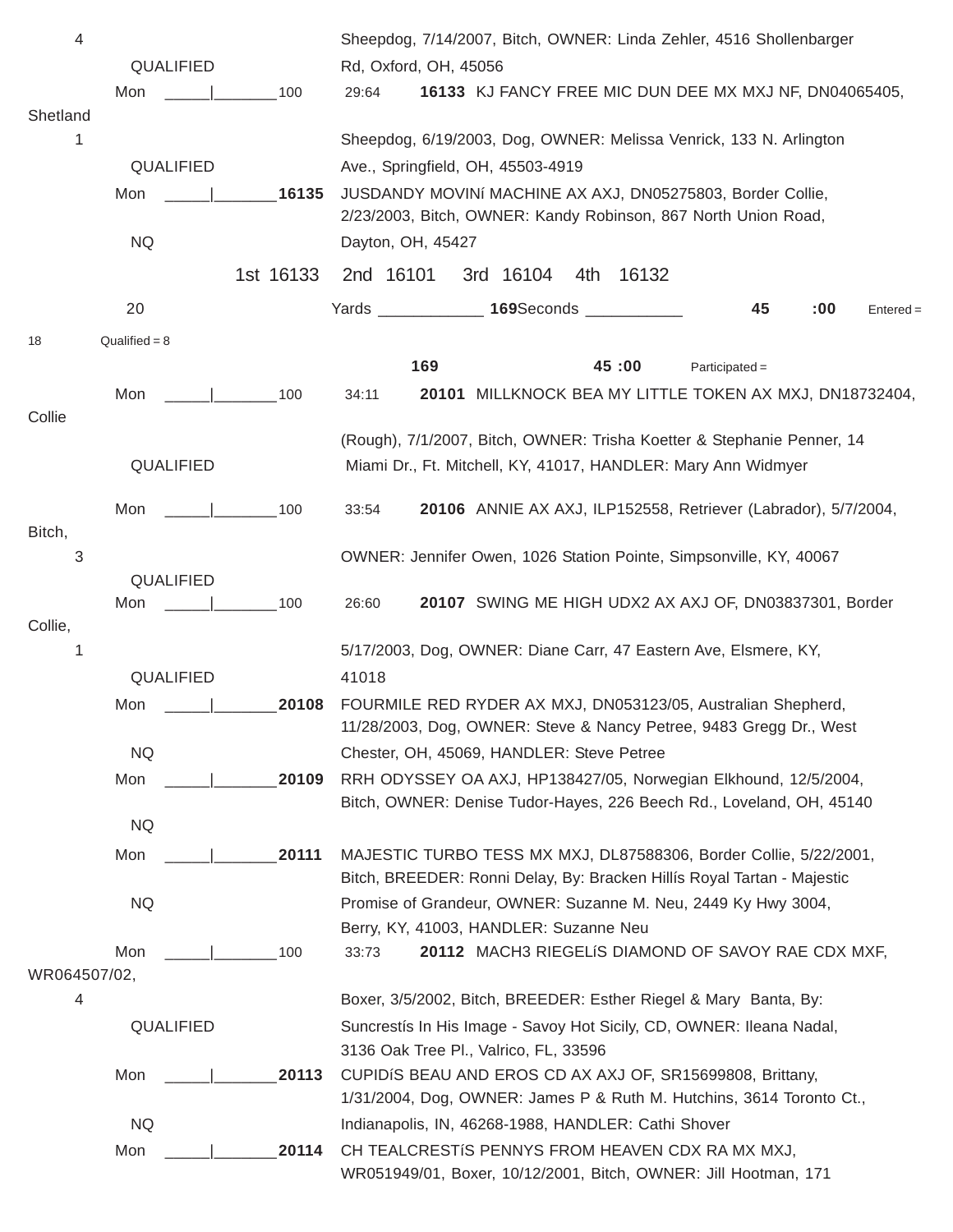4 Sheepdog, 7/14/2007, Bitch, OWNER: Linda Zehler, 4516 Shollenbarger

QUALIFIED Rd, Oxford, OH, 45056

Mon _____|_______100 29:64 **16133** KJ FANCY FREE MIC DUN DEE MX MXJ NF, DN04065405, Shetland

1 Sheepdog, 6/19/2003, Dog, OWNER: Melissa Venrick, 133 N. Arlington

QUALIFIED Ave., Springfield, OH, 45503-4919

Mon _____|_______**16135** JUSDANDY MOVINí MACHINE AX AXJ, DN05275803, Border Collie, 2/23/2003, Bitch, OWNER: Kandy Robinson, 867 North Union Road,

NQ Dayton, OH, 45427

1st 16133 2nd 16101 3rd 16104 4th 16132

20 Yards ____________ **169**Seconds ___________ **45** **:00** Entered = 18 Qualified = 8

**169** **45 :00** Participated =

Mon _____|_______100 34:11 **20101** MILLKNOCK BEA MY LITTLE TOKEN AX MXJ, DN18732404, Collie (Rough), 7/1/2007, Bitch, OWNER: Trisha Koetter & Stephanie Penner, 14

QUALIFIED Miami Dr., Ft. Mitchell, KY, 41017, HANDLER: Mary Ann Widmyer

Mon _____|_______100 33:54 **20106** ANNIE AX AXJ, ILP152558, Retriever (Labrador), 5/7/2004, Bitch,

3 OWNER: Jennifer Owen, 1026 Station Pointe, Simpsonville, KY, 40067

QUALIFIED

Mon _____|_______100 26:60 **20107** SWING ME HIGH UDX2 AX AXJ OF, DN03837301, Border Collie,

1 5/17/2003, Dog, OWNER: Diane Carr, 47 Eastern Ave, Elsmere, KY,

QUALIFIED 41018

Mon _____|_______**20108** FOURMILE RED RYDER AX MXJ, DN053123/05, Australian Shepherd, 11/28/2003, Dog, OWNER: Steve & Nancy Petree, 9483 Gregg Dr., West

NQ Chester, OH, 45069, HANDLER: Steve Petree

Mon _____|_______**20109** RRH ODYSSEY OA AXJ, HP138427/05, Norwegian Elkhound, 12/5/2004, Bitch, OWNER: Denise Tudor-Hayes, 226 Beech Rd., Loveland, OH, 45140

NQ

Mon _____|_______**20111** MAJESTIC TURBO TESS MX MXJ, DL87588306, Border Collie, 5/22/2001, Bitch, BREEDER: Ronni Delay, By: Bracken Hillís Royal Tartan - Majestic

NQ Promise of Grandeur, OWNER: Suzanne M. Neu, 2449 Ky Hwy 3004, Berry, KY, 41003, HANDLER: Suzanne Neu

Mon _____|_______100 33:73 **20112** MACH3 RIEGELíS DIAMOND OF SAVOY RAE CDX MXF, WR064507/02,

4 Boxer, 3/5/2002, Bitch, BREEDER: Esther Riegel & Mary Banta, By:

QUALIFIED Suncrestís In His Image - Savoy Hot Sicily, CD, OWNER: Ileana Nadal, 3136 Oak Tree Pl., Valrico, FL, 33596

Mon _____|_______**20113** CUPIDíS BEAU AND EROS CD AX AXJ OF, SR15699808, Brittany, 1/31/2004, Dog, OWNER: James P & Ruth M. Hutchins, 3614 Toronto Ct.,

NQ Indianapolis, IN, 46268-1988, HANDLER: Cathi Shover

Mon _____|_______**20114** CH TEALCRESTíS PENNYS FROM HEAVEN CDX RA MX MXJ, WR051949/01, Boxer, 10/12/2001, Bitch, OWNER: Jill Hootman, 171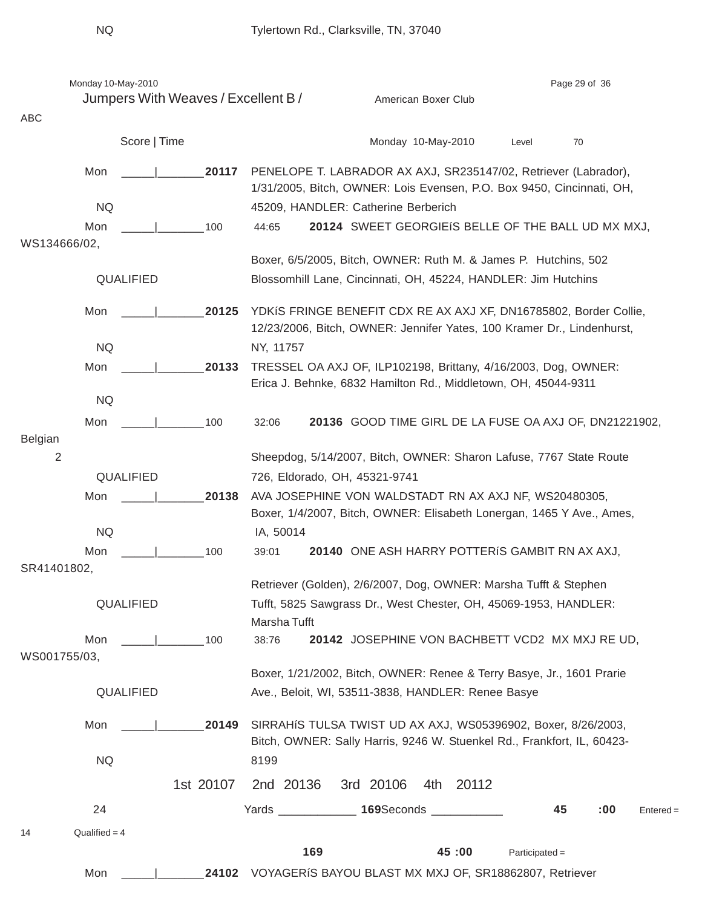NQ Tylertown Rd., Clarksville, TN, 37040

Monday 10-May-2010

## Jumpers With Weaves / Excellent B / American Boxer Club

ABC

Score | Time Monday 10-May-2010 Level 70

Mon _____|_______**20117** PENELOPE T. LABRADOR AX AXJ, SR235147/02, Retriever (Labrador), 1/31/2005, Bitch, OWNER: Lois Evensen, P.O. Box 9450, Cincinnati, OH,

NQ 45209, HANDLER: Catherine Berberich

Mon _____|_______100 44:65 **20124** SWEET GEORGIEíS BELLE OF THE BALL UD MX MXJ, WS134666/02,

Boxer, 6/5/2005, Bitch, OWNER: Ruth M. & James P. Hutchins, 502

QUALIFIED Blossomhill Lane, Cincinnati, OH, 45224, HANDLER: Jim Hutchins

Mon _____|_______**20125** YDKíS FRINGE BENEFIT CDX RE AX AXJ XF, DN16785802, Border Collie, 12/23/2006, Bitch, OWNER: Jennifer Yates, 100 Kramer Dr., Lindenhurst,

NQ NY, 11757

Mon _____|_______**20133** TRESSEL OA AXJ OF, ILP102198, Brittany, 4/16/2003, Dog, OWNER: Erica J. Behnke, 6832 Hamilton Rd., Middletown, OH, 45044-9311

NQ

Mon _____|_______100 32:06 **20136** GOOD TIME GIRL DE LA FUSE OA AXJ OF, DN21221902, Belgian

2 Sheepdog, 5/14/2007, Bitch, OWNER: Sharon Lafuse, 7767 State Route

QUALIFIED 726, Eldorado, OH, 45321-9741

Mon _____|_______**20138** AVA JOSEPHINE VON WALDSTADT RN AX AXJ NF, WS20480305, Boxer, 1/4/2007, Bitch, OWNER: Elisabeth Lonergan, 1465 Y Ave., Ames,

NQ IA, 50014

Mon _____|_______100 39:01 **20140** ONE ASH HARRY POTTERíS GAMBIT RN AX AXJ, SR41401802,

Retriever (Golden), 2/6/2007, Dog, OWNER: Marsha Tufft & Stephen

QUALIFIED Tufft, 5825 Sawgrass Dr., West Chester, OH, 45069-1953, HANDLER: Marsha Tufft

Mon _____|_______100 38:76 **20142** JOSEPHINE VON BACHBETT VCD2 MX MXJ RE UD, WS001755/03,

Boxer, 1/21/2002, Bitch, OWNER: Renee & Terry Basye, Jr., 1601 Prarie

QUALIFIED Ave., Beloit, WI, 53511-3838, HANDLER: Renee Basye

Mon _____|_______**20149** SIRRAHíS TULSA TWIST UD AX AXJ, WS05396902, Boxer, 8/26/2003, Bitch, OWNER: Sally Harris, 9246 W. Stuenkel Rd., Frankfort, IL, 60423-

NQ 8199

1st 20107 2nd 20136 3rd 20106 4th 20112

24 Yards ____________ **169**Seconds ___________ **45** **:00** Entered = 14 Qualified = 4

**169** **45 :00** Participated =

Mon _____|_______**24102** VOYAGERíS BAYOU BLAST MX MXJ OF, SR18862807, Retriever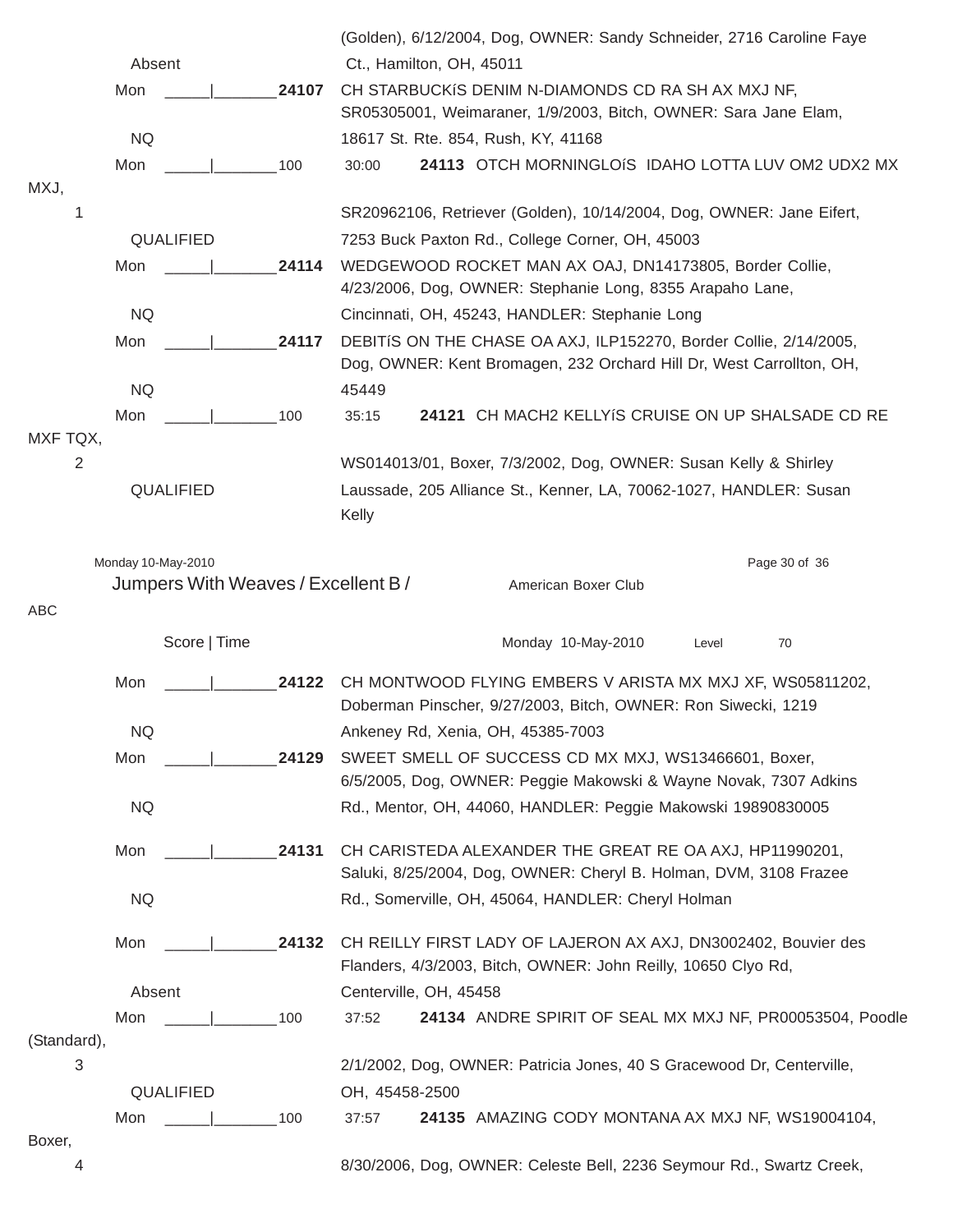Absent (Golden), 6/12/2004, Dog, OWNER: Sandy Schneider, 2716 Caroline Faye Ct., Hamilton, OH, 45011

Mon _____|_______ **24107** CH STARBUCKíS DENIM N-DIAMONDS CD RA SH AX MXJ NF, SR05305001, Weimaraner, 1/9/2003, Bitch, OWNER: Sara Jane Elam, 18617 St. Rte. 854, Rush, KY, 41168

NQ

Mon _____|_______100 30:00 **24113** OTCH MORNINGLOíS IDAHO LOTTA LUV OM2 UDX2 MX MXJ, SR20962106, Retriever (Golden), 10/14/2004, Dog, OWNER: Jane Eifert, 7253 Buck Paxton Rd., College Corner, OH, 45003

1

QUALIFIED

Mon _____|_______ **24114** WEDGEWOOD ROCKET MAN AX OAJ, DN14173805, Border Collie, 4/23/2006, Dog, OWNER: Stephanie Long, 8355 Arapaho Lane, Cincinnati, OH, 45243, HANDLER: Stephanie Long

NQ

Mon _____|_______ **24117** DEBITíS ON THE CHASE OA AXJ, ILP152270, Border Collie, 2/14/2005, Dog, OWNER: Kent Bromagen, 232 Orchard Hill Dr, West Carrollton, OH, 45449

NQ

Mon _____|_______100 35:15 **24121** CH MACH2 KELLYíS CRUISE ON UP SHALSADE CD RE MXF TQX, WS014013/01, Boxer, 7/3/2002, Dog, OWNER: Susan Kelly & Shirley Laussade, 205 Alliance St., Kenner, LA, 70062-1027, HANDLER: Susan Kelly

2

QUALIFIED

Jumpers With Weaves / Excellent B / ABC — American Boxer Club

Score | Time — Monday 10-May-2010 — Level 70

Mon _____|_______ **24122** CH MONTWOOD FLYING EMBERS V ARISTA MX MXJ XF, WS05811202, Doberman Pinscher, 9/27/2003, Bitch, OWNER: Ron Siwecki, 1219 Ankeney Rd, Xenia, OH, 45385-7003

NQ

Mon _____|_______ **24129** SWEET SMELL OF SUCCESS CD MX MXJ, WS13466601, Boxer, 6/5/2005, Dog, OWNER: Peggie Makowski & Wayne Novak, 7307 Adkins Rd., Mentor, OH, 44060, HANDLER: Peggie Makowski 19890830005

NQ

Mon _____|_______ **24131** CH CARISTEDA ALEXANDER THE GREAT RE OA AXJ, HP11990201, Saluki, 8/25/2004, Dog, OWNER: Cheryl B. Holman, DVM, 3108 Frazee Rd., Somerville, OH, 45064, HANDLER: Cheryl Holman

NQ

Mon _____|_______ **24132** CH REILLY FIRST LADY OF LAJERON AX AXJ, DN3002402, Bouvier des Flanders, 4/3/2003, Bitch, OWNER: John Reilly, 10650 Clyo Rd, Centerville, OH, 45458

Absent

Mon _____|_______100 37:52 **24134** ANDRE SPIRIT OF SEAL MX MXJ NF, PR00053504, Poodle (Standard), 2/1/2002, Dog, OWNER: Patricia Jones, 40 S Gracewood Dr, Centerville, OH, 45458-2500

3

QUALIFIED

Mon _____|_______100 37:57 **24135** AMAZING CODY MONTANA AX MXJ NF, WS19004104, Boxer, 8/30/2006, Dog, OWNER: Celeste Bell, 2236 Seymour Rd., Swartz Creek,

4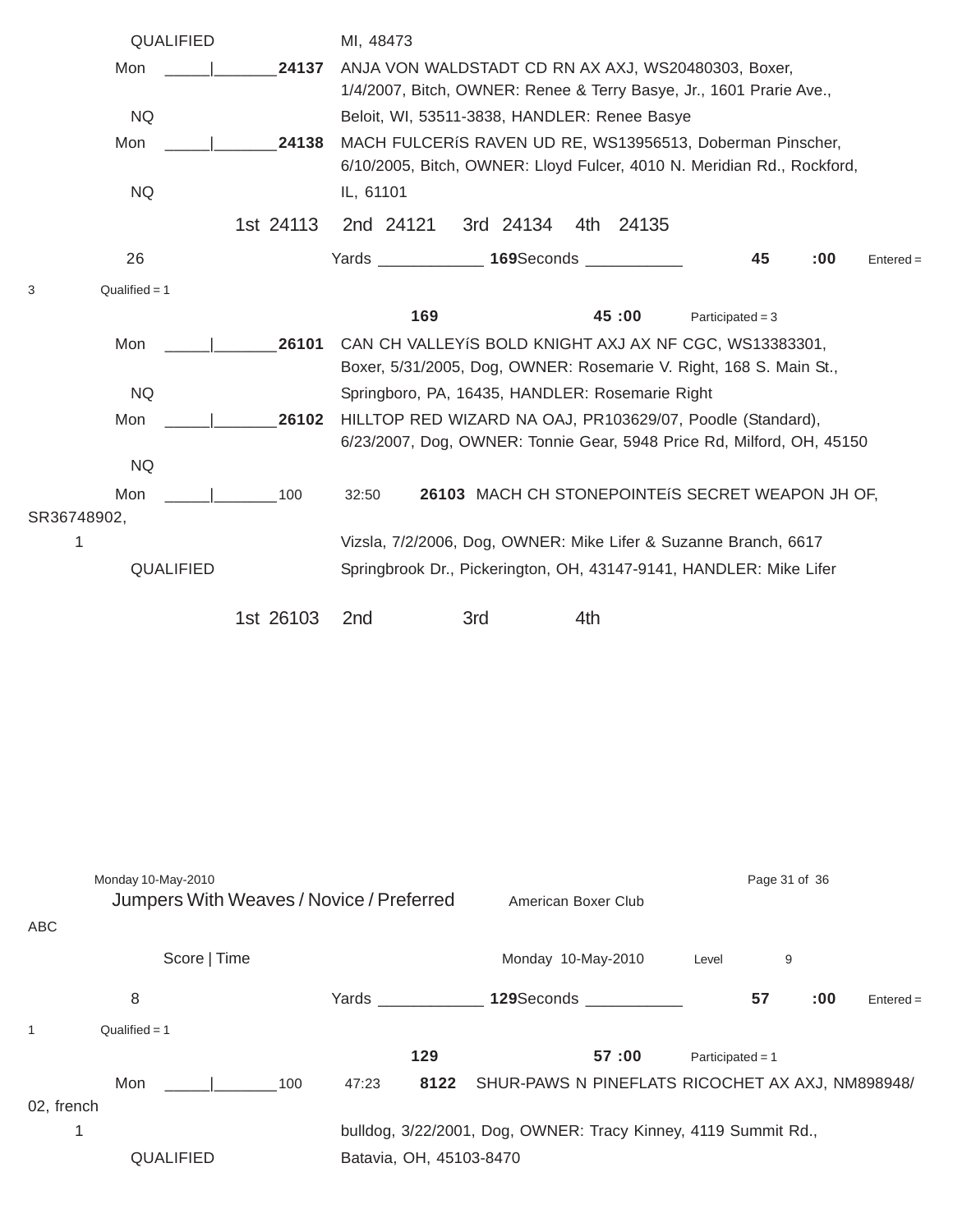QUALIFIED MI, 48473

Mon _____|_______**24137** ANJA VON WALDSTADT CD RN AX AXJ, WS20480303, Boxer, 1/4/2007, Bitch, OWNER: Renee & Terry Basye, Jr., 1601 Prarie Ave., Beloit, WI, 53511-3838, HANDLER: Renee Basye

NQ

Mon _____|_______**24138** MACH FULCERíS RAVEN UD RE, WS13956513, Doberman Pinscher, 6/10/2005, Bitch, OWNER: Lloyd Fulcer, 4010 N. Meridian Rd., Rockford, IL, 61101

NQ

1st 24113 2nd 24121 3rd 24134 4th 24135

26 Yards ____________ **169** Seconds ___________ **45** **:00** Entered = 3 Qualified = 1

**169** **45 :00** Participated = 3

Mon _____|_______**26101** CAN CH VALLEYíS BOLD KNIGHT AXJ AX NF CGC, WS13383301, Boxer, 5/31/2005, Dog, OWNER: Rosemarie V. Right, 168 S. Main St., Springboro, PA, 16435, HANDLER: Rosemarie Right

NQ

Mon _____|_______**26102** HILLTOP RED WIZARD NA OAJ, PR103629/07, Poodle (Standard), 6/23/2007, Dog, OWNER: Tonnie Gear, 5948 Price Rd, Milford, OH, 45150

NQ

Mon _____|_______100 32:50 **26103** MACH CH STONEPOINTEíS SECRET WEAPON JH OF, SR36748902, Vizsla, 7/2/2006, Dog, OWNER: Mike Lifer & Suzanne Branch, 6617 Springbrook Dr., Pickerington, OH, 43147-9141, HANDLER: Mike Lifer

1

QUALIFIED

1st 26103 2nd 3rd 4th

Monday 10-May-2010

## Jumpers With Weaves / Novice / Preferred

American Boxer Club

ABC

Score | Time Monday 10-May-2010 Level 9

8 Yards ____________ **129** Seconds ___________ **57** **:00** Entered = 1 Qualified = 1

**129** **57 :00** Participated = 1

Mon _____|_______100 47:23 **8122** SHUR-PAWS N PINEFLATS RICOCHET AX AXJ, NM898948/02, french bulldog, 3/22/2001, Dog, OWNER: Tracy Kinney, 4119 Summit Rd., Batavia, OH, 45103-8470

1

QUALIFIED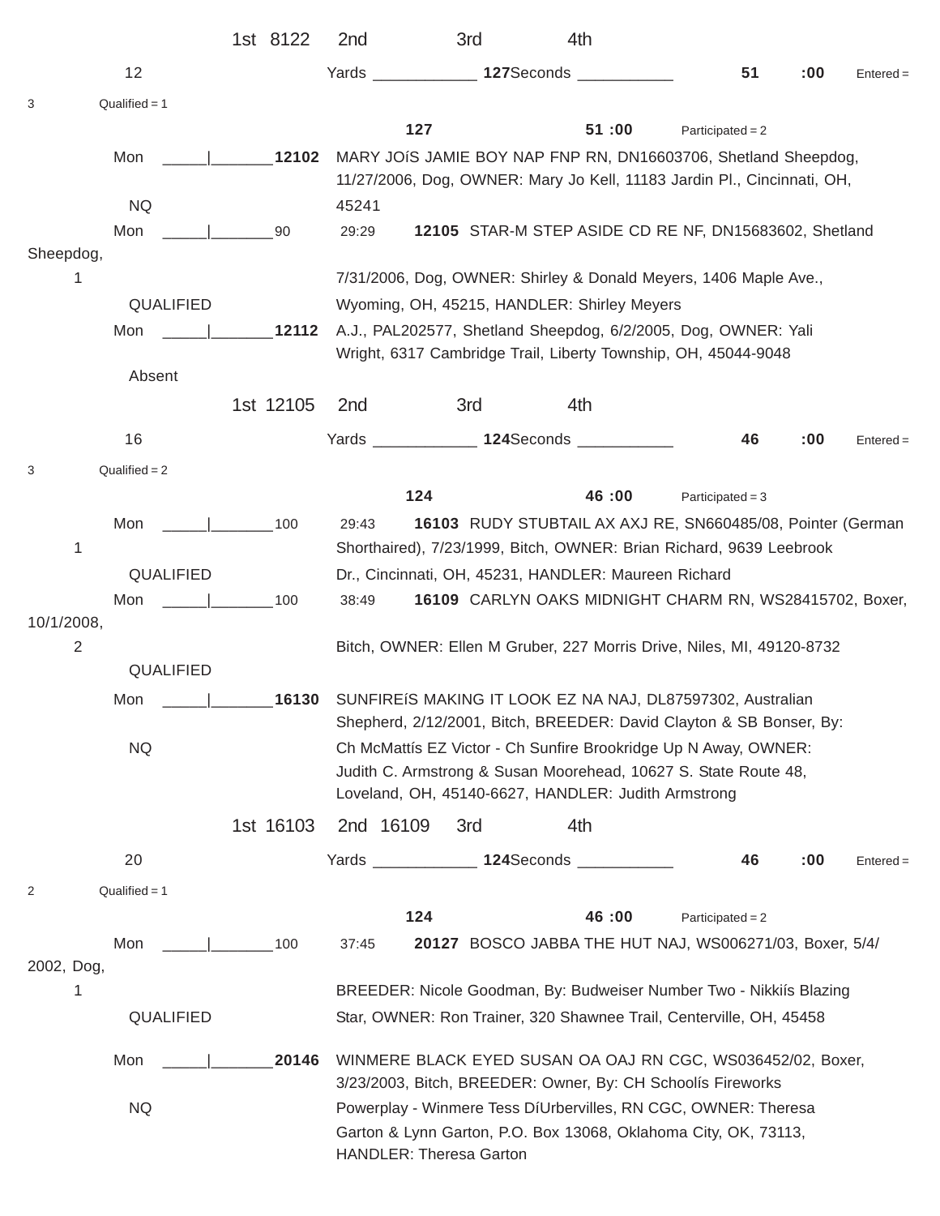1st 8122 2nd 3rd 4th

12 Yards ____________ 127Seconds ___________ 51 :00 Entered = 3 Qualified = 1

127 51 :00 Participated = 2

Mon _____|_______12102 MARY JOíS JAMIE BOY NAP FNP RN, DN16603706, Shetland Sheepdog, 11/27/2006, Dog, OWNER: Mary Jo Kell, 11183 Jardin Pl., Cincinnati, OH, 45241

NQ

Mon _____|_______90 29:29 12105 STAR-M STEP ASIDE CD RE NF, DN15683602, Shetland Sheepdog, 7/31/2006, Dog, OWNER: Shirley & Donald Meyers, 1406 Maple Ave., Wyoming, OH, 45215, HANDLER: Shirley Meyers

1

QUALIFIED

Mon _____|_______12112 A.J., PAL202577, Shetland Sheepdog, 6/2/2005, Dog, OWNER: Yali Wright, 6317 Cambridge Trail, Liberty Township, OH, 45044-9048

Absent

1st 12105 2nd 3rd 4th

16 Yards ____________ 124Seconds ___________ 46 :00 Entered = 3 Qualified = 2

124 46 :00 Participated = 3

Mon _____|_______100 29:43 16103 RUDY STUBTAIL AX AXJ RE, SN660485/08, Pointer (German Shorthaired), 7/23/1999, Bitch, OWNER: Brian Richard, 9639 Leebrook Dr., Cincinnati, OH, 45231, HANDLER: Maureen Richard

1

QUALIFIED

Mon _____|_______100 38:49 16109 CARLYN OAKS MIDNIGHT CHARM RN, WS28415702, Boxer, 10/1/2008, Bitch, OWNER: Ellen M Gruber, 227 Morris Drive, Niles, MI, 49120-8732

2

QUALIFIED

Mon _____|_______16130 SUNFIREíS MAKING IT LOOK EZ NA NAJ, DL87597302, Australian Shepherd, 2/12/2001, Bitch, BREEDER: David Clayton & SB Bonser, By: Ch McMattís EZ Victor - Ch Sunfire Brookridge Up N Away, OWNER: Judith C. Armstrong & Susan Moorehead, 10627 S. State Route 48, Loveland, OH, 45140-6627, HANDLER: Judith Armstrong

NQ

1st 16103 2nd 16109 3rd 4th

20 Yards ____________ 124Seconds ___________ 46 :00 Entered = 2 Qualified = 1

124 46 :00 Participated = 2

Mon _____|_______100 37:45 20127 BOSCO JABBA THE HUT NAJ, WS006271/03, Boxer, 5/4/2002, Dog, BREEDER: Nicole Goodman, By: Budweiser Number Two - Nikkiís Blazing Star, OWNER: Ron Trainer, 320 Shawnee Trail, Centerville, OH, 45458

1

QUALIFIED

Mon _____|_______20146 WINMERE BLACK EYED SUSAN OA OAJ RN CGC, WS036452/02, Boxer, 3/23/2003, Bitch, BREEDER: Owner, By: CH Schoolís Fireworks Powerplay - Winmere Tess DíUrbervilles, RN CGC, OWNER: Theresa Garton & Lynn Garton, P.O. Box 13068, Oklahoma City, OK, 73113, HANDLER: Theresa Garton

NQ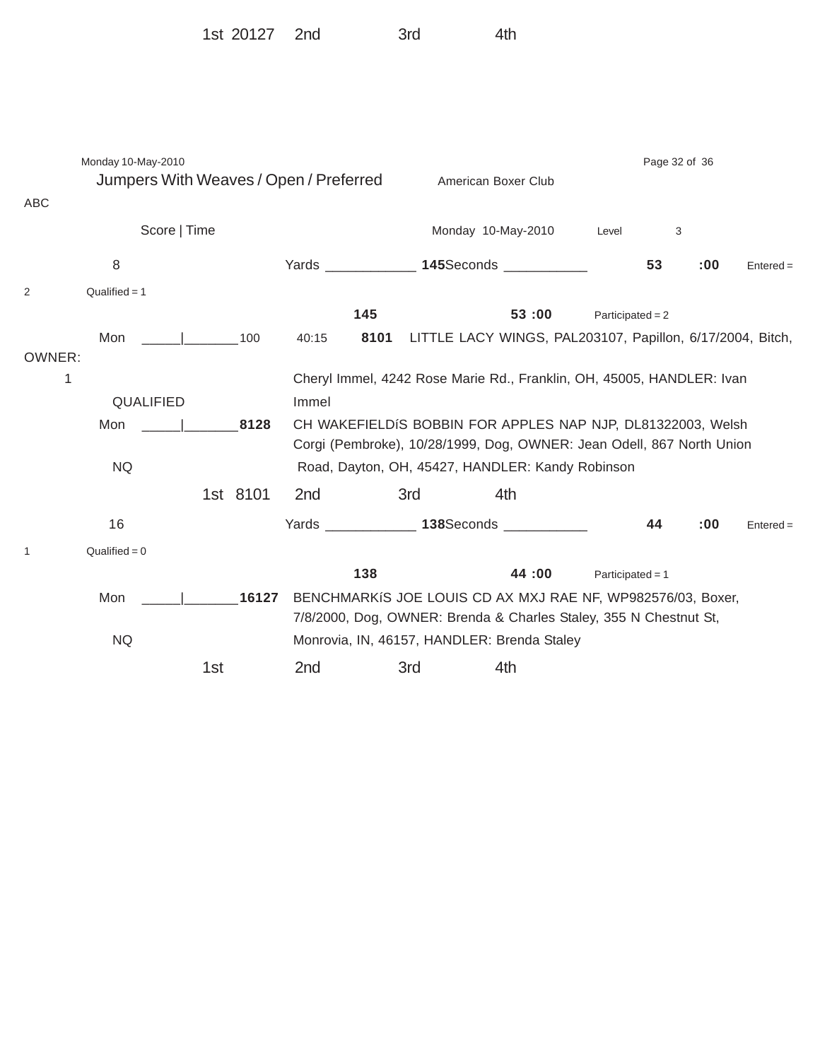1st 20127 2nd 3rd 4th

Monday 10-May-2010

## Jumpers With Weaves / Open / Preferred

American Boxer Club

ABC

Score | Time

Monday 10-May-2010 Level 3

8 Yards ____________ **145** Seconds ___________ **53** **:00** Entered = 2 Qualified = 1

**145** **53 :00** Participated = 2

Mon _____|_______100 40:15 **8101** LITTLE LACY WINGS, PAL203107, Papillon, 6/17/2004, Bitch, OWNER: Cheryl Immel, 4242 Rose Marie Rd., Franklin, OH, 45005, HANDLER: Ivan Immel

1

QUALIFIED

Mon _____|_______**8128** CH WAKEFIELDíS BOBBIN FOR APPLES NAP NJP, DL81322003, Welsh Corgi (Pembroke), 10/28/1999, Dog, OWNER: Jean Odell, 867 North Union Road, Dayton, OH, 45427, HANDLER: Kandy Robinson

NQ

1st 8101 2nd 3rd 4th

16 Yards ____________ **138** Seconds ___________ **44** **:00** Entered = 1 Qualified = 0

**138** **44 :00** Participated = 1

Mon _____|_______**16127** BENCHMARKíS JOE LOUIS CD AX MXJ RAE NF, WP982576/03, Boxer, 7/8/2000, Dog, OWNER: Brenda & Charles Staley, 355 N Chestnut St, Monrovia, IN, 46157, HANDLER: Brenda Staley

NQ

1st 2nd 3rd 4th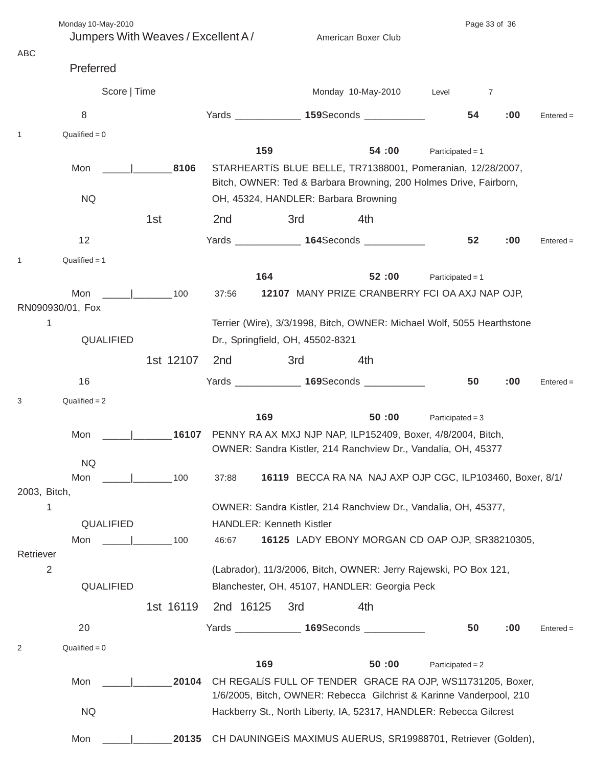## Jumpers With Weaves / Excellent A / Preferred

American Boxer Club ABC

Score | Time — Monday 10-May-2010 — Level 7

**8** — Yards ____________ **159** Seconds ___________ **54** **:00** — Entered = 1 — Qualified = 0

**159** **54 :00** Participated = 1

Mon _____|_______ **8106** STARHEARTíS BLUE BELLE, TR71388001, Pomeranian, 12/28/2007, Bitch, OWNER: Ted & Barbara Browning, 200 Holmes Drive, Fairborn, OH, 45324, HANDLER: Barbara Browning

NQ

1st 2nd 3rd 4th

**12** — Yards ____________ **164** Seconds ___________ **52** **:00** — Entered = 1 — Qualified = 1

**164** **52 :00** Participated = 1

Mon _____|_______100 37:56 **12107** MANY PRIZE CRANBERRY FCI OA AXJ NAP OJP, RN090930/01, Fox Terrier (Wire), 3/3/1998, Bitch, OWNER: Michael Wolf, 5055 Hearthstone Dr., Springfield, OH, 45502-8321

1 QUALIFIED

1st 12107 2nd 3rd 4th

**16** — Yards ____________ **169** Seconds ___________ **50** **:00** — Entered = 3 — Qualified = 2

**169** **50 :00** Participated = 3

Mon _____|_______ **16107** PENNY RA AX MXJ NJP NAP, ILP152409, Boxer, 4/8/2004, Bitch, OWNER: Sandra Kistler, 214 Ranchview Dr., Vandalia, OH, 45377

NQ

Mon _____|_______100 37:88 **16119** BECCA RA NA NAJ AXP OJP CGC, ILP103460, Boxer, 8/1/2003, Bitch, OWNER: Sandra Kistler, 214 Ranchview Dr., Vandalia, OH, 45377, HANDLER: Kenneth Kistler

1 QUALIFIED

Mon _____|_______100 46:67 **16125** LADY EBONY MORGAN CD OAP OJP, SR38210305, Retriever (Labrador), 11/3/2006, Bitch, OWNER: Jerry Rajewski, PO Box 121, Blanchester, OH, 45107, HANDLER: Georgia Peck

2 QUALIFIED

1st 16119 2nd 16125 3rd 4th

**20** — Yards ____________ **169** Seconds ___________ **50** **:00** — Entered = 2 — Qualified = 0

**169** **50 :00** Participated = 2

Mon _____|_______ **20104** CH REGALíS FULL OF TENDER GRACE RA OJP, WS11731205, Boxer, 1/6/2005, Bitch, OWNER: Rebecca Gilchrist & Karinne Vanderpool, 210 Hackberry St., North Liberty, IA, 52317, HANDLER: Rebecca Gilcrest

NQ

Mon _____|_______ **20135** CH DAUNINGEíS MAXIMUS AUERUS, SR19988701, Retriever (Golden),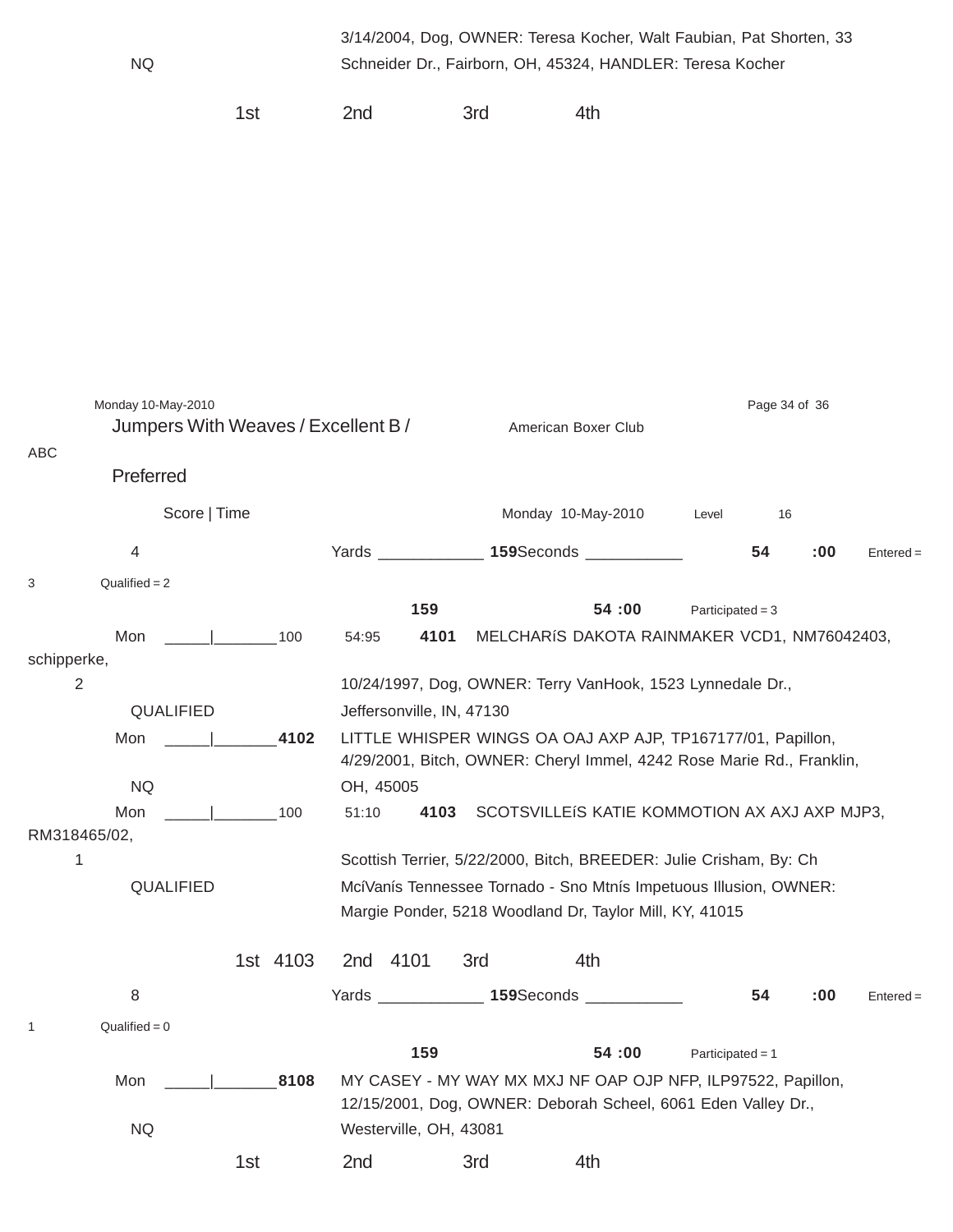NQ — 3/14/2004, Dog, OWNER: Teresa Kocher, Walt Faubian, Pat Shorten, 33 Schneider Dr., Fairborn, OH, 45324, HANDLER: Teresa Kocher

1st 2nd 3rd 4th

Monday 10-May-2010

## Jumpers With Weaves / Excellent B / Preferred

American Boxer Club

ABC

Score | Time — Monday 10-May-2010 — Level 16

**4** — Yards ____________ **159** Seconds ___________ **54 :00** — Entered = 3, Qualified = 2, Participated = 3

**159** — **54 :00**

Mon _____|_______100 54:95 **4101** MELCHARíS DAKOTA RAINMAKER VCD1, NM76042403, schipperke, 10/24/1997, Dog, OWNER: Terry VanHook, 1523 Lynnedale Dr., Jeffersonville, IN, 47130
2 — QUALIFIED

Mon _____|_______**4102** LITTLE WHISPER WINGS OA OAJ AXP AJP, TP167177/01, Papillon, 4/29/2001, Bitch, OWNER: Cheryl Immel, 4242 Rose Marie Rd., Franklin, OH, 45005
NQ

Mon _____|_______100 51:10 **4103** SCOTSVILLEíS KATIE KOMMOTION AX AXJ AXP MJP3, RM318465/02, Scottish Terrier, 5/22/2000, Bitch, BREEDER: Julie Crisham, By: Ch McíVanís Tennessee Tornado - Sno Mtnís Impetuous Illusion, OWNER: Margie Ponder, 5218 Woodland Dr, Taylor Mill, KY, 41015
1 — QUALIFIED

1st 4103 2nd 4101 3rd 4th

**8** — Yards ____________ **159** Seconds ___________ **54 :00** — Entered = 1, Qualified = 0, Participated = 1

**159** — **54 :00**

Mon _____|_______**8108** MY CASEY - MY WAY MX MXJ NF OAP OJP NFP, ILP97522, Papillon, 12/15/2001, Dog, OWNER: Deborah Scheel, 6061 Eden Valley Dr., Westerville, OH, 43081
NQ

1st 2nd 3rd 4th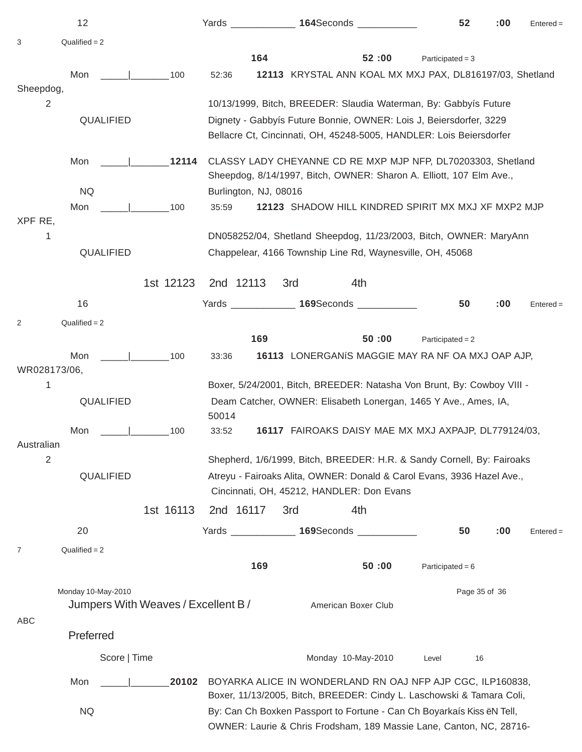12 Yards ____________ 164 Seconds ___________ 52 :00 Entered = 3 Qualified = 2

164 52 :00 Participated = 3

Mon _____|_______100 52:36 **12113** KRYSTAL ANN KOAL MX MXJ PAX, DL816197/03, Shetland Sheepdog,
2 10/13/1999, Bitch, BREEDER: Slaudia Waterman, By: Gabbyís Future
QUALIFIED Dignety - Gabbyís Future Bonnie, OWNER: Lois J, Beiersdorfer, 3229 Bellacre Ct, Cincinnati, OH, 45248-5005, HANDLER: Lois Beiersdorfer

Mon _____|_______**12114** CLASSY LADY CHEYANNE CD RE MXP MJP NFP, DL70203303, Shetland Sheepdog, 8/14/1997, Bitch, OWNER: Sharon A. Elliott, 107 Elm Ave.,
NQ Burlington, NJ, 08016

Mon _____|_______100 35:59 **12123** SHADOW HILL KINDRED SPIRIT MX MXJ XF MXP2 MJP XPF RE,
1 DN058252/04, Shetland Sheepdog, 11/23/2003, Bitch, OWNER: MaryAnn
QUALIFIED Chappelear, 4166 Township Line Rd, Waynesville, OH, 45068

1st 12123 2nd 12113 3rd 4th

16 Yards ____________ 169 Seconds ___________ 50 :00 Entered = 2 Qualified = 2

169 50 :00 Participated = 2

Mon _____|_______100 33:36 **16113** LONERGANíS MAGGIE MAY RA NF OA MXJ OAP AJP, WR028173/06,
1 Boxer, 5/24/2001, Bitch, BREEDER: Natasha Von Brunt, By: Cowboy VIII -
QUALIFIED Deam Catcher, OWNER: Elisabeth Lonergan, 1465 Y Ave., Ames, IA, 50014

Mon _____|_______100 33:52 **16117** FAIROAKS DAISY MAE MX MXJ AXPAJP, DL779124/03, Australian
2 Shepherd, 1/6/1999, Bitch, BREEDER: H.R. & Sandy Cornell, By: Fairoaks
QUALIFIED Atreyu - Fairoaks Alita, OWNER: Donald & Carol Evans, 3936 Hazel Ave., Cincinnati, OH, 45212, HANDLER: Don Evans

1st 16113 2nd 16117 3rd 4th

20 Yards ____________ 169 Seconds ___________ 50 :00 Entered = 7 Qualified = 2

169 50 :00 Participated = 6

Jumpers With Weaves / Excellent B / Preferred — American Boxer Club ABC

Score | Time Monday 10-May-2010 Level 16

Mon _____|_______**20102** BOYARKA ALICE IN WONDERLAND RN OAJ NFP AJP CGC, ILP160838, Boxer, 11/13/2005, Bitch, BREEDER: Cindy L. Laschowski & Tamara Coli,
NQ By: Can Ch Boxken Passport to Fortune - Can Ch Boyarkaís Kiss ëN Tell, OWNER: Laurie & Chris Frodsham, 189 Massie Lane, Canton, NC, 28716-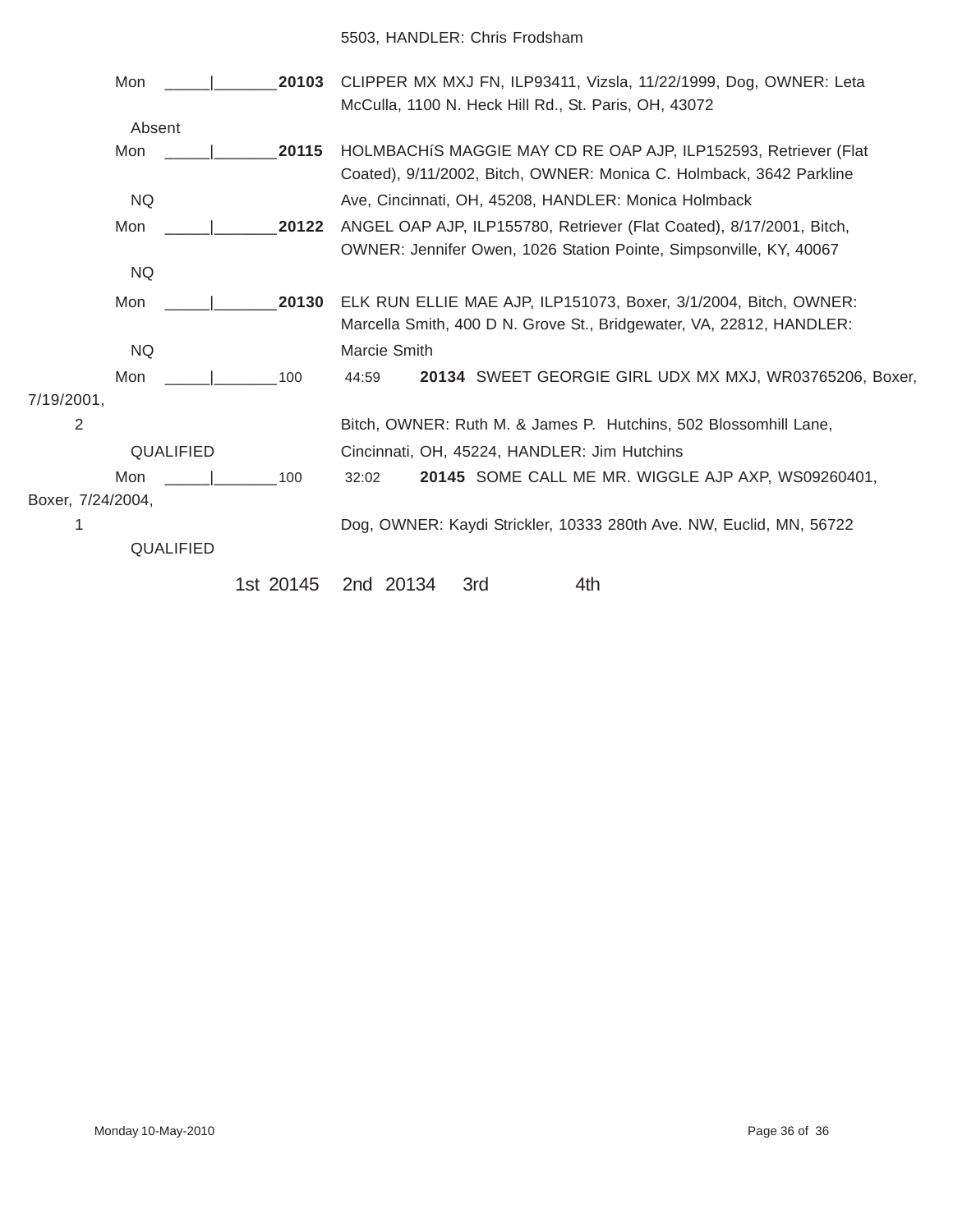5503, HANDLER: Chris Frodsham

Mon _____|_______**20103** CLIPPER MX MXJ FN, ILP93411, Vizsla, 11/22/1999, Dog, OWNER: Leta McCulla, 1100 N. Heck Hill Rd., St. Paris, OH, 43072

Absent

Mon _____|_______**20115** HOLMBACHíS MAGGIE MAY CD RE OAP AJP, ILP152593, Retriever (Flat Coated), 9/11/2002, Bitch, OWNER: Monica C. Holmback, 3642 Parkline Ave, Cincinnati, OH, 45208, HANDLER: Monica Holmback

NQ

Mon _____|_______**20122** ANGEL OAP AJP, ILP155780, Retriever (Flat Coated), 8/17/2001, Bitch, OWNER: Jennifer Owen, 1026 Station Pointe, Simpsonville, KY, 40067

NQ

Mon _____|_______**20130** ELK RUN ELLIE MAE AJP, ILP151073, Boxer, 3/1/2004, Bitch, OWNER: Marcella Smith, 400 D N. Grove St., Bridgewater, VA, 22812, HANDLER: Marcie Smith

NQ

Mon _____|_______100 44:59 **20134** SWEET GEORGIE GIRL UDX MX MXJ, WR03765206, Boxer, 7/19/2001, Bitch, OWNER: Ruth M. & James P. Hutchins, 502 Blossomhill Lane, Cincinnati, OH, 45224, HANDLER: Jim Hutchins

2

QUALIFIED

Mon _____|_______100 32:02 **20145** SOME CALL ME MR. WIGGLE AJP AXP, WS09260401, Boxer, 7/24/2004, Dog, OWNER: Kaydi Strickler, 10333 280th Ave. NW, Euclid, MN, 56722

1

QUALIFIED

1st 20145 2nd 20134 3rd 4th

Monday 10-May-2010